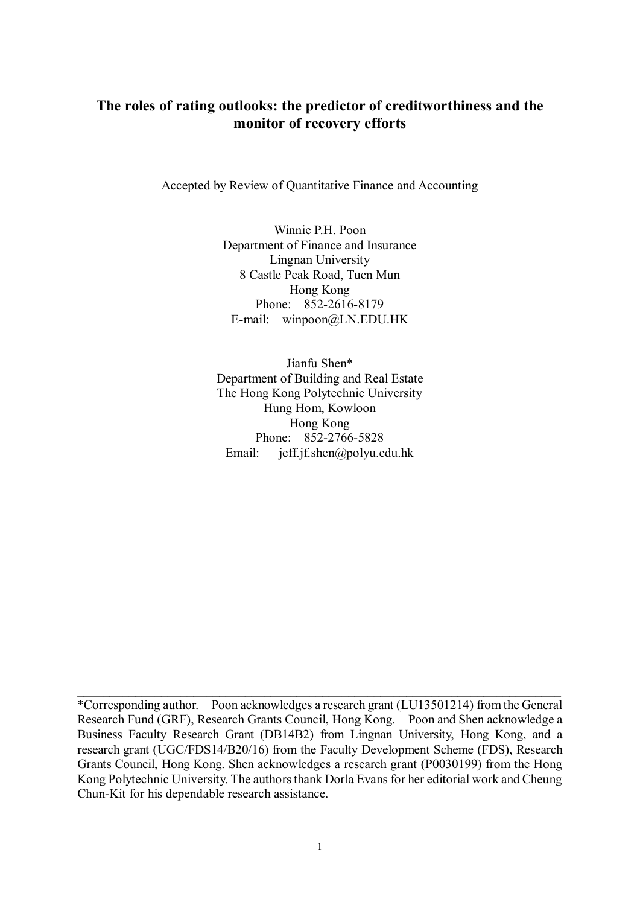# The roles of rating outlooks: the predictor of creditworthiness and the monitor of recovery efforts

Accepted by Review of Quantitative Finance and Accounting

Winnie P.H. Poon
Department of Finance and Insurance
Lingnan University
8 Castle Peak Road, Tuen Mun
Hong Kong
Phone: 852-2616-8179
E-mail: winpoon@LN.EDU.HK

Jianfu Shen*
Department of Building and Real Estate
The Hong Kong Polytechnic University
Hung Hom, Kowloon
Hong Kong
Phone: 852-2766-5828
Email: jeff.jf.shen@polyu.edu.hk

---

*Corresponding author. Poon acknowledges a research grant (LU13501214) from the General Research Fund (GRF), Research Grants Council, Hong Kong. Poon and Shen acknowledge a Business Faculty Research Grant (DB14B2) from Lingnan University, Hong Kong, and a research grant (UGC/FDS14/B20/16) from the Faculty Development Scheme (FDS), Research Grants Council, Hong Kong. Shen acknowledges a research grant (P0030199) from the Hong Kong Polytechnic University. The authors thank Dorla Evans for her editorial work and Cheung Chun-Kit for his dependable research assistance.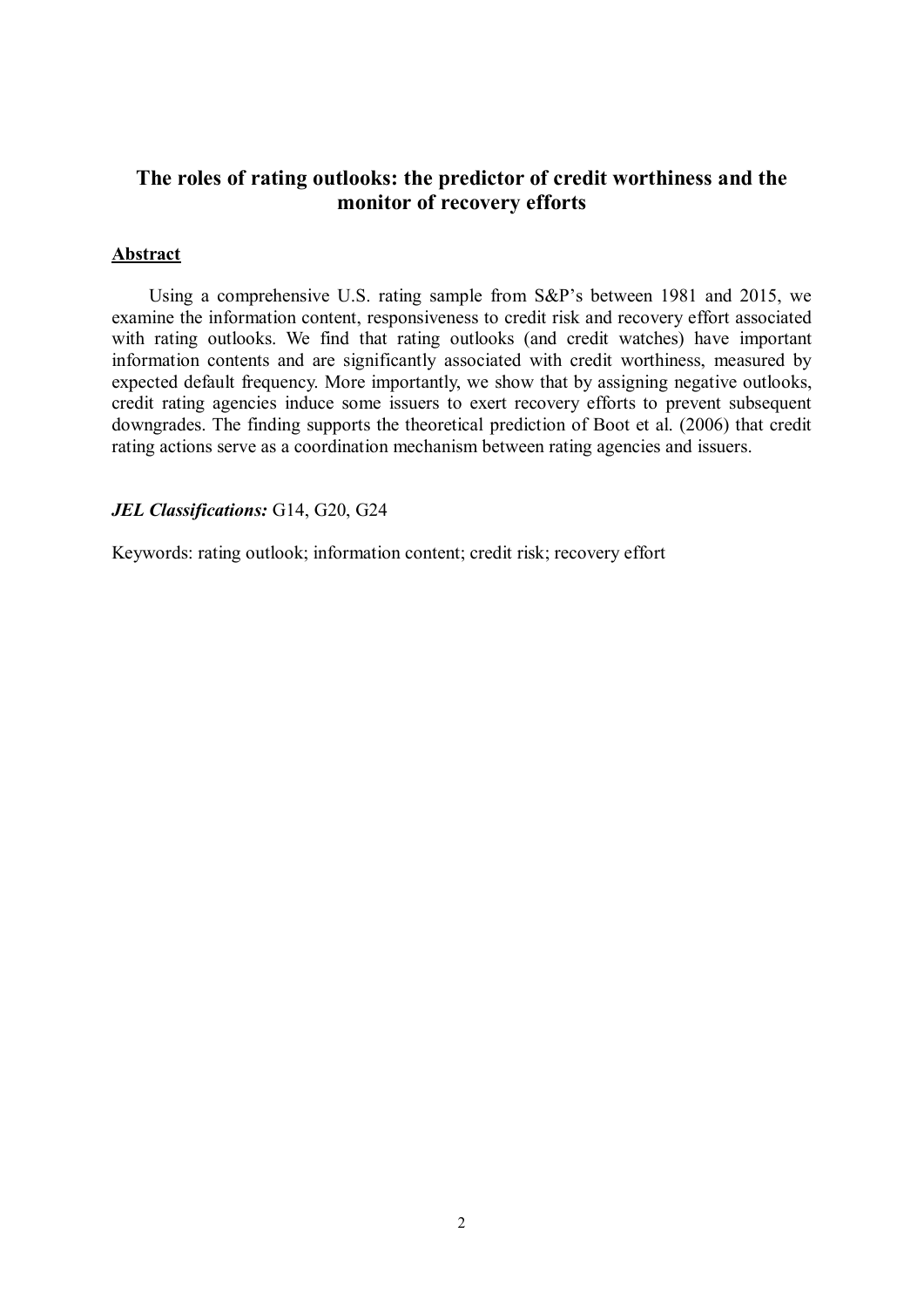# The roles of rating outlooks: the predictor of credit worthiness and the monitor of recovery efforts

## Abstract

Using a comprehensive U.S. rating sample from S&P's between 1981 and 2015, we examine the information content, responsiveness to credit risk and recovery effort associated with rating outlooks. We find that rating outlooks (and credit watches) have important information contents and are significantly associated with credit worthiness, measured by expected default frequency. More importantly, we show that by assigning negative outlooks, credit rating agencies induce some issuers to exert recovery efforts to prevent subsequent downgrades. The finding supports the theoretical prediction of Boot et al. (2006) that credit rating actions serve as a coordination mechanism between rating agencies and issuers.

***JEL Classifications:*** G14, G20, G24

Keywords: rating outlook; information content; credit risk; recovery effort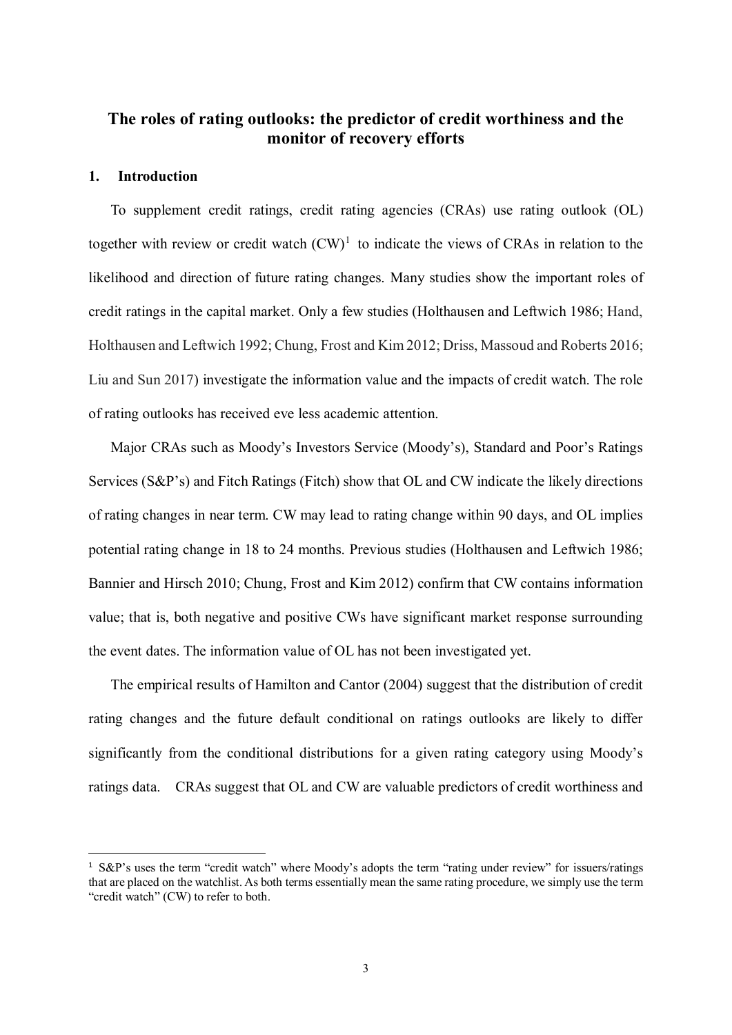# The roles of rating outlooks: the predictor of credit worthiness and the monitor of recovery efforts

## 1. Introduction

To supplement credit ratings, credit rating agencies (CRAs) use rating outlook (OL) together with review or credit watch (CW)[1] to indicate the views of CRAs in relation to the likelihood and direction of future rating changes. Many studies show the important roles of credit ratings in the capital market. Only a few studies (Holthausen and Leftwich 1986; Hand, Holthausen and Leftwich 1992; Chung, Frost and Kim 2012; Driss, Massoud and Roberts 2016; Liu and Sun 2017) investigate the information value and the impacts of credit watch. The role of rating outlooks has received eve less academic attention.

Major CRAs such as Moody's Investors Service (Moody's), Standard and Poor's Ratings Services (S&P's) and Fitch Ratings (Fitch) show that OL and CW indicate the likely directions of rating changes in near term. CW may lead to rating change within 90 days, and OL implies potential rating change in 18 to 24 months. Previous studies (Holthausen and Leftwich 1986; Bannier and Hirsch 2010; Chung, Frost and Kim 2012) confirm that CW contains information value; that is, both negative and positive CWs have significant market response surrounding the event dates. The information value of OL has not been investigated yet.

The empirical results of Hamilton and Cantor (2004) suggest that the distribution of credit rating changes and the future default conditional on ratings outlooks are likely to differ significantly from the conditional distributions for a given rating category using Moody's ratings data. CRAs suggest that OL and CW are valuable predictors of credit worthiness and

[1] S&P's uses the term "credit watch" where Moody's adopts the term "rating under review" for issuers/ratings that are placed on the watchlist. As both terms essentially mean the same rating procedure, we simply use the term "credit watch" (CW) to refer to both.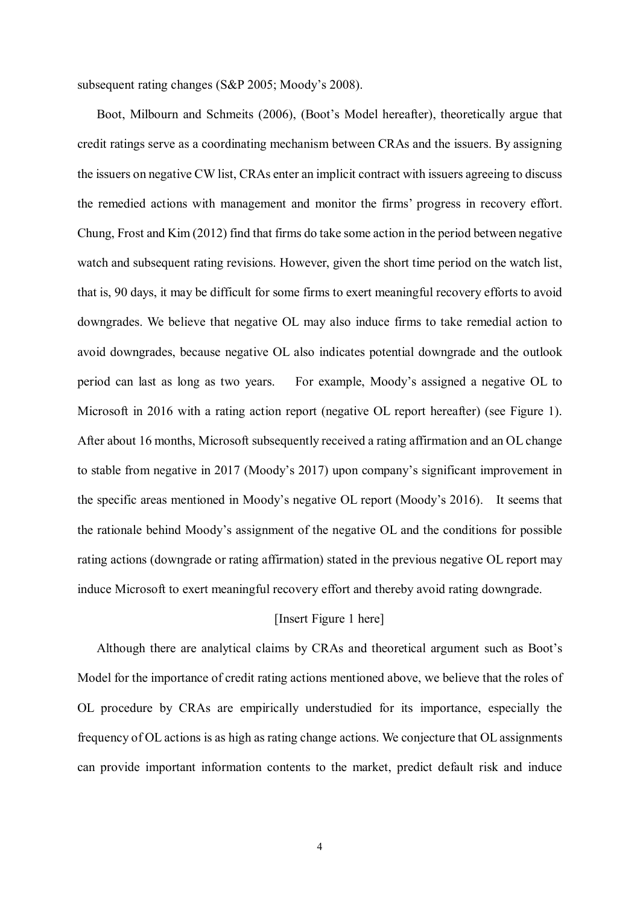subsequent rating changes (S&P 2005; Moody's 2008).

Boot, Milbourn and Schmeits (2006), (Boot's Model hereafter), theoretically argue that credit ratings serve as a coordinating mechanism between CRAs and the issuers. By assigning the issuers on negative CW list, CRAs enter an implicit contract with issuers agreeing to discuss the remedied actions with management and monitor the firms' progress in recovery effort. Chung, Frost and Kim (2012) find that firms do take some action in the period between negative watch and subsequent rating revisions. However, given the short time period on the watch list, that is, 90 days, it may be difficult for some firms to exert meaningful recovery efforts to avoid downgrades. We believe that negative OL may also induce firms to take remedial action to avoid downgrades, because negative OL also indicates potential downgrade and the outlook period can last as long as two years. For example, Moody's assigned a negative OL to Microsoft in 2016 with a rating action report (negative OL report hereafter) (see Figure 1). After about 16 months, Microsoft subsequently received a rating affirmation and an OL change to stable from negative in 2017 (Moody's 2017) upon company's significant improvement in the specific areas mentioned in Moody's negative OL report (Moody's 2016). It seems that the rationale behind Moody's assignment of the negative OL and the conditions for possible rating actions (downgrade or rating affirmation) stated in the previous negative OL report may induce Microsoft to exert meaningful recovery effort and thereby avoid rating downgrade.

[Insert Figure 1 here]

Although there are analytical claims by CRAs and theoretical argument such as Boot's Model for the importance of credit rating actions mentioned above, we believe that the roles of OL procedure by CRAs are empirically understudied for its importance, especially the frequency of OL actions is as high as rating change actions. We conjecture that OL assignments can provide important information contents to the market, predict default risk and induce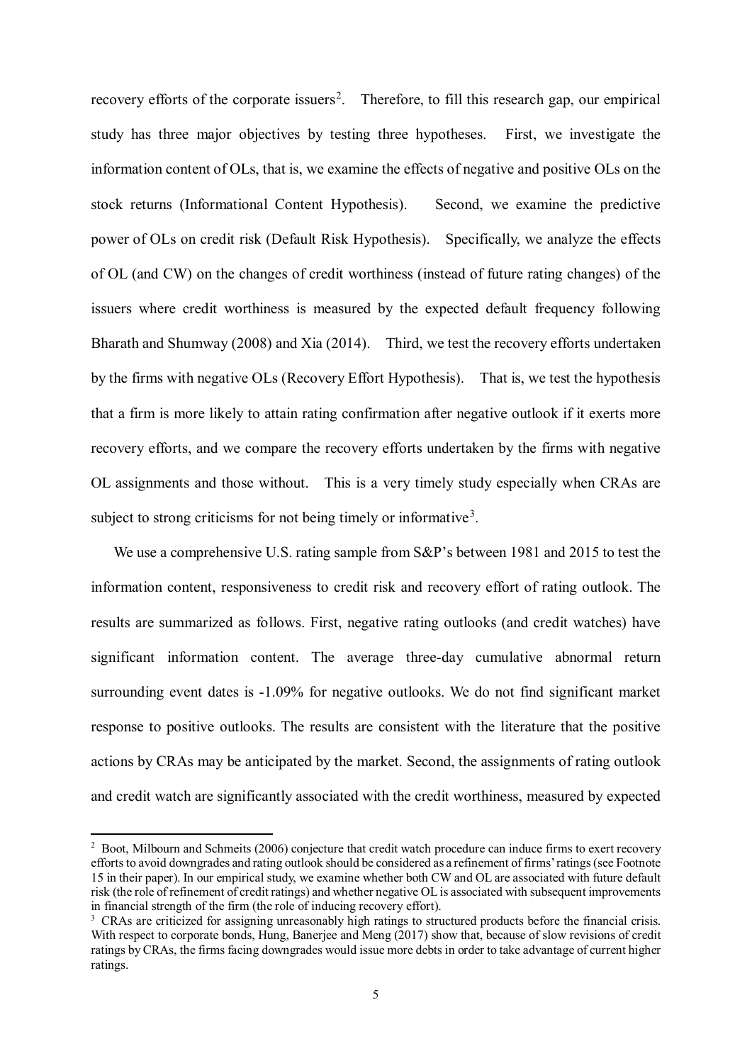recovery efforts of the corporate issuers[2]. Therefore, to fill this research gap, our empirical study has three major objectives by testing three hypotheses. First, we investigate the information content of OLs, that is, we examine the effects of negative and positive OLs on the stock returns (Informational Content Hypothesis). Second, we examine the predictive power of OLs on credit risk (Default Risk Hypothesis). Specifically, we analyze the effects of OL (and CW) on the changes of credit worthiness (instead of future rating changes) of the issuers where credit worthiness is measured by the expected default frequency following Bharath and Shumway (2008) and Xia (2014). Third, we test the recovery efforts undertaken by the firms with negative OLs (Recovery Effort Hypothesis). That is, we test the hypothesis that a firm is more likely to attain rating confirmation after negative outlook if it exerts more recovery efforts, and we compare the recovery efforts undertaken by the firms with negative OL assignments and those without. This is a very timely study especially when CRAs are subject to strong criticisms for not being timely or informative[3].

We use a comprehensive U.S. rating sample from S&P's between 1981 and 2015 to test the information content, responsiveness to credit risk and recovery effort of rating outlook. The results are summarized as follows. First, negative rating outlooks (and credit watches) have significant information content. The average three-day cumulative abnormal return surrounding event dates is -1.09% for negative outlooks. We do not find significant market response to positive outlooks. The results are consistent with the literature that the positive actions by CRAs may be anticipated by the market. Second, the assignments of rating outlook and credit watch are significantly associated with the credit worthiness, measured by expected

---

[2] Boot, Milbourn and Schmeits (2006) conjecture that credit watch procedure can induce firms to exert recovery efforts to avoid downgrades and rating outlook should be considered as a refinement of firms' ratings (see Footnote 15 in their paper). In our empirical study, we examine whether both CW and OL are associated with future default risk (the role of refinement of credit ratings) and whether negative OL is associated with subsequent improvements in financial strength of the firm (the role of inducing recovery effort).

[3] CRAs are criticized for assigning unreasonably high ratings to structured products before the financial crisis. With respect to corporate bonds, Hung, Banerjee and Meng (2017) show that, because of slow revisions of credit ratings by CRAs, the firms facing downgrades would issue more debts in order to take advantage of current higher ratings.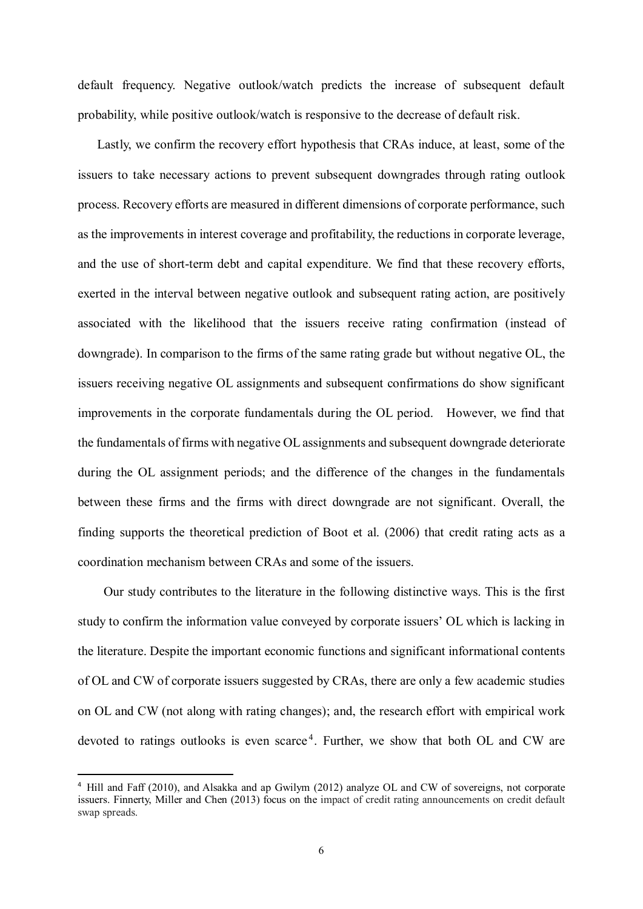default frequency. Negative outlook/watch predicts the increase of subsequent default probability, while positive outlook/watch is responsive to the decrease of default risk.

Lastly, we confirm the recovery effort hypothesis that CRAs induce, at least, some of the issuers to take necessary actions to prevent subsequent downgrades through rating outlook process. Recovery efforts are measured in different dimensions of corporate performance, such as the improvements in interest coverage and profitability, the reductions in corporate leverage, and the use of short-term debt and capital expenditure. We find that these recovery efforts, exerted in the interval between negative outlook and subsequent rating action, are positively associated with the likelihood that the issuers receive rating confirmation (instead of downgrade). In comparison to the firms of the same rating grade but without negative OL, the issuers receiving negative OL assignments and subsequent confirmations do show significant improvements in the corporate fundamentals during the OL period. However, we find that the fundamentals of firms with negative OL assignments and subsequent downgrade deteriorate during the OL assignment periods; and the difference of the changes in the fundamentals between these firms and the firms with direct downgrade are not significant. Overall, the finding supports the theoretical prediction of Boot et al. (2006) that credit rating acts as a coordination mechanism between CRAs and some of the issuers.

Our study contributes to the literature in the following distinctive ways. This is the first study to confirm the information value conveyed by corporate issuers' OL which is lacking in the literature. Despite the important economic functions and significant informational contents of OL and CW of corporate issuers suggested by CRAs, there are only a few academic studies on OL and CW (not along with rating changes); and, the research effort with empirical work devoted to ratings outlooks is even scarce[4]. Further, we show that both OL and CW are

[4] Hill and Faff (2010), and Alsakka and ap Gwilym (2012) analyze OL and CW of sovereigns, not corporate issuers. Finnerty, Miller and Chen (2013) focus on the impact of credit rating announcements on credit default swap spreads.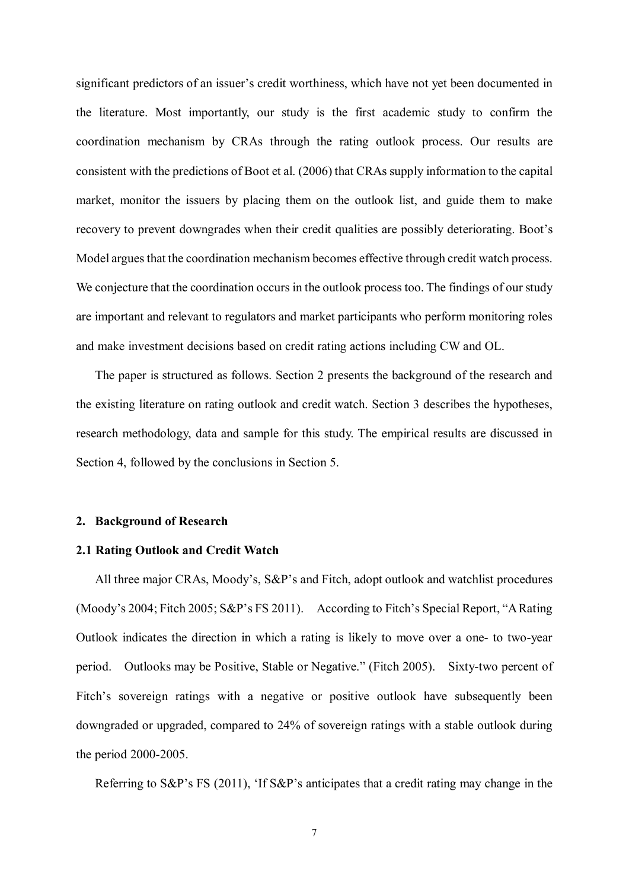significant predictors of an issuer's credit worthiness, which have not yet been documented in the literature. Most importantly, our study is the first academic study to confirm the coordination mechanism by CRAs through the rating outlook process. Our results are consistent with the predictions of Boot et al. (2006) that CRAs supply information to the capital market, monitor the issuers by placing them on the outlook list, and guide them to make recovery to prevent downgrades when their credit qualities are possibly deteriorating. Boot's Model argues that the coordination mechanism becomes effective through credit watch process. We conjecture that the coordination occurs in the outlook process too. The findings of our study are important and relevant to regulators and market participants who perform monitoring roles and make investment decisions based on credit rating actions including CW and OL.

The paper is structured as follows. Section 2 presents the background of the research and the existing literature on rating outlook and credit watch. Section 3 describes the hypotheses, research methodology, data and sample for this study. The empirical results are discussed in Section 4, followed by the conclusions in Section 5.

## 2. Background of Research

### 2.1 Rating Outlook and Credit Watch

All three major CRAs, Moody's, S&P's and Fitch, adopt outlook and watchlist procedures (Moody's 2004; Fitch 2005; S&P's FS 2011). According to Fitch's Special Report, "A Rating Outlook indicates the direction in which a rating is likely to move over a one- to two-year period. Outlooks may be Positive, Stable or Negative." (Fitch 2005). Sixty-two percent of Fitch's sovereign ratings with a negative or positive outlook have subsequently been downgraded or upgraded, compared to 24% of sovereign ratings with a stable outlook during the period 2000-2005.

Referring to S&P's FS (2011), 'If S&P's anticipates that a credit rating may change in the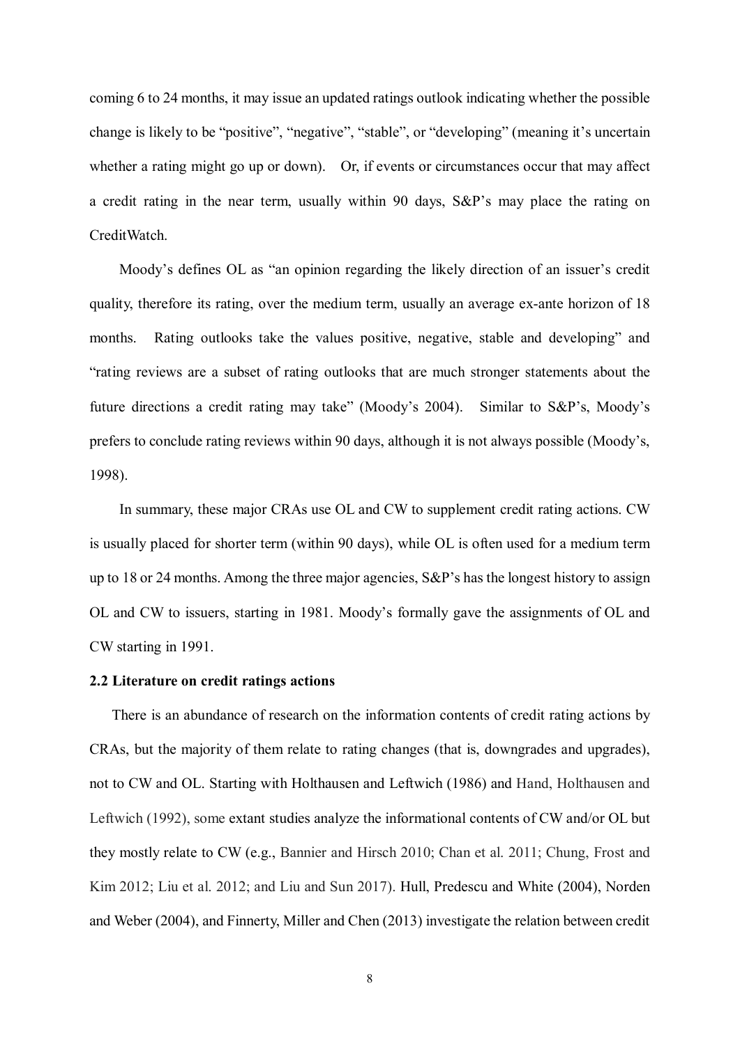coming 6 to 24 months, it may issue an updated ratings outlook indicating whether the possible change is likely to be "positive", "negative", "stable", or "developing" (meaning it's uncertain whether a rating might go up or down). Or, if events or circumstances occur that may affect a credit rating in the near term, usually within 90 days, S&P's may place the rating on CreditWatch.

Moody's defines OL as "an opinion regarding the likely direction of an issuer's credit quality, therefore its rating, over the medium term, usually an average ex-ante horizon of 18 months. Rating outlooks take the values positive, negative, stable and developing" and "rating reviews are a subset of rating outlooks that are much stronger statements about the future directions a credit rating may take" (Moody's 2004). Similar to S&P's, Moody's prefers to conclude rating reviews within 90 days, although it is not always possible (Moody's, 1998).

In summary, these major CRAs use OL and CW to supplement credit rating actions. CW is usually placed for shorter term (within 90 days), while OL is often used for a medium term up to 18 or 24 months. Among the three major agencies, S&P's has the longest history to assign OL and CW to issuers, starting in 1981. Moody's formally gave the assignments of OL and CW starting in 1991.

### 2.2 Literature on credit ratings actions

There is an abundance of research on the information contents of credit rating actions by CRAs, but the majority of them relate to rating changes (that is, downgrades and upgrades), not to CW and OL. Starting with Holthausen and Leftwich (1986) and Hand, Holthausen and Leftwich (1992), some extant studies analyze the informational contents of CW and/or OL but they mostly relate to CW (e.g., Bannier and Hirsch 2010; Chan et al. 2011; Chung, Frost and Kim 2012; Liu et al. 2012; and Liu and Sun 2017). Hull, Predescu and White (2004), Norden and Weber (2004), and Finnerty, Miller and Chen (2013) investigate the relation between credit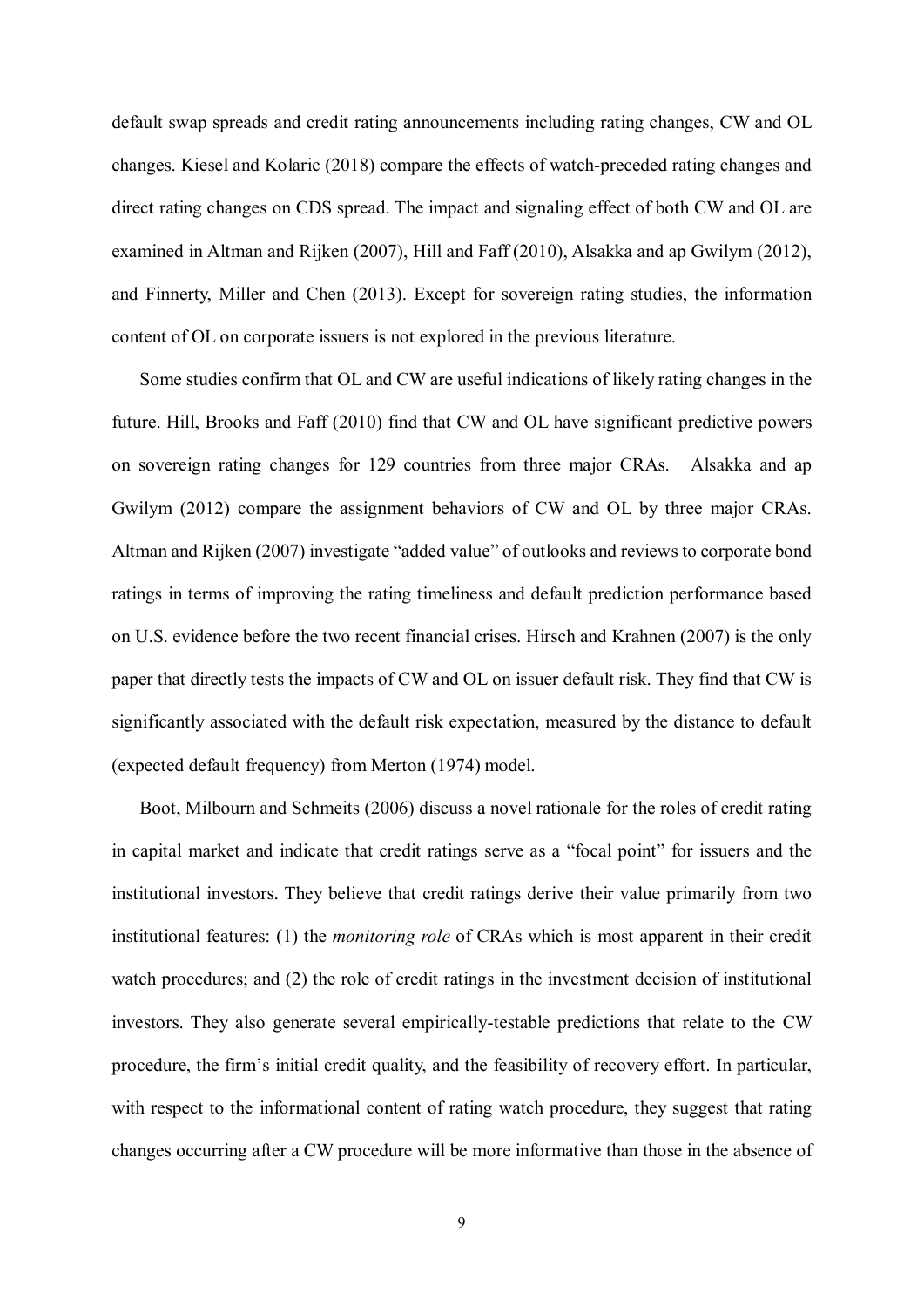default swap spreads and credit rating announcements including rating changes, CW and OL changes. Kiesel and Kolaric (2018) compare the effects of watch-preceded rating changes and direct rating changes on CDS spread. The impact and signaling effect of both CW and OL are examined in Altman and Rijken (2007), Hill and Faff (2010), Alsakka and ap Gwilym (2012), and Finnerty, Miller and Chen (2013). Except for sovereign rating studies, the information content of OL on corporate issuers is not explored in the previous literature.

Some studies confirm that OL and CW are useful indications of likely rating changes in the future. Hill, Brooks and Faff (2010) find that CW and OL have significant predictive powers on sovereign rating changes for 129 countries from three major CRAs. Alsakka and ap Gwilym (2012) compare the assignment behaviors of CW and OL by three major CRAs. Altman and Rijken (2007) investigate "added value" of outlooks and reviews to corporate bond ratings in terms of improving the rating timeliness and default prediction performance based on U.S. evidence before the two recent financial crises. Hirsch and Krahnen (2007) is the only paper that directly tests the impacts of CW and OL on issuer default risk. They find that CW is significantly associated with the default risk expectation, measured by the distance to default (expected default frequency) from Merton (1974) model.

Boot, Milbourn and Schmeits (2006) discuss a novel rationale for the roles of credit rating in capital market and indicate that credit ratings serve as a "focal point" for issuers and the institutional investors. They believe that credit ratings derive their value primarily from two institutional features: (1) the *monitoring role* of CRAs which is most apparent in their credit watch procedures; and (2) the role of credit ratings in the investment decision of institutional investors. They also generate several empirically-testable predictions that relate to the CW procedure, the firm's initial credit quality, and the feasibility of recovery effort. In particular, with respect to the informational content of rating watch procedure, they suggest that rating changes occurring after a CW procedure will be more informative than those in the absence of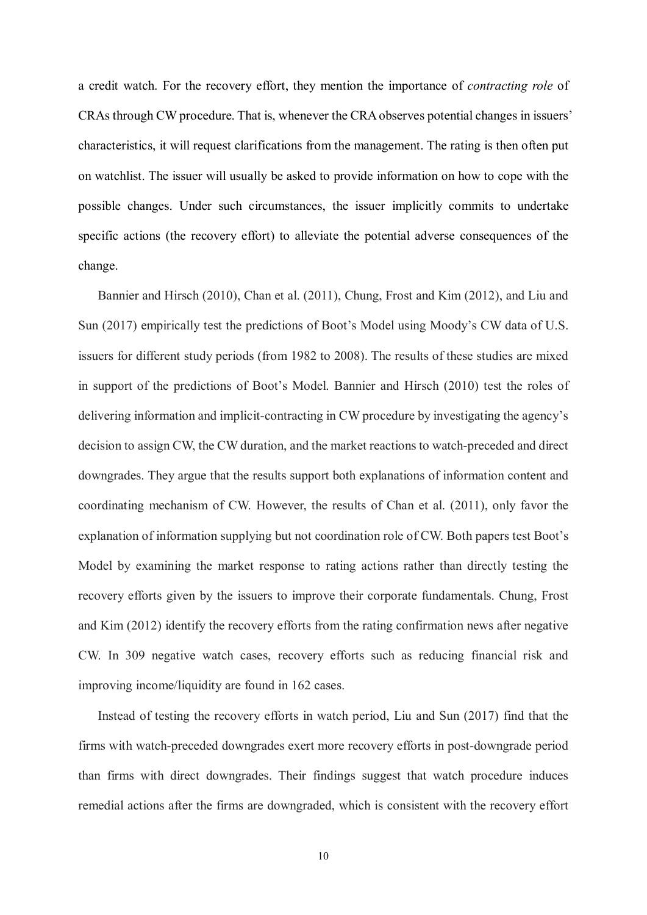a credit watch. For the recovery effort, they mention the importance of *contracting role* of CRAs through CW procedure. That is, whenever the CRA observes potential changes in issuers' characteristics, it will request clarifications from the management. The rating is then often put on watchlist. The issuer will usually be asked to provide information on how to cope with the possible changes. Under such circumstances, the issuer implicitly commits to undertake specific actions (the recovery effort) to alleviate the potential adverse consequences of the change.

Bannier and Hirsch (2010), Chan et al. (2011), Chung, Frost and Kim (2012), and Liu and Sun (2017) empirically test the predictions of Boot's Model using Moody's CW data of U.S. issuers for different study periods (from 1982 to 2008). The results of these studies are mixed in support of the predictions of Boot's Model. Bannier and Hirsch (2010) test the roles of delivering information and implicit-contracting in CW procedure by investigating the agency's decision to assign CW, the CW duration, and the market reactions to watch-preceded and direct downgrades. They argue that the results support both explanations of information content and coordinating mechanism of CW. However, the results of Chan et al. (2011), only favor the explanation of information supplying but not coordination role of CW. Both papers test Boot's Model by examining the market response to rating actions rather than directly testing the recovery efforts given by the issuers to improve their corporate fundamentals. Chung, Frost and Kim (2012) identify the recovery efforts from the rating confirmation news after negative CW. In 309 negative watch cases, recovery efforts such as reducing financial risk and improving income/liquidity are found in 162 cases.

Instead of testing the recovery efforts in watch period, Liu and Sun (2017) find that the firms with watch-preceded downgrades exert more recovery efforts in post-downgrade period than firms with direct downgrades. Their findings suggest that watch procedure induces remedial actions after the firms are downgraded, which is consistent with the recovery effort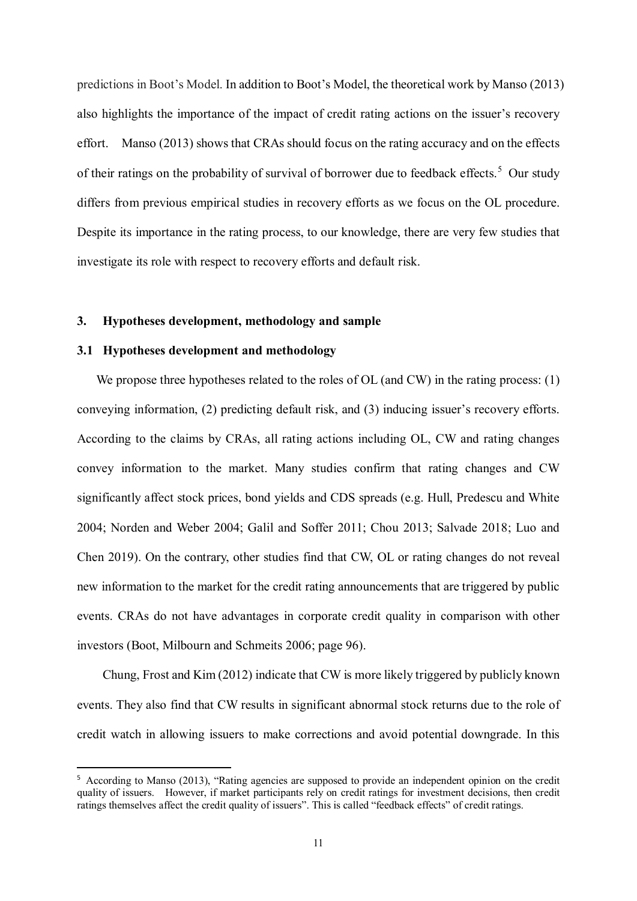predictions in Boot's Model. In addition to Boot's Model, the theoretical work by Manso (2013) also highlights the importance of the impact of credit rating actions on the issuer's recovery effort. Manso (2013) shows that CRAs should focus on the rating accuracy and on the effects of their ratings on the probability of survival of borrower due to feedback effects.[5] Our study differs from previous empirical studies in recovery efforts as we focus on the OL procedure. Despite its importance in the rating process, to our knowledge, there are very few studies that investigate its role with respect to recovery efforts and default risk.

## 3. Hypotheses development, methodology and sample

### 3.1 Hypotheses development and methodology

We propose three hypotheses related to the roles of OL (and CW) in the rating process: (1) conveying information, (2) predicting default risk, and (3) inducing issuer's recovery efforts. According to the claims by CRAs, all rating actions including OL, CW and rating changes convey information to the market. Many studies confirm that rating changes and CW significantly affect stock prices, bond yields and CDS spreads (e.g. Hull, Predescu and White 2004; Norden and Weber 2004; Galil and Soffer 2011; Chou 2013; Salvade 2018; Luo and Chen 2019). On the contrary, other studies find that CW, OL or rating changes do not reveal new information to the market for the credit rating announcements that are triggered by public events. CRAs do not have advantages in corporate credit quality in comparison with other investors (Boot, Milbourn and Schmeits 2006; page 96).

Chung, Frost and Kim (2012) indicate that CW is more likely triggered by publicly known events. They also find that CW results in significant abnormal stock returns due to the role of credit watch in allowing issuers to make corrections and avoid potential downgrade. In this

[5] According to Manso (2013), "Rating agencies are supposed to provide an independent opinion on the credit quality of issuers. However, if market participants rely on credit ratings for investment decisions, then credit ratings themselves affect the credit quality of issuers". This is called "feedback effects" of credit ratings.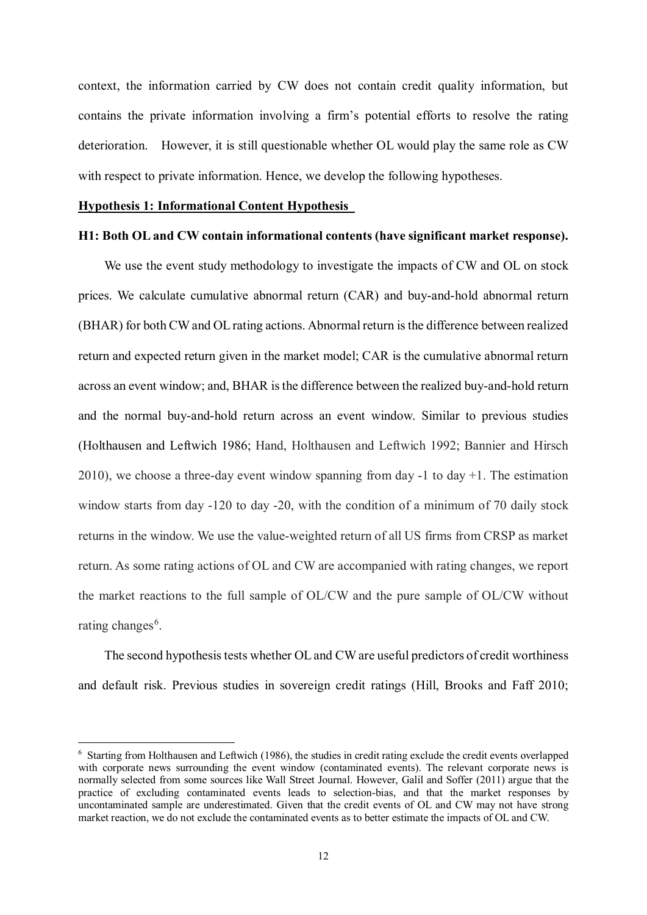context, the information carried by CW does not contain credit quality information, but contains the private information involving a firm's potential efforts to resolve the rating deterioration. However, it is still questionable whether OL would play the same role as CW with respect to private information. Hence, we develop the following hypotheses.

**Hypothesis 1: Informational Content Hypothesis**

**H1: Both OL and CW contain informational contents (have significant market response).**

We use the event study methodology to investigate the impacts of CW and OL on stock prices. We calculate cumulative abnormal return (CAR) and buy-and-hold abnormal return (BHAR) for both CW and OL rating actions. Abnormal return is the difference between realized return and expected return given in the market model; CAR is the cumulative abnormal return across an event window; and, BHAR is the difference between the realized buy-and-hold return and the normal buy-and-hold return across an event window. Similar to previous studies (Holthausen and Leftwich 1986; Hand, Holthausen and Leftwich 1992; Bannier and Hirsch 2010), we choose a three-day event window spanning from day -1 to day +1. The estimation window starts from day -120 to day -20, with the condition of a minimum of 70 daily stock returns in the window. We use the value-weighted return of all US firms from CRSP as market return. As some rating actions of OL and CW are accompanied with rating changes, we report the market reactions to the full sample of OL/CW and the pure sample of OL/CW without rating changes[6].

The second hypothesis tests whether OL and CW are useful predictors of credit worthiness and default risk. Previous studies in sovereign credit ratings (Hill, Brooks and Faff 2010;

[6] Starting from Holthausen and Leftwich (1986), the studies in credit rating exclude the credit events overlapped with corporate news surrounding the event window (contaminated events). The relevant corporate news is normally selected from some sources like Wall Street Journal. However, Galil and Soffer (2011) argue that the practice of excluding contaminated events leads to selection-bias, and that the market responses by uncontaminated sample are underestimated. Given that the credit events of OL and CW may not have strong market reaction, we do not exclude the contaminated events as to better estimate the impacts of OL and CW.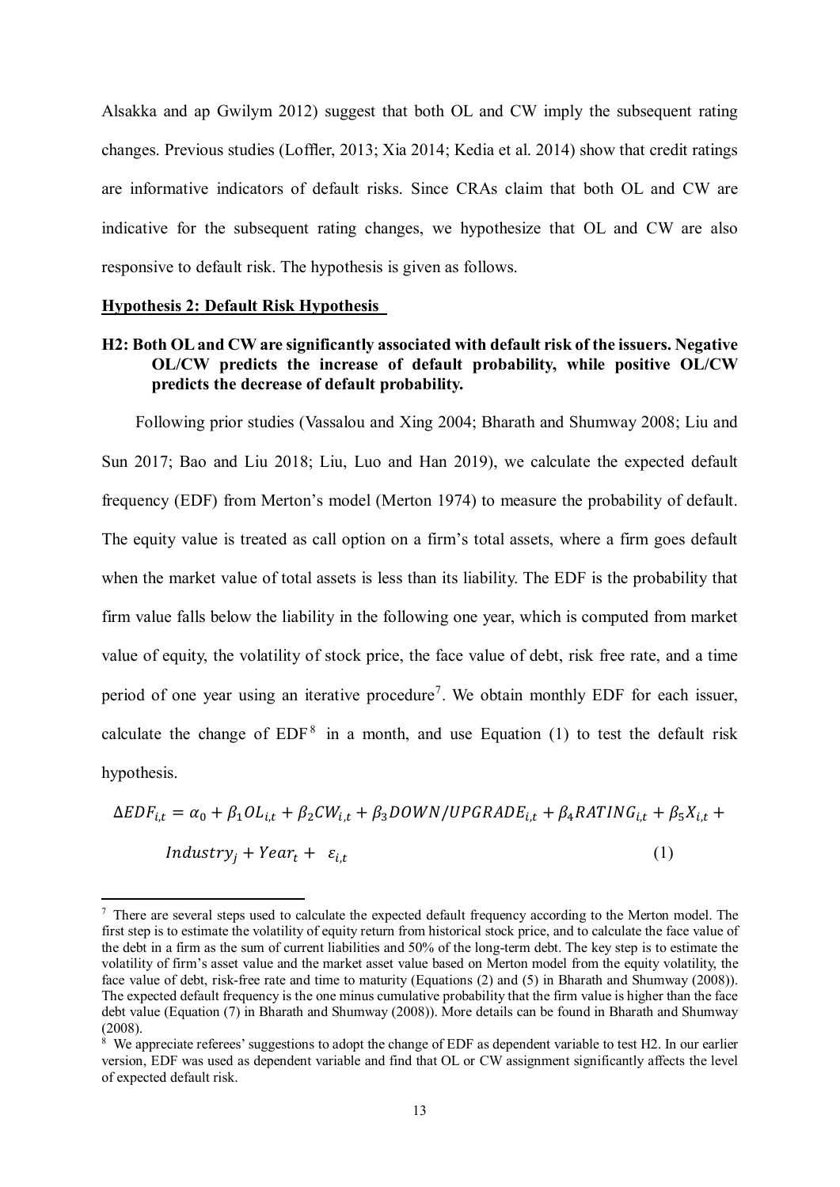Alsakka and ap Gwilym 2012) suggest that both OL and CW imply the subsequent rating changes. Previous studies (Loffler, 2013; Xia 2014; Kedia et al. 2014) show that credit ratings are informative indicators of default risks. Since CRAs claim that both OL and CW are indicative for the subsequent rating changes, we hypothesize that OL and CW are also responsive to default risk. The hypothesis is given as follows.

**Hypothesis 2: Default Risk Hypothesis**

**H2: Both OL and CW are significantly associated with default risk of the issuers. Negative OL/CW predicts the increase of default probability, while positive OL/CW predicts the decrease of default probability.**

Following prior studies (Vassalou and Xing 2004; Bharath and Shumway 2008; Liu and Sun 2017; Bao and Liu 2018; Liu, Luo and Han 2019), we calculate the expected default frequency (EDF) from Merton's model (Merton 1974) to measure the probability of default. The equity value is treated as call option on a firm's total assets, where a firm goes default when the market value of total assets is less than its liability. The EDF is the probability that firm value falls below the liability in the following one year, which is computed from market value of equity, the volatility of stock price, the face value of debt, risk free rate, and a time period of one year using an iterative procedure[7]. We obtain monthly EDF for each issuer, calculate the change of EDF[8] in a month, and use Equation (1) to test the default risk hypothesis.

$$\Delta EDF_{i,t} = \alpha_0 + \beta_1 OL_{i,t} + \beta_2 CW_{i,t} + \beta_3 DOWN/UPGRADE_{i,t} + \beta_4 RATING_{i,t} + \beta_5 X_{i,t} + Industry_j + Year_t + \varepsilon_{i,t} \quad (1)$$

[7] There are several steps used to calculate the expected default frequency according to the Merton model. The first step is to estimate the volatility of equity return from historical stock price, and to calculate the face value of the debt in a firm as the sum of current liabilities and 50% of the long-term debt. The key step is to estimate the volatility of firm's asset value and the market asset value based on Merton model from the equity volatility, the face value of debt, risk-free rate and time to maturity (Equations (2) and (5) in Bharath and Shumway (2008)). The expected default frequency is the one minus cumulative probability that the firm value is higher than the face debt value (Equation (7) in Bharath and Shumway (2008)). More details can be found in Bharath and Shumway (2008).

[8] We appreciate referees' suggestions to adopt the change of EDF as dependent variable to test H2. In our earlier version, EDF was used as dependent variable and find that OL or CW assignment significantly affects the level of expected default risk.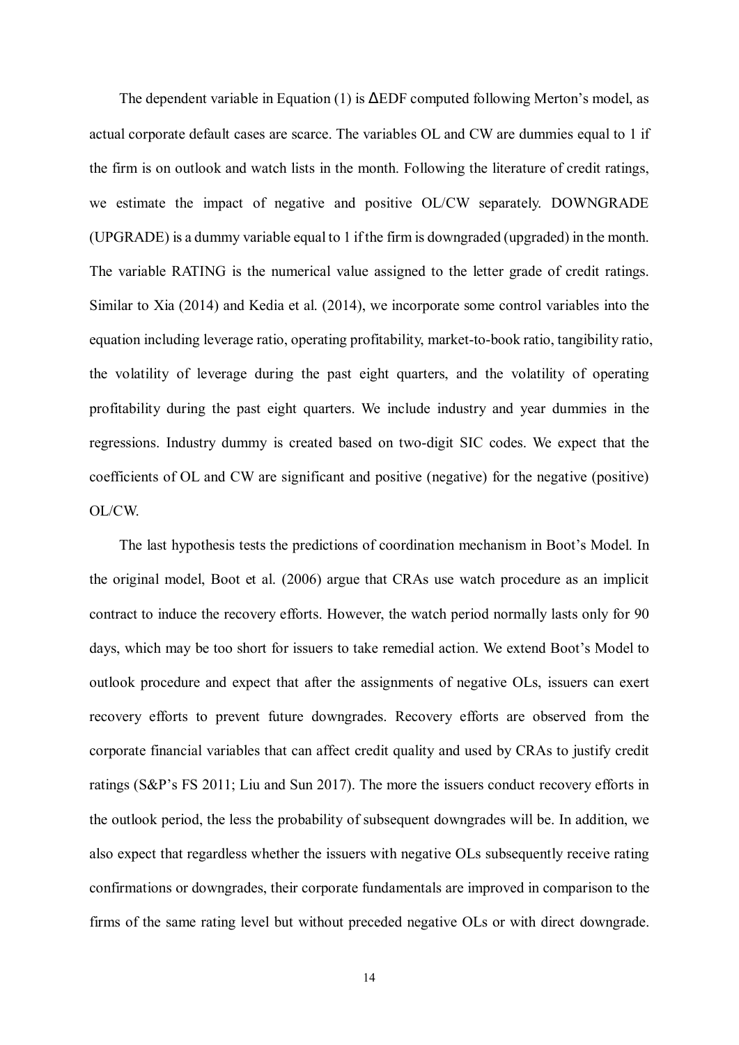The dependent variable in Equation (1) is ΔEDF computed following Merton's model, as actual corporate default cases are scarce. The variables OL and CW are dummies equal to 1 if the firm is on outlook and watch lists in the month. Following the literature of credit ratings, we estimate the impact of negative and positive OL/CW separately. DOWNGRADE (UPGRADE) is a dummy variable equal to 1 if the firm is downgraded (upgraded) in the month. The variable RATING is the numerical value assigned to the letter grade of credit ratings. Similar to Xia (2014) and Kedia et al. (2014), we incorporate some control variables into the equation including leverage ratio, operating profitability, market-to-book ratio, tangibility ratio, the volatility of leverage during the past eight quarters, and the volatility of operating profitability during the past eight quarters. We include industry and year dummies in the regressions. Industry dummy is created based on two-digit SIC codes. We expect that the coefficients of OL and CW are significant and positive (negative) for the negative (positive) OL/CW.

The last hypothesis tests the predictions of coordination mechanism in Boot's Model. In the original model, Boot et al. (2006) argue that CRAs use watch procedure as an implicit contract to induce the recovery efforts. However, the watch period normally lasts only for 90 days, which may be too short for issuers to take remedial action. We extend Boot's Model to outlook procedure and expect that after the assignments of negative OLs, issuers can exert recovery efforts to prevent future downgrades. Recovery efforts are observed from the corporate financial variables that can affect credit quality and used by CRAs to justify credit ratings (S&P's FS 2011; Liu and Sun 2017). The more the issuers conduct recovery efforts in the outlook period, the less the probability of subsequent downgrades will be. In addition, we also expect that regardless whether the issuers with negative OLs subsequently receive rating confirmations or downgrades, their corporate fundamentals are improved in comparison to the firms of the same rating level but without preceded negative OLs or with direct downgrade.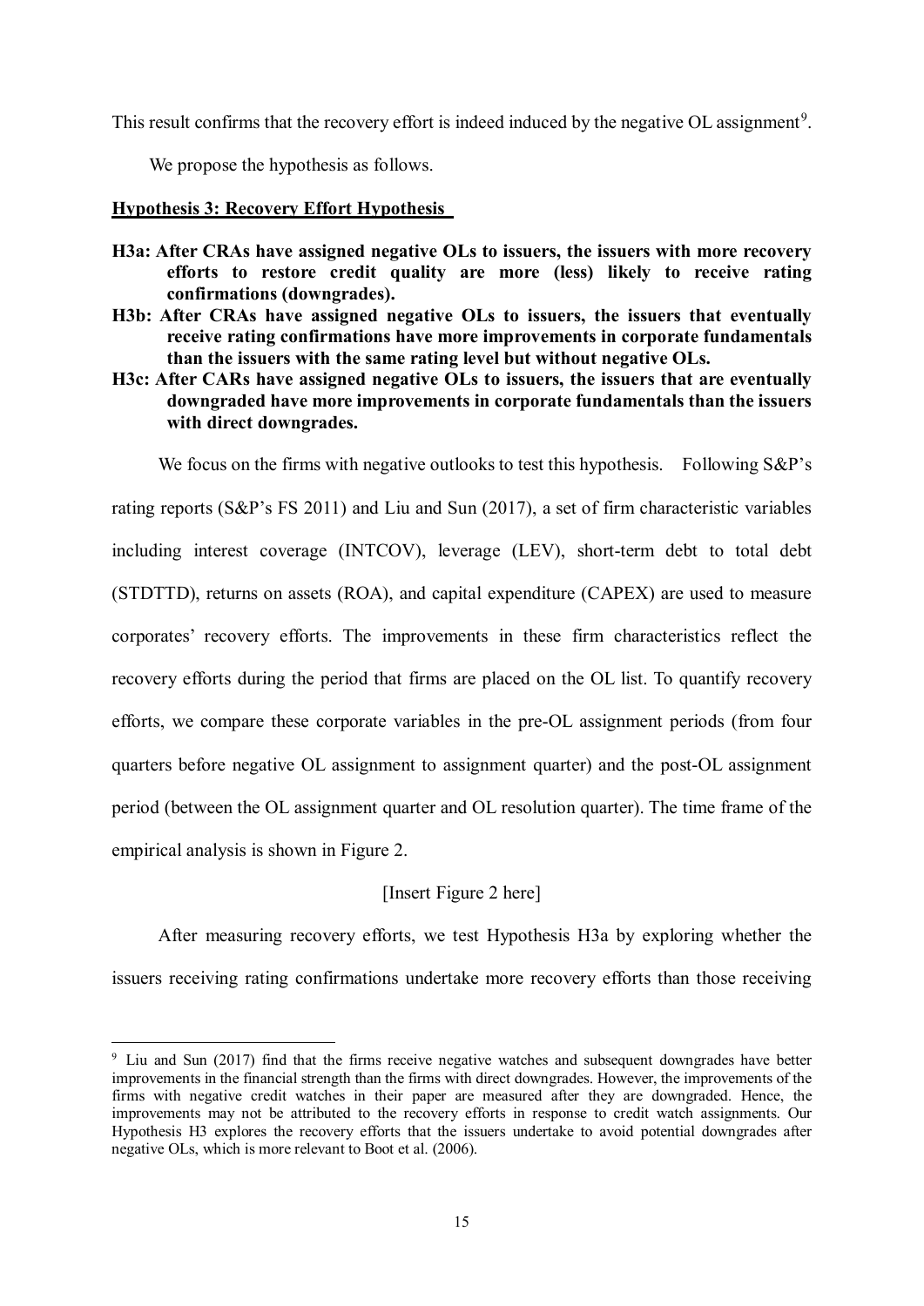This result confirms that the recovery effort is indeed induced by the negative OL assignment[9].

We propose the hypothesis as follows.

**Hypothesis 3: Recovery Effort Hypothesis**

**H3a: After CRAs have assigned negative OLs to issuers, the issuers with more recovery efforts to restore credit quality are more (less) likely to receive rating confirmations (downgrades).**

**H3b: After CRAs have assigned negative OLs to issuers, the issuers that eventually receive rating confirmations have more improvements in corporate fundamentals than the issuers with the same rating level but without negative OLs.**

**H3c: After CARs have assigned negative OLs to issuers, the issuers that are eventually downgraded have more improvements in corporate fundamentals than the issuers with direct downgrades.**

We focus on the firms with negative outlooks to test this hypothesis. Following S&P's rating reports (S&P's FS 2011) and Liu and Sun (2017), a set of firm characteristic variables including interest coverage (INTCOV), leverage (LEV), short-term debt to total debt (STDTTD), returns on assets (ROA), and capital expenditure (CAPEX) are used to measure corporates' recovery efforts. The improvements in these firm characteristics reflect the recovery efforts during the period that firms are placed on the OL list. To quantify recovery efforts, we compare these corporate variables in the pre-OL assignment periods (from four quarters before negative OL assignment to assignment quarter) and the post-OL assignment period (between the OL assignment quarter and OL resolution quarter). The time frame of the empirical analysis is shown in Figure 2.

[Insert Figure 2 here]

After measuring recovery efforts, we test Hypothesis H3a by exploring whether the issuers receiving rating confirmations undertake more recovery efforts than those receiving

---

[9] Liu and Sun (2017) find that the firms receive negative watches and subsequent downgrades have better improvements in the financial strength than the firms with direct downgrades. However, the improvements of the firms with negative credit watches in their paper are measured after they are downgraded. Hence, the improvements may not be attributed to the recovery efforts in response to credit watch assignments. Our Hypothesis H3 explores the recovery efforts that the issuers undertake to avoid potential downgrades after negative OLs, which is more relevant to Boot et al. (2006).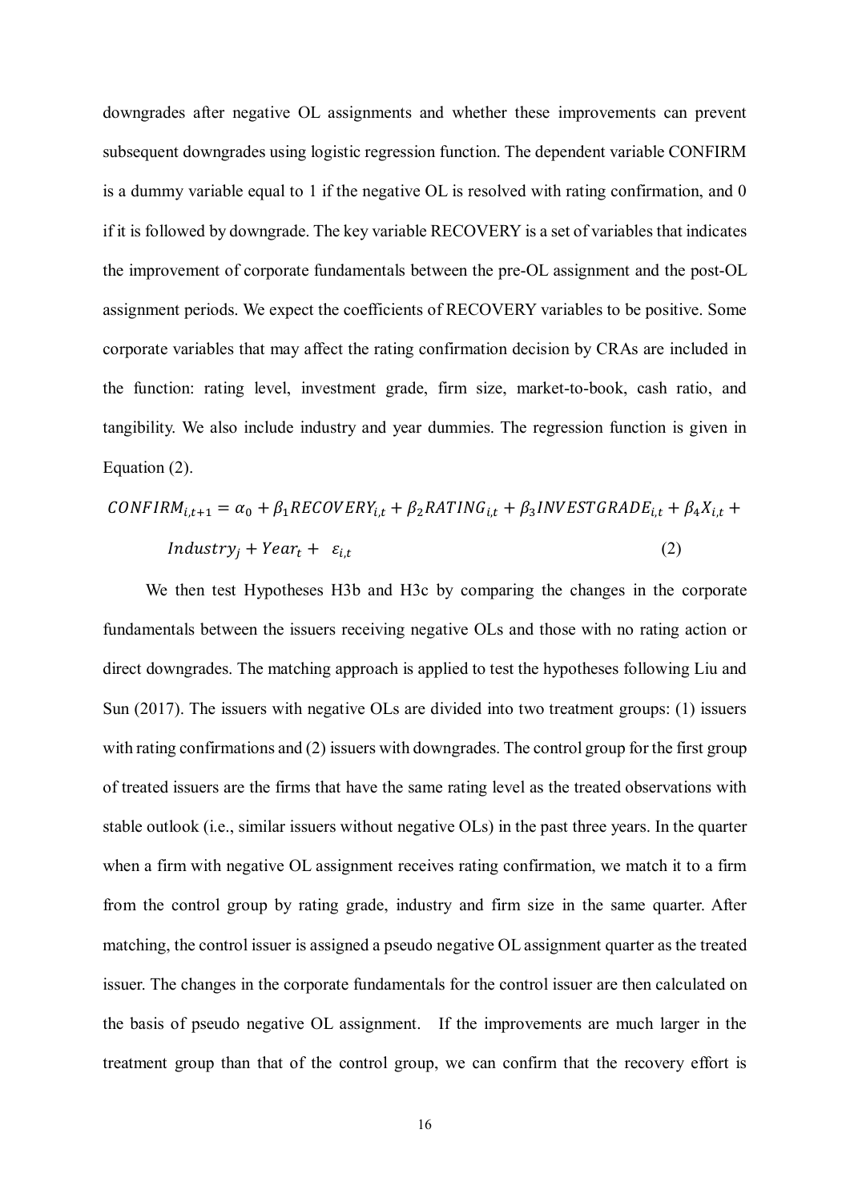downgrades after negative OL assignments and whether these improvements can prevent subsequent downgrades using logistic regression function. The dependent variable CONFIRM is a dummy variable equal to 1 if the negative OL is resolved with rating confirmation, and 0 if it is followed by downgrade. The key variable RECOVERY is a set of variables that indicates the improvement of corporate fundamentals between the pre-OL assignment and the post-OL assignment periods. We expect the coefficients of RECOVERY variables to be positive. Some corporate variables that may affect the rating confirmation decision by CRAs are included in the function: rating level, investment grade, firm size, market-to-book, cash ratio, and tangibility. We also include industry and year dummies. The regression function is given in Equation (2).

$$CONFIRM_{i,t+1} = \alpha_0 + \beta_1 RECOVERY_{i,t} + \beta_2 RATING_{i,t} + \beta_3 INVESTGRADE_{i,t} + \beta_4 X_{i,t} + Industry_j + Year_t + \varepsilon_{i,t} \quad (2)$$

We then test Hypotheses H3b and H3c by comparing the changes in the corporate fundamentals between the issuers receiving negative OLs and those with no rating action or direct downgrades. The matching approach is applied to test the hypotheses following Liu and Sun (2017). The issuers with negative OLs are divided into two treatment groups: (1) issuers with rating confirmations and (2) issuers with downgrades. The control group for the first group of treated issuers are the firms that have the same rating level as the treated observations with stable outlook (i.e., similar issuers without negative OLs) in the past three years. In the quarter when a firm with negative OL assignment receives rating confirmation, we match it to a firm from the control group by rating grade, industry and firm size in the same quarter. After matching, the control issuer is assigned a pseudo negative OL assignment quarter as the treated issuer. The changes in the corporate fundamentals for the control issuer are then calculated on the basis of pseudo negative OL assignment. If the improvements are much larger in the treatment group than that of the control group, we can confirm that the recovery effort is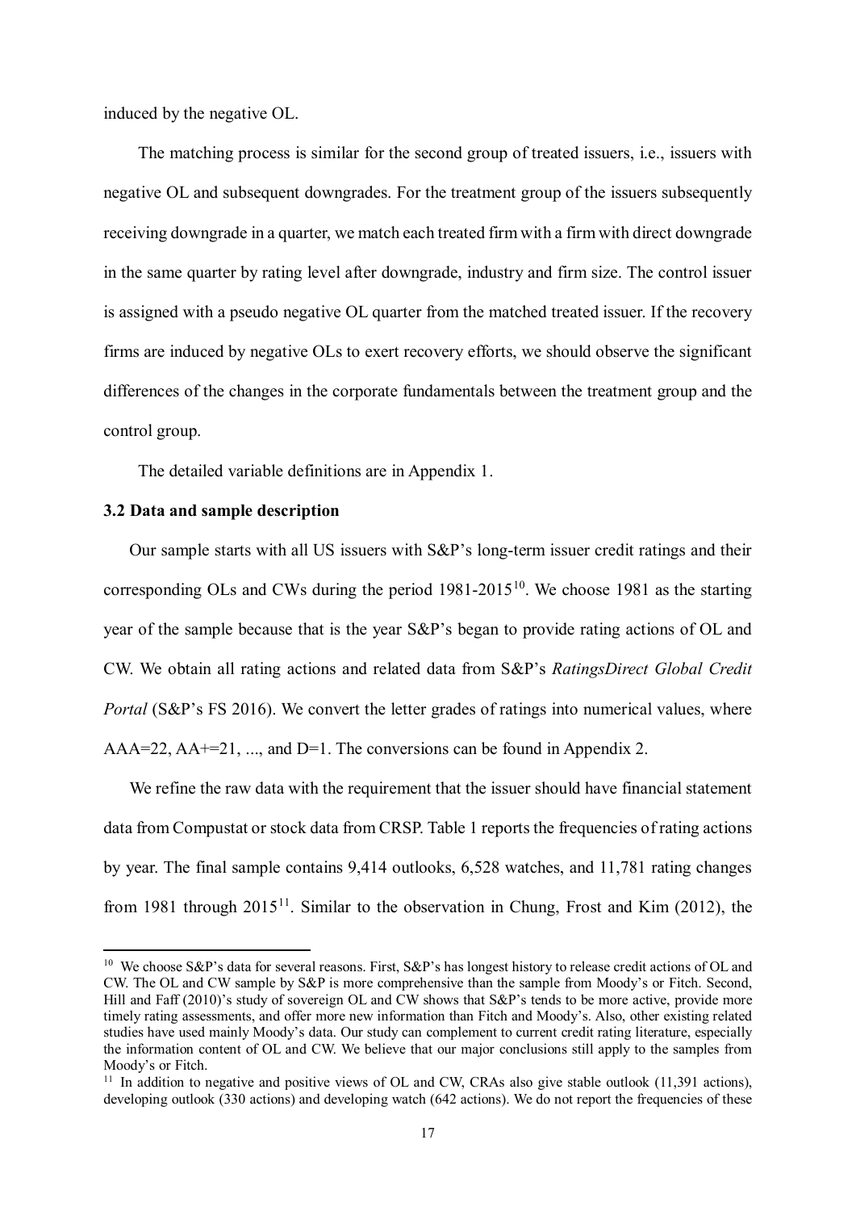induced by the negative OL.

The matching process is similar for the second group of treated issuers, i.e., issuers with negative OL and subsequent downgrades. For the treatment group of the issuers subsequently receiving downgrade in a quarter, we match each treated firm with a firm with direct downgrade in the same quarter by rating level after downgrade, industry and firm size. The control issuer is assigned with a pseudo negative OL quarter from the matched treated issuer. If the recovery firms are induced by negative OLs to exert recovery efforts, we should observe the significant differences of the changes in the corporate fundamentals between the treatment group and the control group.

The detailed variable definitions are in Appendix 1.

### 3.2 Data and sample description

Our sample starts with all US issuers with S&P's long-term issuer credit ratings and their corresponding OLs and CWs during the period 1981-2015[10]. We choose 1981 as the starting year of the sample because that is the year S&P's began to provide rating actions of OL and CW. We obtain all rating actions and related data from S&P's *RatingsDirect Global Credit Portal* (S&P's FS 2016). We convert the letter grades of ratings into numerical values, where AAA=22, AA+=21, ..., and D=1. The conversions can be found in Appendix 2.

We refine the raw data with the requirement that the issuer should have financial statement data from Compustat or stock data from CRSP. Table 1 reports the frequencies of rating actions by year. The final sample contains 9,414 outlooks, 6,528 watches, and 11,781 rating changes from 1981 through 2015[11]. Similar to the observation in Chung, Frost and Kim (2012), the

---

[10] We choose S&P's data for several reasons. First, S&P's has longest history to release credit actions of OL and CW. The OL and CW sample by S&P is more comprehensive than the sample from Moody's or Fitch. Second, Hill and Faff (2010)'s study of sovereign OL and CW shows that S&P's tends to be more active, provide more timely rating assessments, and offer more new information than Fitch and Moody's. Also, other existing related studies have used mainly Moody's data. Our study can complement to current credit rating literature, especially the information content of OL and CW. We believe that our major conclusions still apply to the samples from Moody's or Fitch.

[11] In addition to negative and positive views of OL and CW, CRAs also give stable outlook (11,391 actions), developing outlook (330 actions) and developing watch (642 actions). We do not report the frequencies of these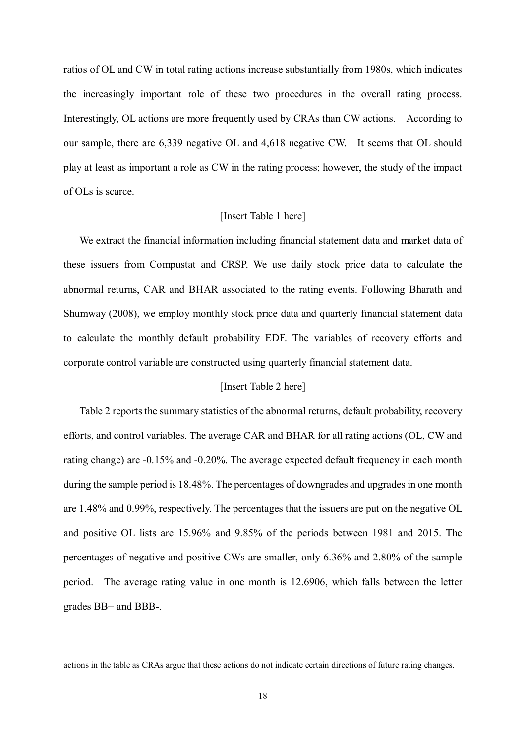ratios of OL and CW in total rating actions increase substantially from 1980s, which indicates the increasingly important role of these two procedures in the overall rating process. Interestingly, OL actions are more frequently used by CRAs than CW actions. According to our sample, there are 6,339 negative OL and 4,618 negative CW. It seems that OL should play at least as important a role as CW in the rating process; however, the study of the impact of OLs is scarce.

[Insert Table 1 here]

We extract the financial information including financial statement data and market data of these issuers from Compustat and CRSP. We use daily stock price data to calculate the abnormal returns, CAR and BHAR associated to the rating events. Following Bharath and Shumway (2008), we employ monthly stock price data and quarterly financial statement data to calculate the monthly default probability EDF. The variables of recovery efforts and corporate control variable are constructed using quarterly financial statement data.

[Insert Table 2 here]

Table 2 reports the summary statistics of the abnormal returns, default probability, recovery efforts, and control variables. The average CAR and BHAR for all rating actions (OL, CW and rating change) are -0.15% and -0.20%. The average expected default frequency in each month during the sample period is 18.48%. The percentages of downgrades and upgrades in one month are 1.48% and 0.99%, respectively. The percentages that the issuers are put on the negative OL and positive OL lists are 15.96% and 9.85% of the periods between 1981 and 2015. The percentages of negative and positive CWs are smaller, only 6.36% and 2.80% of the sample period. The average rating value in one month is 12.6906, which falls between the letter grades BB+ and BBB-.

---

actions in the table as CRAs argue that these actions do not indicate certain directions of future rating changes.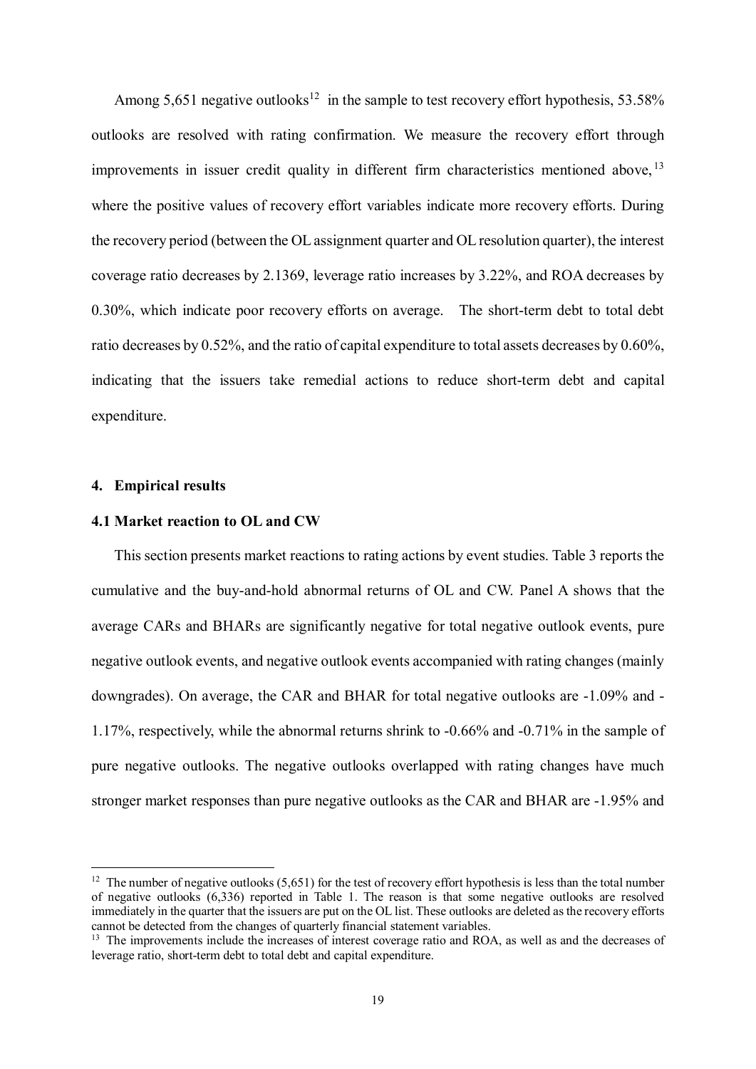Among 5,651 negative outlooks[12] in the sample to test recovery effort hypothesis, 53.58% outlooks are resolved with rating confirmation. We measure the recovery effort through improvements in issuer credit quality in different firm characteristics mentioned above,[13] where the positive values of recovery effort variables indicate more recovery efforts. During the recovery period (between the OL assignment quarter and OL resolution quarter), the interest coverage ratio decreases by 2.1369, leverage ratio increases by 3.22%, and ROA decreases by 0.30%, which indicate poor recovery efforts on average. The short-term debt to total debt ratio decreases by 0.52%, and the ratio of capital expenditure to total assets decreases by 0.60%, indicating that the issuers take remedial actions to reduce short-term debt and capital expenditure.

## 4. Empirical results

### 4.1 Market reaction to OL and CW

This section presents market reactions to rating actions by event studies. Table 3 reports the cumulative and the buy-and-hold abnormal returns of OL and CW. Panel A shows that the average CARs and BHARs are significantly negative for total negative outlook events, pure negative outlook events, and negative outlook events accompanied with rating changes (mainly downgrades). On average, the CAR and BHAR for total negative outlooks are -1.09% and -1.17%, respectively, while the abnormal returns shrink to -0.66% and -0.71% in the sample of pure negative outlooks. The negative outlooks overlapped with rating changes have much stronger market responses than pure negative outlooks as the CAR and BHAR are -1.95% and

---

[12] The number of negative outlooks (5,651) for the test of recovery effort hypothesis is less than the total number of negative outlooks (6,336) reported in Table 1. The reason is that some negative outlooks are resolved immediately in the quarter that the issuers are put on the OL list. These outlooks are deleted as the recovery efforts cannot be detected from the changes of quarterly financial statement variables.

[13] The improvements include the increases of interest coverage ratio and ROA, as well as and the decreases of leverage ratio, short-term debt to total debt and capital expenditure.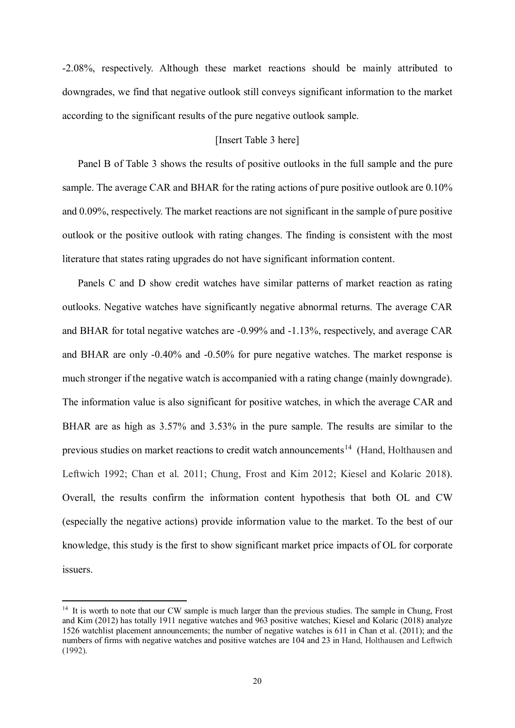-2.08%, respectively. Although these market reactions should be mainly attributed to downgrades, we find that negative outlook still conveys significant information to the market according to the significant results of the pure negative outlook sample.

[Insert Table 3 here]

Panel B of Table 3 shows the results of positive outlooks in the full sample and the pure sample. The average CAR and BHAR for the rating actions of pure positive outlook are 0.10% and 0.09%, respectively. The market reactions are not significant in the sample of pure positive outlook or the positive outlook with rating changes. The finding is consistent with the most literature that states rating upgrades do not have significant information content.

Panels C and D show credit watches have similar patterns of market reaction as rating outlooks. Negative watches have significantly negative abnormal returns. The average CAR and BHAR for total negative watches are -0.99% and -1.13%, respectively, and average CAR and BHAR are only -0.40% and -0.50% for pure negative watches. The market response is much stronger if the negative watch is accompanied with a rating change (mainly downgrade). The information value is also significant for positive watches, in which the average CAR and BHAR are as high as 3.57% and 3.53% in the pure sample. The results are similar to the previous studies on market reactions to credit watch announcements[14] (Hand, Holthausen and Leftwich 1992; Chan et al. 2011; Chung, Frost and Kim 2012; Kiesel and Kolaric 2018). Overall, the results confirm the information content hypothesis that both OL and CW (especially the negative actions) provide information value to the market. To the best of our knowledge, this study is the first to show significant market price impacts of OL for corporate issuers.

[14] It is worth to note that our CW sample is much larger than the previous studies. The sample in Chung, Frost and Kim (2012) has totally 1911 negative watches and 963 positive watches; Kiesel and Kolaric (2018) analyze 1526 watchlist placement announcements; the number of negative watches is 611 in Chan et al. (2011); and the numbers of firms with negative watches and positive watches are 104 and 23 in Hand, Holthausen and Leftwich (1992).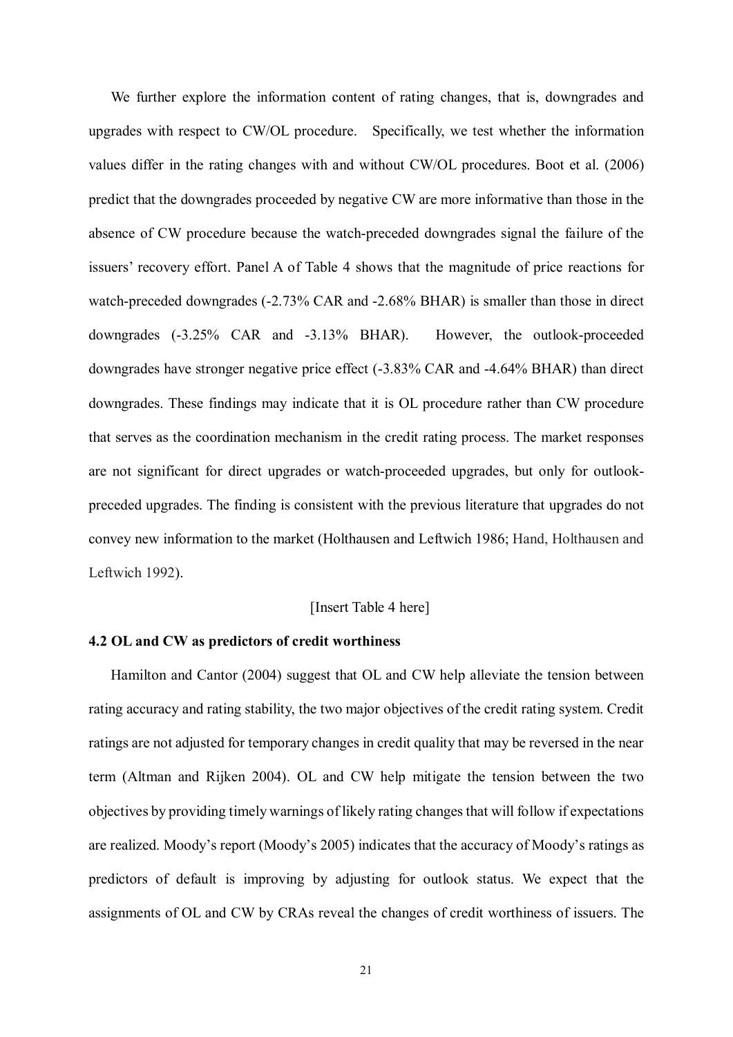We further explore the information content of rating changes, that is, downgrades and upgrades with respect to CW/OL procedure. Specifically, we test whether the information values differ in the rating changes with and without CW/OL procedures. Boot et al. (2006) predict that the downgrades proceeded by negative CW are more informative than those in the absence of CW procedure because the watch-preceded downgrades signal the failure of the issuers' recovery effort. Panel A of Table 4 shows that the magnitude of price reactions for watch-preceded downgrades (-2.73% CAR and -2.68% BHAR) is smaller than those in direct downgrades (-3.25% CAR and -3.13% BHAR). However, the outlook-proceeded downgrades have stronger negative price effect (-3.83% CAR and -4.64% BHAR) than direct downgrades. These findings may indicate that it is OL procedure rather than CW procedure that serves as the coordination mechanism in the credit rating process. The market responses are not significant for direct upgrades or watch-proceeded upgrades, but only for outlook-preceded upgrades. The finding is consistent with the previous literature that upgrades do not convey new information to the market (Holthausen and Leftwich 1986; Hand, Holthausen and Leftwich 1992).

[Insert Table 4 here]

### 4.2 OL and CW as predictors of credit worthiness

Hamilton and Cantor (2004) suggest that OL and CW help alleviate the tension between rating accuracy and rating stability, the two major objectives of the credit rating system. Credit ratings are not adjusted for temporary changes in credit quality that may be reversed in the near term (Altman and Rijken 2004). OL and CW help mitigate the tension between the two objectives by providing timely warnings of likely rating changes that will follow if expectations are realized. Moody's report (Moody's 2005) indicates that the accuracy of Moody's ratings as predictors of default is improving by adjusting for outlook status. We expect that the assignments of OL and CW by CRAs reveal the changes of credit worthiness of issuers. The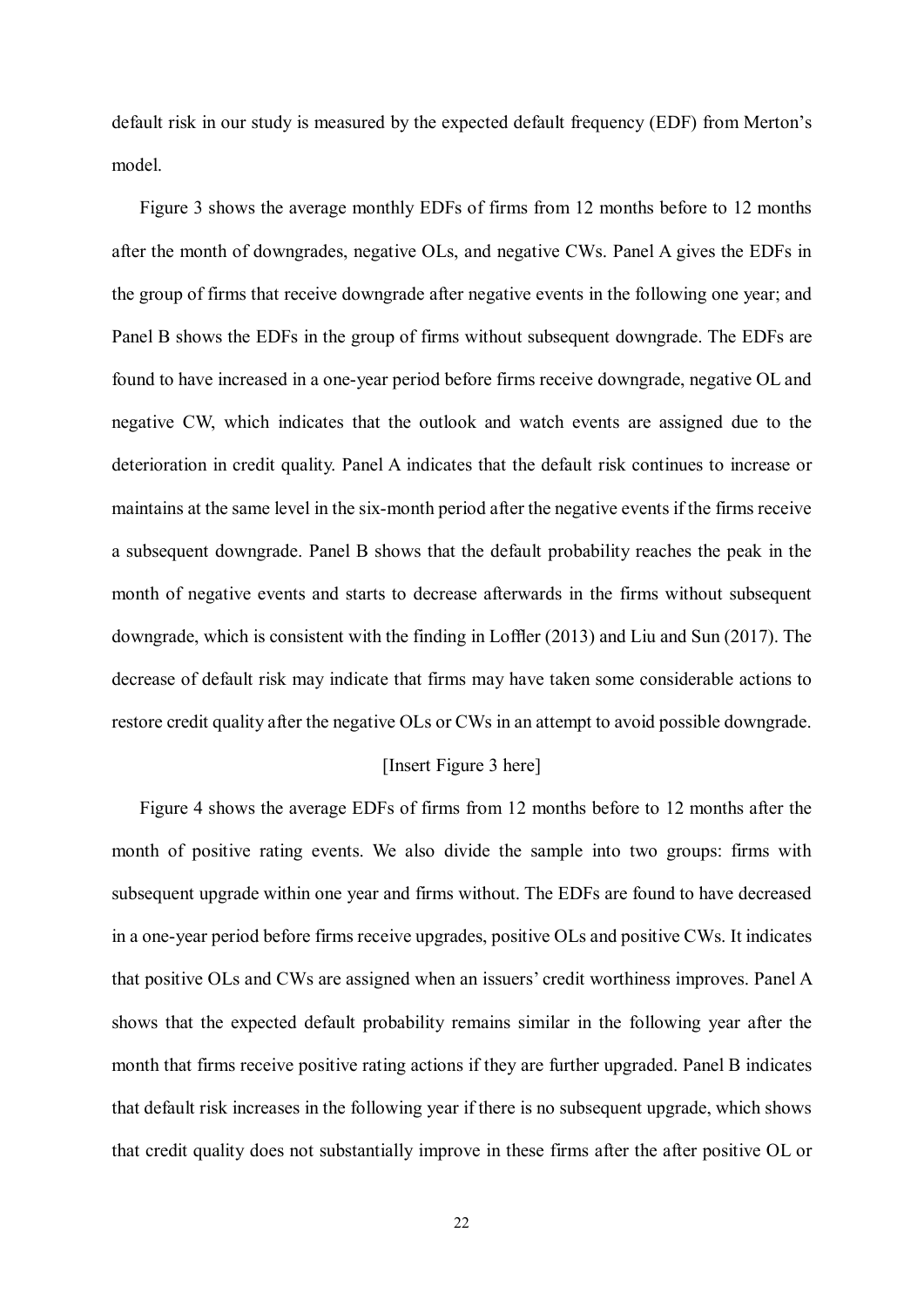default risk in our study is measured by the expected default frequency (EDF) from Merton's model.

Figure 3 shows the average monthly EDFs of firms from 12 months before to 12 months after the month of downgrades, negative OLs, and negative CWs. Panel A gives the EDFs in the group of firms that receive downgrade after negative events in the following one year; and Panel B shows the EDFs in the group of firms without subsequent downgrade. The EDFs are found to have increased in a one-year period before firms receive downgrade, negative OL and negative CW, which indicates that the outlook and watch events are assigned due to the deterioration in credit quality. Panel A indicates that the default risk continues to increase or maintains at the same level in the six-month period after the negative events if the firms receive a subsequent downgrade. Panel B shows that the default probability reaches the peak in the month of negative events and starts to decrease afterwards in the firms without subsequent downgrade, which is consistent with the finding in Loffler (2013) and Liu and Sun (2017). The decrease of default risk may indicate that firms may have taken some considerable actions to restore credit quality after the negative OLs or CWs in an attempt to avoid possible downgrade.

[Insert Figure 3 here]

Figure 4 shows the average EDFs of firms from 12 months before to 12 months after the month of positive rating events. We also divide the sample into two groups: firms with subsequent upgrade within one year and firms without. The EDFs are found to have decreased in a one-year period before firms receive upgrades, positive OLs and positive CWs. It indicates that positive OLs and CWs are assigned when an issuers' credit worthiness improves. Panel A shows that the expected default probability remains similar in the following year after the month that firms receive positive rating actions if they are further upgraded. Panel B indicates that default risk increases in the following year if there is no subsequent upgrade, which shows that credit quality does not substantially improve in these firms after the after positive OL or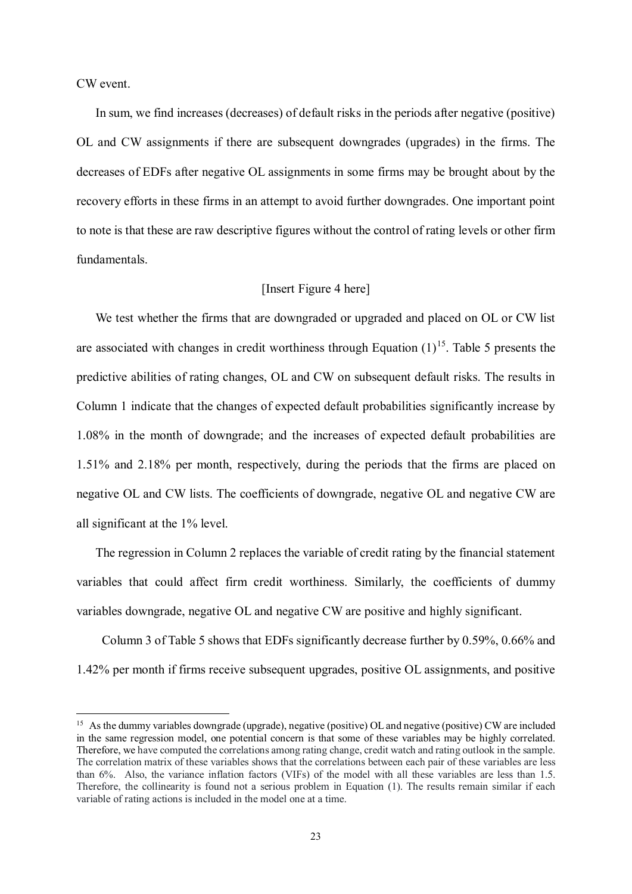CW event.

In sum, we find increases (decreases) of default risks in the periods after negative (positive) OL and CW assignments if there are subsequent downgrades (upgrades) in the firms. The decreases of EDFs after negative OL assignments in some firms may be brought about by the recovery efforts in these firms in an attempt to avoid further downgrades. One important point to note is that these are raw descriptive figures without the control of rating levels or other firm fundamentals.

[Insert Figure 4 here]

We test whether the firms that are downgraded or upgraded and placed on OL or CW list are associated with changes in credit worthiness through Equation (1)[15]. Table 5 presents the predictive abilities of rating changes, OL and CW on subsequent default risks. The results in Column 1 indicate that the changes of expected default probabilities significantly increase by 1.08% in the month of downgrade; and the increases of expected default probabilities are 1.51% and 2.18% per month, respectively, during the periods that the firms are placed on negative OL and CW lists. The coefficients of downgrade, negative OL and negative CW are all significant at the 1% level.

The regression in Column 2 replaces the variable of credit rating by the financial statement variables that could affect firm credit worthiness. Similarly, the coefficients of dummy variables downgrade, negative OL and negative CW are positive and highly significant.

Column 3 of Table 5 shows that EDFs significantly decrease further by 0.59%, 0.66% and 1.42% per month if firms receive subsequent upgrades, positive OL assignments, and positive

[15] As the dummy variables downgrade (upgrade), negative (positive) OL and negative (positive) CW are included in the same regression model, one potential concern is that some of these variables may be highly correlated. Therefore, we have computed the correlations among rating change, credit watch and rating outlook in the sample. The correlation matrix of these variables shows that the correlations between each pair of these variables are less than 6%. Also, the variance inflation factors (VIFs) of the model with all these variables are less than 1.5. Therefore, the collinearity is found not a serious problem in Equation (1). The results remain similar if each variable of rating actions is included in the model one at a time.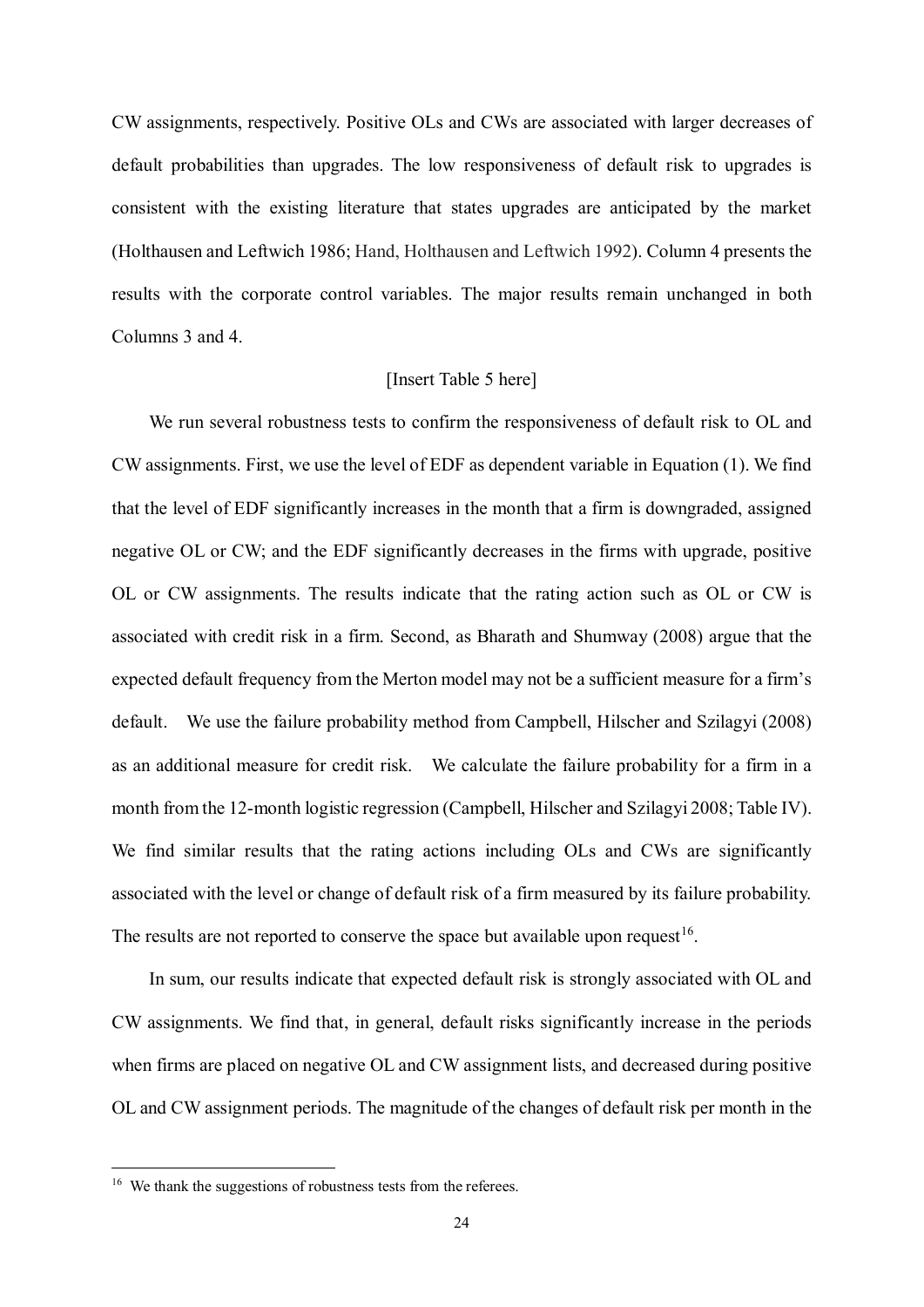CW assignments, respectively. Positive OLs and CWs are associated with larger decreases of default probabilities than upgrades. The low responsiveness of default risk to upgrades is consistent with the existing literature that states upgrades are anticipated by the market (Holthausen and Leftwich 1986; Hand, Holthausen and Leftwich 1992). Column 4 presents the results with the corporate control variables. The major results remain unchanged in both Columns 3 and 4.

[Insert Table 5 here]

We run several robustness tests to confirm the responsiveness of default risk to OL and CW assignments. First, we use the level of EDF as dependent variable in Equation (1). We find that the level of EDF significantly increases in the month that a firm is downgraded, assigned negative OL or CW; and the EDF significantly decreases in the firms with upgrade, positive OL or CW assignments. The results indicate that the rating action such as OL or CW is associated with credit risk in a firm. Second, as Bharath and Shumway (2008) argue that the expected default frequency from the Merton model may not be a sufficient measure for a firm's default. We use the failure probability method from Campbell, Hilscher and Szilagyi (2008) as an additional measure for credit risk. We calculate the failure probability for a firm in a month from the 12-month logistic regression (Campbell, Hilscher and Szilagyi 2008; Table IV). We find similar results that the rating actions including OLs and CWs are significantly associated with the level or change of default risk of a firm measured by its failure probability. The results are not reported to conserve the space but available upon request[16].

In sum, our results indicate that expected default risk is strongly associated with OL and CW assignments. We find that, in general, default risks significantly increase in the periods when firms are placed on negative OL and CW assignment lists, and decreased during positive OL and CW assignment periods. The magnitude of the changes of default risk per month in the

[16] We thank the suggestions of robustness tests from the referees.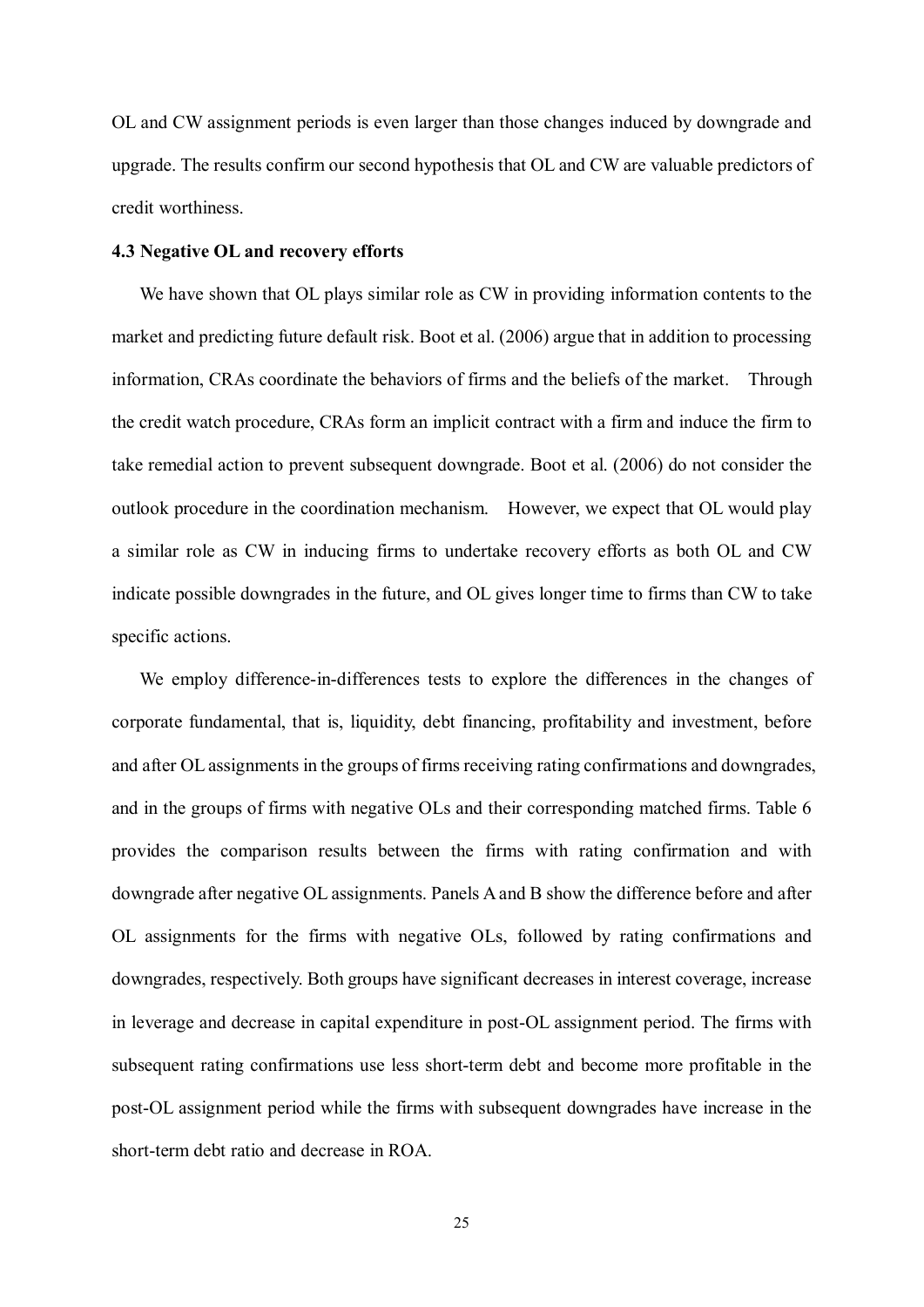OL and CW assignment periods is even larger than those changes induced by downgrade and upgrade. The results confirm our second hypothesis that OL and CW are valuable predictors of credit worthiness.

### 4.3 Negative OL and recovery efforts

We have shown that OL plays similar role as CW in providing information contents to the market and predicting future default risk. Boot et al. (2006) argue that in addition to processing information, CRAs coordinate the behaviors of firms and the beliefs of the market. Through the credit watch procedure, CRAs form an implicit contract with a firm and induce the firm to take remedial action to prevent subsequent downgrade. Boot et al. (2006) do not consider the outlook procedure in the coordination mechanism. However, we expect that OL would play a similar role as CW in inducing firms to undertake recovery efforts as both OL and CW indicate possible downgrades in the future, and OL gives longer time to firms than CW to take specific actions.

We employ difference-in-differences tests to explore the differences in the changes of corporate fundamental, that is, liquidity, debt financing, profitability and investment, before and after OL assignments in the groups of firms receiving rating confirmations and downgrades, and in the groups of firms with negative OLs and their corresponding matched firms. Table 6 provides the comparison results between the firms with rating confirmation and with downgrade after negative OL assignments. Panels A and B show the difference before and after OL assignments for the firms with negative OLs, followed by rating confirmations and downgrades, respectively. Both groups have significant decreases in interest coverage, increase in leverage and decrease in capital expenditure in post-OL assignment period. The firms with subsequent rating confirmations use less short-term debt and become more profitable in the post-OL assignment period while the firms with subsequent downgrades have increase in the short-term debt ratio and decrease in ROA.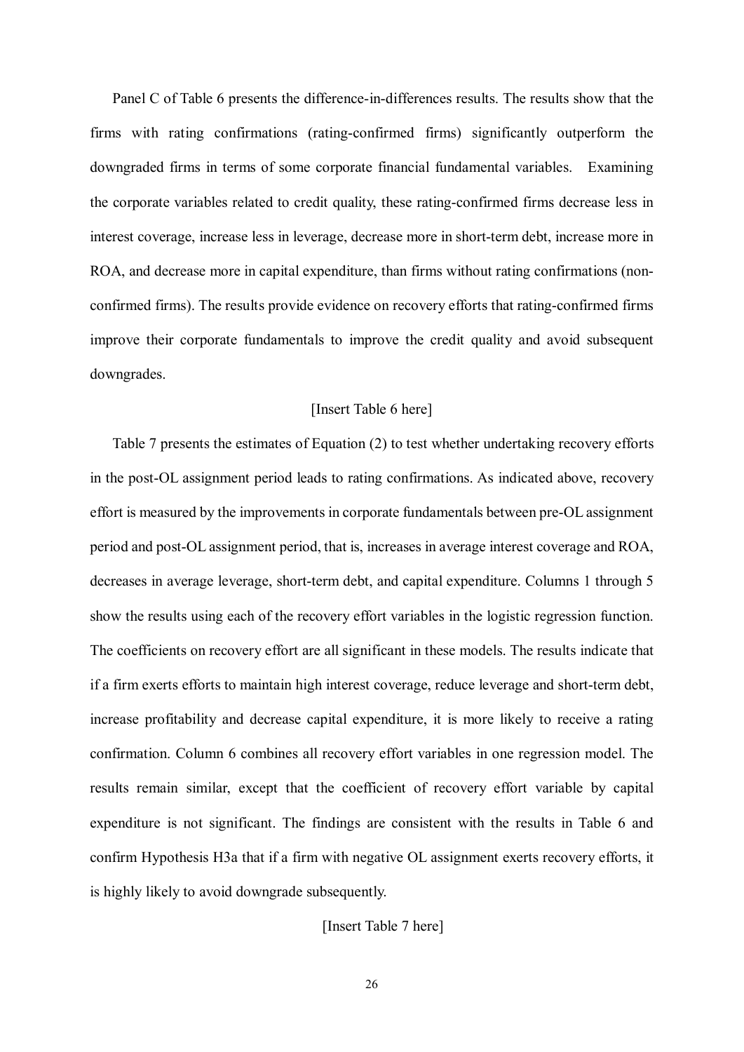Panel C of Table 6 presents the difference-in-differences results. The results show that the firms with rating confirmations (rating-confirmed firms) significantly outperform the downgraded firms in terms of some corporate financial fundamental variables. Examining the corporate variables related to credit quality, these rating-confirmed firms decrease less in interest coverage, increase less in leverage, decrease more in short-term debt, increase more in ROA, and decrease more in capital expenditure, than firms without rating confirmations (non-confirmed firms). The results provide evidence on recovery efforts that rating-confirmed firms improve their corporate fundamentals to improve the credit quality and avoid subsequent downgrades.

[Insert Table 6 here]

Table 7 presents the estimates of Equation (2) to test whether undertaking recovery efforts in the post-OL assignment period leads to rating confirmations. As indicated above, recovery effort is measured by the improvements in corporate fundamentals between pre-OL assignment period and post-OL assignment period, that is, increases in average interest coverage and ROA, decreases in average leverage, short-term debt, and capital expenditure. Columns 1 through 5 show the results using each of the recovery effort variables in the logistic regression function. The coefficients on recovery effort are all significant in these models. The results indicate that if a firm exerts efforts to maintain high interest coverage, reduce leverage and short-term debt, increase profitability and decrease capital expenditure, it is more likely to receive a rating confirmation. Column 6 combines all recovery effort variables in one regression model. The results remain similar, except that the coefficient of recovery effort variable by capital expenditure is not significant. The findings are consistent with the results in Table 6 and confirm Hypothesis H3a that if a firm with negative OL assignment exerts recovery efforts, it is highly likely to avoid downgrade subsequently.

[Insert Table 7 here]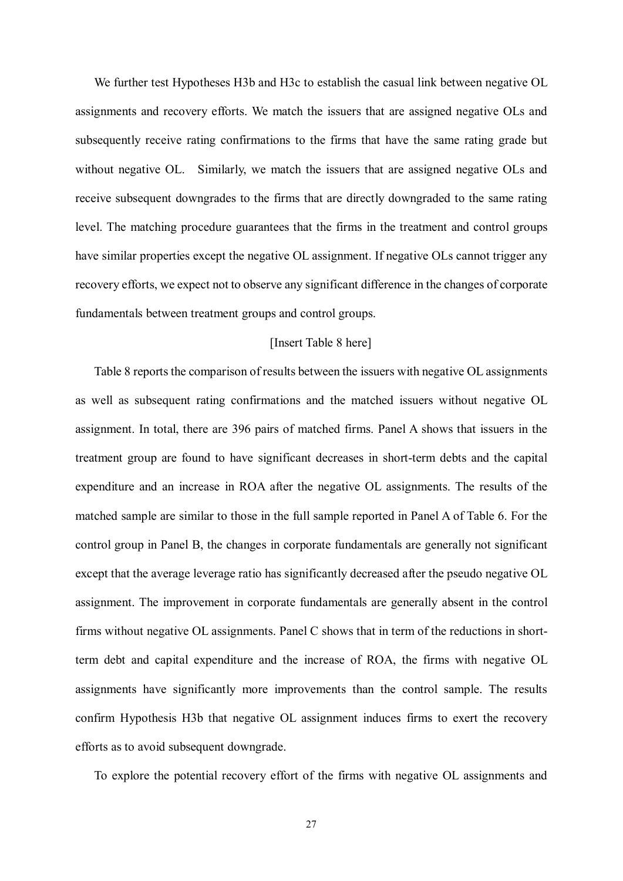We further test Hypotheses H3b and H3c to establish the casual link between negative OL assignments and recovery efforts. We match the issuers that are assigned negative OLs and subsequently receive rating confirmations to the firms that have the same rating grade but without negative OL. Similarly, we match the issuers that are assigned negative OLs and receive subsequent downgrades to the firms that are directly downgraded to the same rating level. The matching procedure guarantees that the firms in the treatment and control groups have similar properties except the negative OL assignment. If negative OLs cannot trigger any recovery efforts, we expect not to observe any significant difference in the changes of corporate fundamentals between treatment groups and control groups.

[Insert Table 8 here]

Table 8 reports the comparison of results between the issuers with negative OL assignments as well as subsequent rating confirmations and the matched issuers without negative OL assignment. In total, there are 396 pairs of matched firms. Panel A shows that issuers in the treatment group are found to have significant decreases in short-term debts and the capital expenditure and an increase in ROA after the negative OL assignments. The results of the matched sample are similar to those in the full sample reported in Panel A of Table 6. For the control group in Panel B, the changes in corporate fundamentals are generally not significant except that the average leverage ratio has significantly decreased after the pseudo negative OL assignment. The improvement in corporate fundamentals are generally absent in the control firms without negative OL assignments. Panel C shows that in term of the reductions in short-term debt and capital expenditure and the increase of ROA, the firms with negative OL assignments have significantly more improvements than the control sample. The results confirm Hypothesis H3b that negative OL assignment induces firms to exert the recovery efforts as to avoid subsequent downgrade.

To explore the potential recovery effort of the firms with negative OL assignments and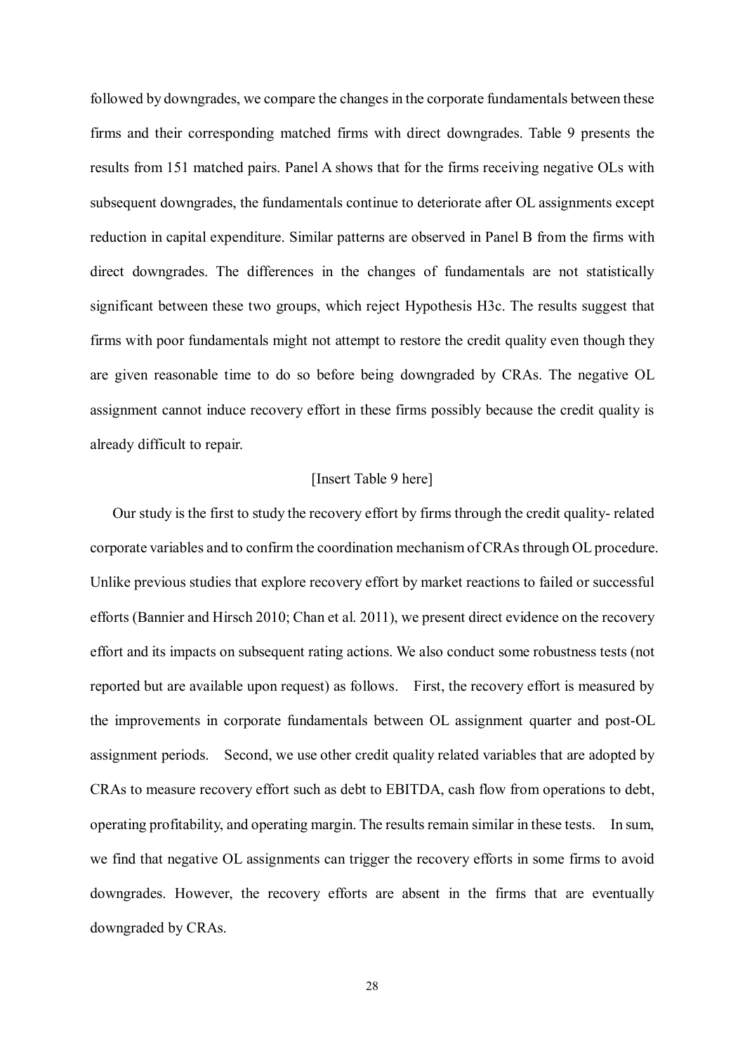followed by downgrades, we compare the changes in the corporate fundamentals between these firms and their corresponding matched firms with direct downgrades. Table 9 presents the results from 151 matched pairs. Panel A shows that for the firms receiving negative OLs with subsequent downgrades, the fundamentals continue to deteriorate after OL assignments except reduction in capital expenditure. Similar patterns are observed in Panel B from the firms with direct downgrades. The differences in the changes of fundamentals are not statistically significant between these two groups, which reject Hypothesis H3c. The results suggest that firms with poor fundamentals might not attempt to restore the credit quality even though they are given reasonable time to do so before being downgraded by CRAs. The negative OL assignment cannot induce recovery effort in these firms possibly because the credit quality is already difficult to repair.

[Insert Table 9 here]

Our study is the first to study the recovery effort by firms through the credit quality- related corporate variables and to confirm the coordination mechanism of CRAs through OL procedure. Unlike previous studies that explore recovery effort by market reactions to failed or successful efforts (Bannier and Hirsch 2010; Chan et al. 2011), we present direct evidence on the recovery effort and its impacts on subsequent rating actions. We also conduct some robustness tests (not reported but are available upon request) as follows. First, the recovery effort is measured by the improvements in corporate fundamentals between OL assignment quarter and post-OL assignment periods. Second, we use other credit quality related variables that are adopted by CRAs to measure recovery effort such as debt to EBITDA, cash flow from operations to debt, operating profitability, and operating margin. The results remain similar in these tests. In sum, we find that negative OL assignments can trigger the recovery efforts in some firms to avoid downgrades. However, the recovery efforts are absent in the firms that are eventually downgraded by CRAs.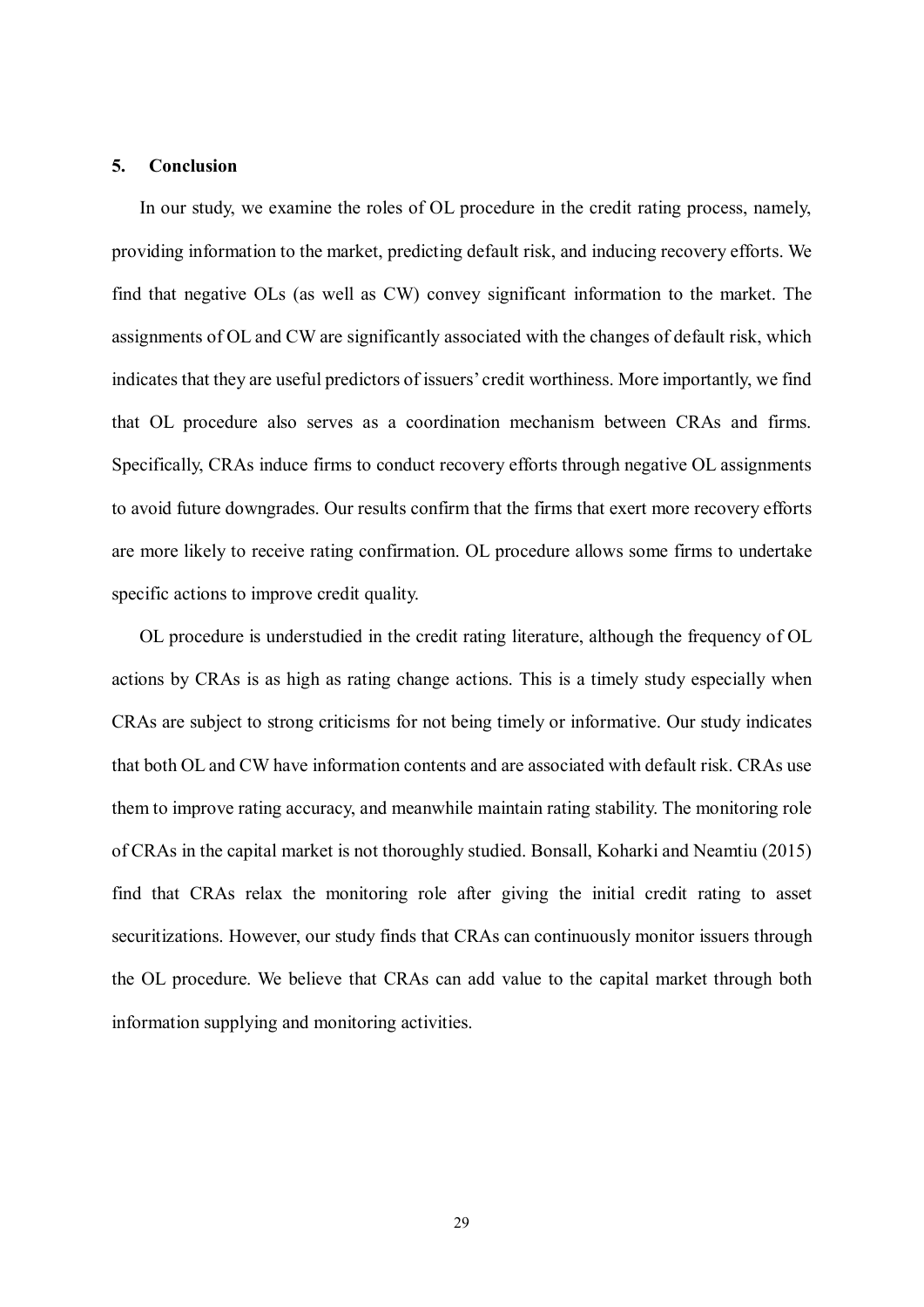## 5. Conclusion

In our study, we examine the roles of OL procedure in the credit rating process, namely, providing information to the market, predicting default risk, and inducing recovery efforts. We find that negative OLs (as well as CW) convey significant information to the market. The assignments of OL and CW are significantly associated with the changes of default risk, which indicates that they are useful predictors of issuers' credit worthiness. More importantly, we find that OL procedure also serves as a coordination mechanism between CRAs and firms. Specifically, CRAs induce firms to conduct recovery efforts through negative OL assignments to avoid future downgrades. Our results confirm that the firms that exert more recovery efforts are more likely to receive rating confirmation. OL procedure allows some firms to undertake specific actions to improve credit quality.

OL procedure is understudied in the credit rating literature, although the frequency of OL actions by CRAs is as high as rating change actions. This is a timely study especially when CRAs are subject to strong criticisms for not being timely or informative. Our study indicates that both OL and CW have information contents and are associated with default risk. CRAs use them to improve rating accuracy, and meanwhile maintain rating stability. The monitoring role of CRAs in the capital market is not thoroughly studied. Bonsall, Koharki and Neamtiu (2015) find that CRAs relax the monitoring role after giving the initial credit rating to asset securitizations. However, our study finds that CRAs can continuously monitor issuers through the OL procedure. We believe that CRAs can add value to the capital market through both information supplying and monitoring activities.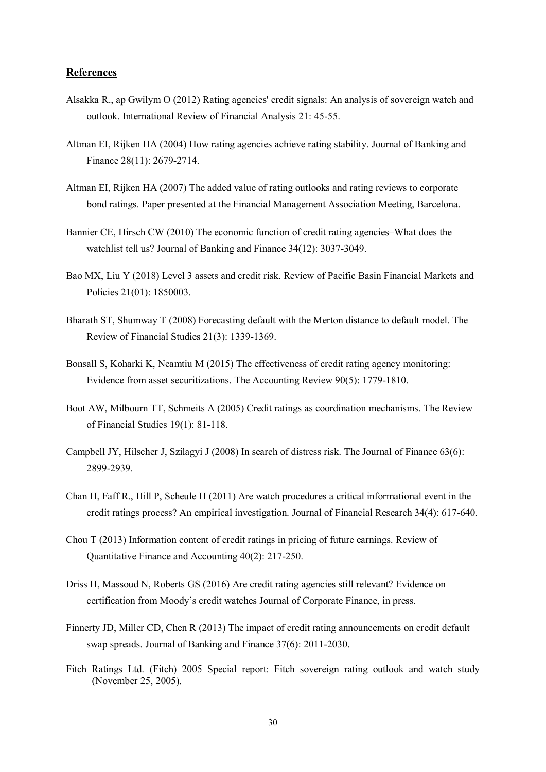## References

Alsakka R., ap Gwilym O (2012) Rating agencies' credit signals: An analysis of sovereign watch and outlook. International Review of Financial Analysis 21: 45-55.

Altman EI, Rijken HA (2004) How rating agencies achieve rating stability. Journal of Banking and Finance 28(11): 2679-2714.

Altman EI, Rijken HA (2007) The added value of rating outlooks and rating reviews to corporate bond ratings. Paper presented at the Financial Management Association Meeting, Barcelona.

Bannier CE, Hirsch CW (2010) The economic function of credit rating agencies–What does the watchlist tell us? Journal of Banking and Finance 34(12): 3037-3049.

Bao MX, Liu Y (2018) Level 3 assets and credit risk. Review of Pacific Basin Financial Markets and Policies 21(01): 1850003.

Bharath ST, Shumway T (2008) Forecasting default with the Merton distance to default model. The Review of Financial Studies 21(3): 1339-1369.

Bonsall S, Koharki K, Neamtiu M (2015) The effectiveness of credit rating agency monitoring: Evidence from asset securitizations. The Accounting Review 90(5): 1779-1810.

Boot AW, Milbourn TT, Schmeits A (2005) Credit ratings as coordination mechanisms. The Review of Financial Studies 19(1): 81-118.

Campbell JY, Hilscher J, Szilagyi J (2008) In search of distress risk. The Journal of Finance 63(6): 2899-2939.

Chan H, Faff R., Hill P, Scheule H (2011) Are watch procedures a critical informational event in the credit ratings process? An empirical investigation. Journal of Financial Research 34(4): 617-640.

Chou T (2013) Information content of credit ratings in pricing of future earnings. Review of Quantitative Finance and Accounting 40(2): 217-250.

Driss H, Massoud N, Roberts GS (2016) Are credit rating agencies still relevant? Evidence on certification from Moody's credit watches Journal of Corporate Finance, in press.

Finnerty JD, Miller CD, Chen R (2013) The impact of credit rating announcements on credit default swap spreads. Journal of Banking and Finance 37(6): 2011-2030.

Fitch Ratings Ltd. (Fitch) 2005 Special report: Fitch sovereign rating outlook and watch study (November 25, 2005).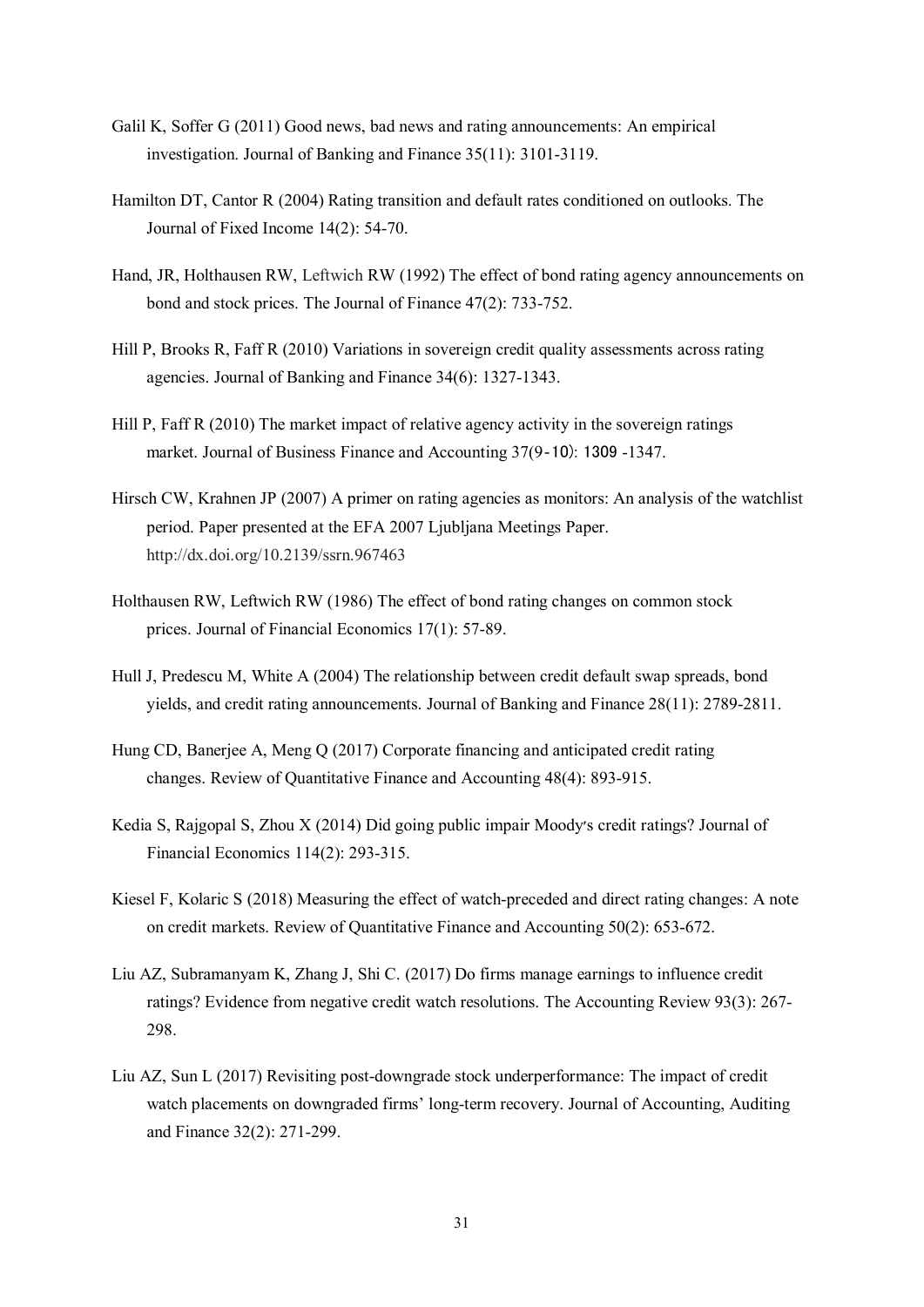Galil K, Soffer G (2011) Good news, bad news and rating announcements: An empirical investigation. Journal of Banking and Finance 35(11): 3101-3119.

Hamilton DT, Cantor R (2004) Rating transition and default rates conditioned on outlooks. The Journal of Fixed Income 14(2): 54-70.

Hand, JR, Holthausen RW, Leftwich RW (1992) The effect of bond rating agency announcements on bond and stock prices. The Journal of Finance 47(2): 733-752.

Hill P, Brooks R, Faff R (2010) Variations in sovereign credit quality assessments across rating agencies. Journal of Banking and Finance 34(6): 1327-1343.

Hill P, Faff R (2010) The market impact of relative agency activity in the sovereign ratings market. Journal of Business Finance and Accounting 37(9-10): 1309 -1347.

Hirsch CW, Krahnen JP (2007) A primer on rating agencies as monitors: An analysis of the watchlist period. Paper presented at the EFA 2007 Ljubljana Meetings Paper. http://dx.doi.org/10.2139/ssrn.967463

Holthausen RW, Leftwich RW (1986) The effect of bond rating changes on common stock prices. Journal of Financial Economics 17(1): 57-89.

Hull J, Predescu M, White A (2004) The relationship between credit default swap spreads, bond yields, and credit rating announcements. Journal of Banking and Finance 28(11): 2789-2811.

Hung CD, Banerjee A, Meng Q (2017) Corporate financing and anticipated credit rating changes. Review of Quantitative Finance and Accounting 48(4): 893-915.

Kedia S, Rajgopal S, Zhou X (2014) Did going public impair Moody's credit ratings? Journal of Financial Economics 114(2): 293-315.

Kiesel F, Kolaric S (2018) Measuring the effect of watch-preceded and direct rating changes: A note on credit markets. Review of Quantitative Finance and Accounting 50(2): 653-672.

Liu AZ, Subramanyam K, Zhang J, Shi C. (2017) Do firms manage earnings to influence credit ratings? Evidence from negative credit watch resolutions. The Accounting Review 93(3): 267-298.

Liu AZ, Sun L (2017) Revisiting post-downgrade stock underperformance: The impact of credit watch placements on downgraded firms' long-term recovery. Journal of Accounting, Auditing and Finance 32(2): 271-299.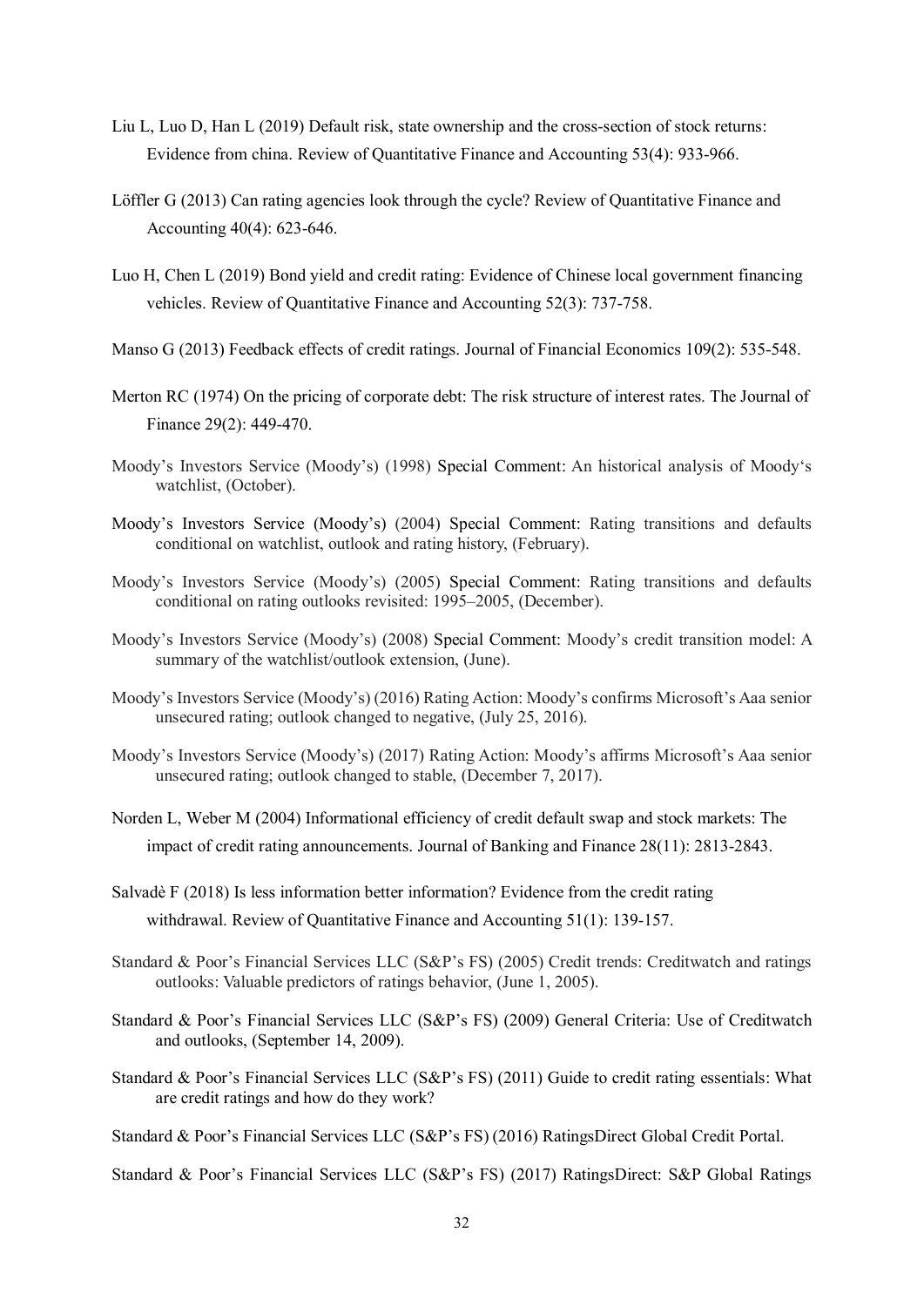Liu L, Luo D, Han L (2019) Default risk, state ownership and the cross-section of stock returns: Evidence from china. Review of Quantitative Finance and Accounting 53(4): 933-966.

Löffler G (2013) Can rating agencies look through the cycle? Review of Quantitative Finance and Accounting 40(4): 623-646.

Luo H, Chen L (2019) Bond yield and credit rating: Evidence of Chinese local government financing vehicles. Review of Quantitative Finance and Accounting 52(3): 737-758.

Manso G (2013) Feedback effects of credit ratings. Journal of Financial Economics 109(2): 535-548.

Merton RC (1974) On the pricing of corporate debt: The risk structure of interest rates. The Journal of Finance 29(2): 449-470.

Moody's Investors Service (Moody's) (1998) Special Comment: An historical analysis of Moody's watchlist, (October).

Moody's Investors Service (Moody's) (2004) Special Comment: Rating transitions and defaults conditional on watchlist, outlook and rating history, (February).

Moody's Investors Service (Moody's) (2005) Special Comment: Rating transitions and defaults conditional on rating outlooks revisited: 1995–2005, (December).

Moody's Investors Service (Moody's) (2008) Special Comment: Moody's credit transition model: A summary of the watchlist/outlook extension, (June).

Moody's Investors Service (Moody's) (2016) Rating Action: Moody's confirms Microsoft's Aaa senior unsecured rating; outlook changed to negative, (July 25, 2016).

Moody's Investors Service (Moody's) (2017) Rating Action: Moody's affirms Microsoft's Aaa senior unsecured rating; outlook changed to stable, (December 7, 2017).

Norden L, Weber M (2004) Informational efficiency of credit default swap and stock markets: The impact of credit rating announcements. Journal of Banking and Finance 28(11): 2813-2843.

Salvadè F (2018) Is less information better information? Evidence from the credit rating withdrawal. Review of Quantitative Finance and Accounting 51(1): 139-157.

Standard & Poor's Financial Services LLC (S&P's FS) (2005) Credit trends: Creditwatch and ratings outlooks: Valuable predictors of ratings behavior, (June 1, 2005).

Standard & Poor's Financial Services LLC (S&P's FS) (2009) General Criteria: Use of Creditwatch and outlooks, (September 14, 2009).

Standard & Poor's Financial Services LLC (S&P's FS) (2011) Guide to credit rating essentials: What are credit ratings and how do they work?

Standard & Poor's Financial Services LLC (S&P's FS) (2016) RatingsDirect Global Credit Portal.

Standard & Poor's Financial Services LLC (S&P's FS) (2017) RatingsDirect: S&P Global Ratings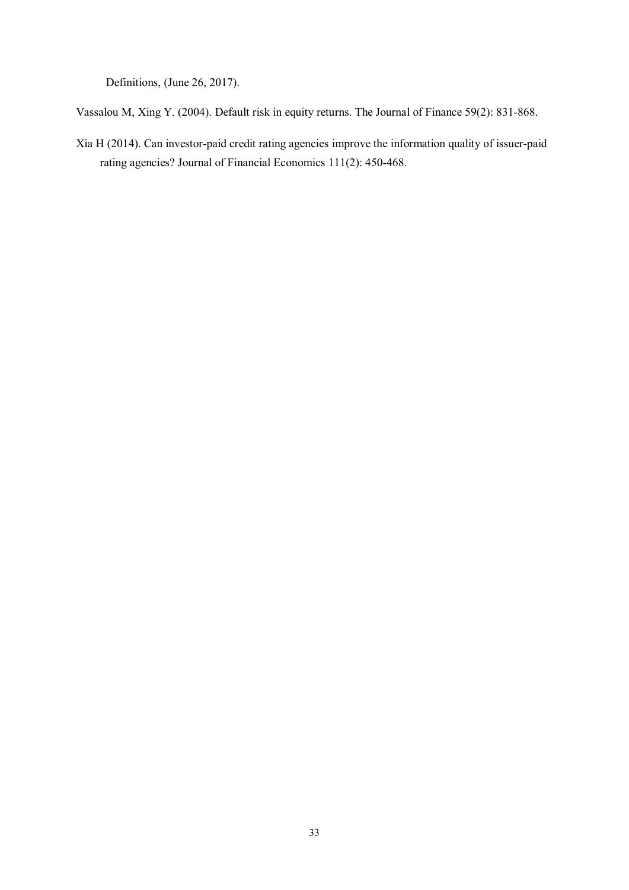Definitions, (June 26, 2017).

Vassalou M, Xing Y. (2004). Default risk in equity returns. The Journal of Finance 59(2): 831-868.

Xia H (2014). Can investor-paid credit rating agencies improve the information quality of issuer-paid rating agencies? Journal of Financial Economics 111(2): 450-468.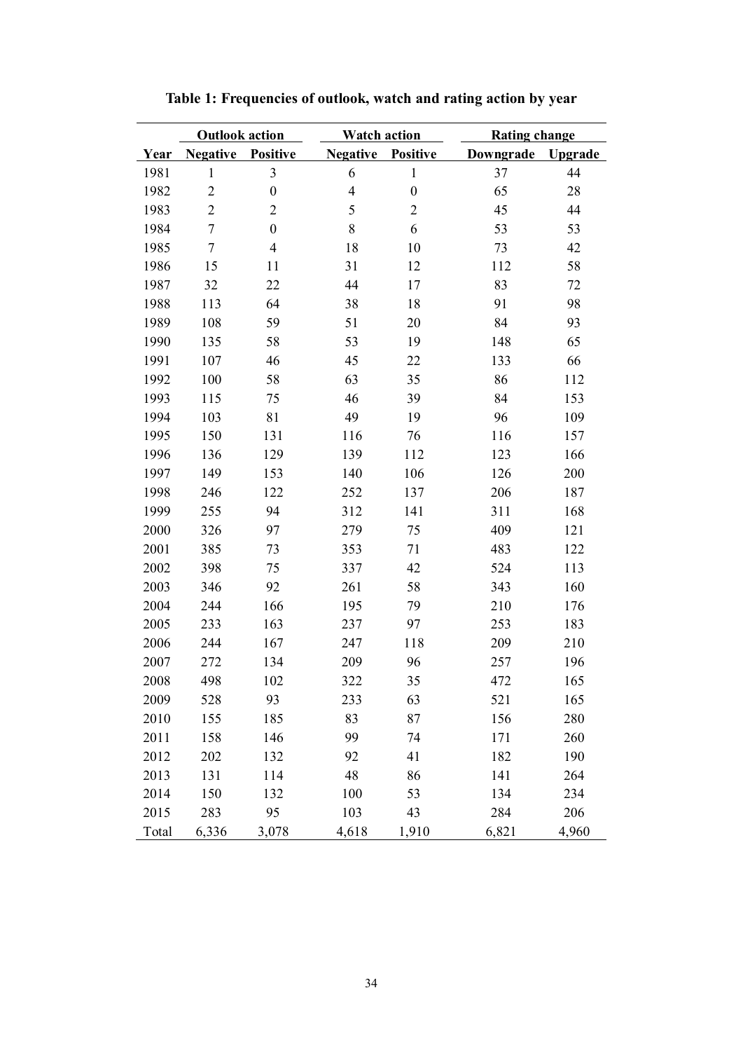**Table 1: Frequencies of outlook, watch and rating action by year**

| | Outlook action | | Watch action | | Rating change | |
|---|---|---|---|---|---|---|
| Year | Negative | Positive | Negative | Positive | Downgrade | Upgrade |
| 1981 | 1 | 3 | 6 | 1 | 37 | 44 |
| 1982 | 2 | 0 | 4 | 0 | 65 | 28 |
| 1983 | 2 | 2 | 5 | 2 | 45 | 44 |
| 1984 | 7 | 0 | 8 | 6 | 53 | 53 |
| 1985 | 7 | 4 | 18 | 10 | 73 | 42 |
| 1986 | 15 | 11 | 31 | 12 | 112 | 58 |
| 1987 | 32 | 22 | 44 | 17 | 83 | 72 |
| 1988 | 113 | 64 | 38 | 18 | 91 | 98 |
| 1989 | 108 | 59 | 51 | 20 | 84 | 93 |
| 1990 | 135 | 58 | 53 | 19 | 148 | 65 |
| 1991 | 107 | 46 | 45 | 22 | 133 | 66 |
| 1992 | 100 | 58 | 63 | 35 | 86 | 112 |
| 1993 | 115 | 75 | 46 | 39 | 84 | 153 |
| 1994 | 103 | 81 | 49 | 19 | 96 | 109 |
| 1995 | 150 | 131 | 116 | 76 | 116 | 157 |
| 1996 | 136 | 129 | 139 | 112 | 123 | 166 |
| 1997 | 149 | 153 | 140 | 106 | 126 | 200 |
| 1998 | 246 | 122 | 252 | 137 | 206 | 187 |
| 1999 | 255 | 94 | 312 | 141 | 311 | 168 |
| 2000 | 326 | 97 | 279 | 75 | 409 | 121 |
| 2001 | 385 | 73 | 353 | 71 | 483 | 122 |
| 2002 | 398 | 75 | 337 | 42 | 524 | 113 |
| 2003 | 346 | 92 | 261 | 58 | 343 | 160 |
| 2004 | 244 | 166 | 195 | 79 | 210 | 176 |
| 2005 | 233 | 163 | 237 | 97 | 253 | 183 |
| 2006 | 244 | 167 | 247 | 118 | 209 | 210 |
| 2007 | 272 | 134 | 209 | 96 | 257 | 196 |
| 2008 | 498 | 102 | 322 | 35 | 472 | 165 |
| 2009 | 528 | 93 | 233 | 63 | 521 | 165 |
| 2010 | 155 | 185 | 83 | 87 | 156 | 280 |
| 2011 | 158 | 146 | 99 | 74 | 171 | 260 |
| 2012 | 202 | 132 | 92 | 41 | 182 | 190 |
| 2013 | 131 | 114 | 48 | 86 | 141 | 264 |
| 2014 | 150 | 132 | 100 | 53 | 134 | 234 |
| 2015 | 283 | 95 | 103 | 43 | 284 | 206 |
| Total | 6,336 | 3,078 | 4,618 | 1,910 | 6,821 | 4,960 |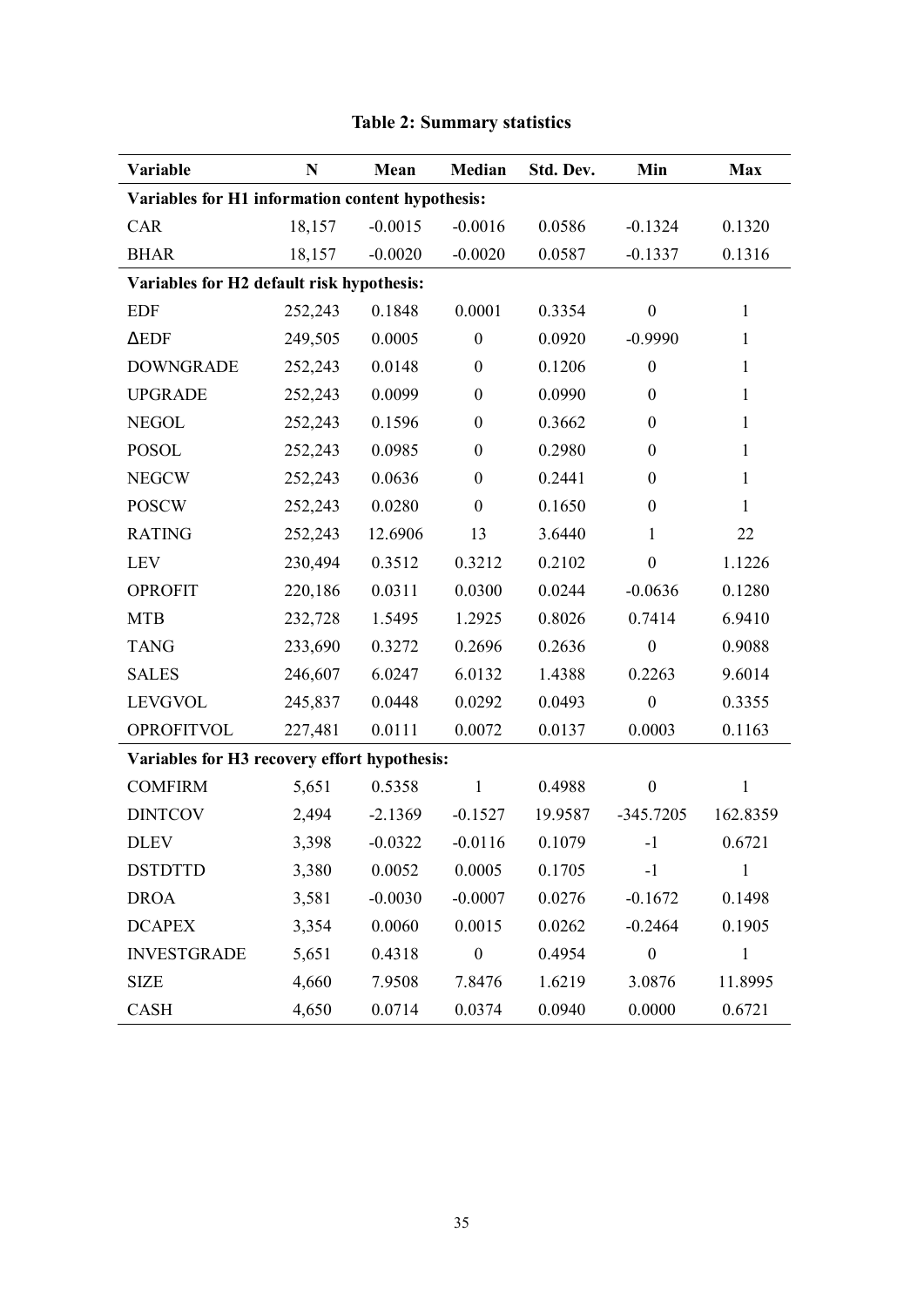**Table 2: Summary statistics**

| Variable | N | Mean | Median | Std. Dev. | Min | Max |
|---|---|---|---|---|---|---|
| **Variables for H1 information content hypothesis:** | | | | | | |
| CAR | 18,157 | -0.0015 | -0.0016 | 0.0586 | -0.1324 | 0.1320 |
| BHAR | 18,157 | -0.0020 | -0.0020 | 0.0587 | -0.1337 | 0.1316 |
| **Variables for H2 default risk hypothesis:** | | | | | | |
| EDF | 252,243 | 0.1848 | 0.0001 | 0.3354 | 0 | 1 |
| ΔEDF | 249,505 | 0.0005 | 0 | 0.0920 | -0.9990 | 1 |
| DOWNGRADE | 252,243 | 0.0148 | 0 | 0.1206 | 0 | 1 |
| UPGRADE | 252,243 | 0.0099 | 0 | 0.0990 | 0 | 1 |
| NEGOL | 252,243 | 0.1596 | 0 | 0.3662 | 0 | 1 |
| POSOL | 252,243 | 0.0985 | 0 | 0.2980 | 0 | 1 |
| NEGCW | 252,243 | 0.0636 | 0 | 0.2441 | 0 | 1 |
| POSCW | 252,243 | 0.0280 | 0 | 0.1650 | 0 | 1 |
| RATING | 252,243 | 12.6906 | 13 | 3.6440 | 1 | 22 |
| LEV | 230,494 | 0.3512 | 0.3212 | 0.2102 | 0 | 1.1226 |
| OPROFIT | 220,186 | 0.0311 | 0.0300 | 0.0244 | -0.0636 | 0.1280 |
| MTB | 232,728 | 1.5495 | 1.2925 | 0.8026 | 0.7414 | 6.9410 |
| TANG | 233,690 | 0.3272 | 0.2696 | 0.2636 | 0 | 0.9088 |
| SALES | 246,607 | 6.0247 | 6.0132 | 1.4388 | 0.2263 | 9.6014 |
| LEVGVOL | 245,837 | 0.0448 | 0.0292 | 0.0493 | 0 | 0.3355 |
| OPROFITVOL | 227,481 | 0.0111 | 0.0072 | 0.0137 | 0.0003 | 0.1163 |
| **Variables for H3 recovery effort hypothesis:** | | | | | | |
| COMFIRM | 5,651 | 0.5358 | 1 | 0.4988 | 0 | 1 |
| DINTCOV | 2,494 | -2.1369 | -0.1527 | 19.9587 | -345.7205 | 162.8359 |
| DLEV | 3,398 | -0.0322 | -0.0116 | 0.1079 | -1 | 0.6721 |
| DSTDTTD | 3,380 | 0.0052 | 0.0005 | 0.1705 | -1 | 1 |
| DROA | 3,581 | -0.0030 | -0.0007 | 0.0276 | -0.1672 | 0.1498 |
| DCAPEX | 3,354 | 0.0060 | 0.0015 | 0.0262 | -0.2464 | 0.1905 |
| INVESTGRADE | 5,651 | 0.4318 | 0 | 0.4954 | 0 | 1 |
| SIZE | 4,660 | 7.9508 | 7.8476 | 1.6219 | 3.0876 | 11.8995 |
| CASH | 4,650 | 0.0714 | 0.0374 | 0.0940 | 0.0000 | 0.6721 |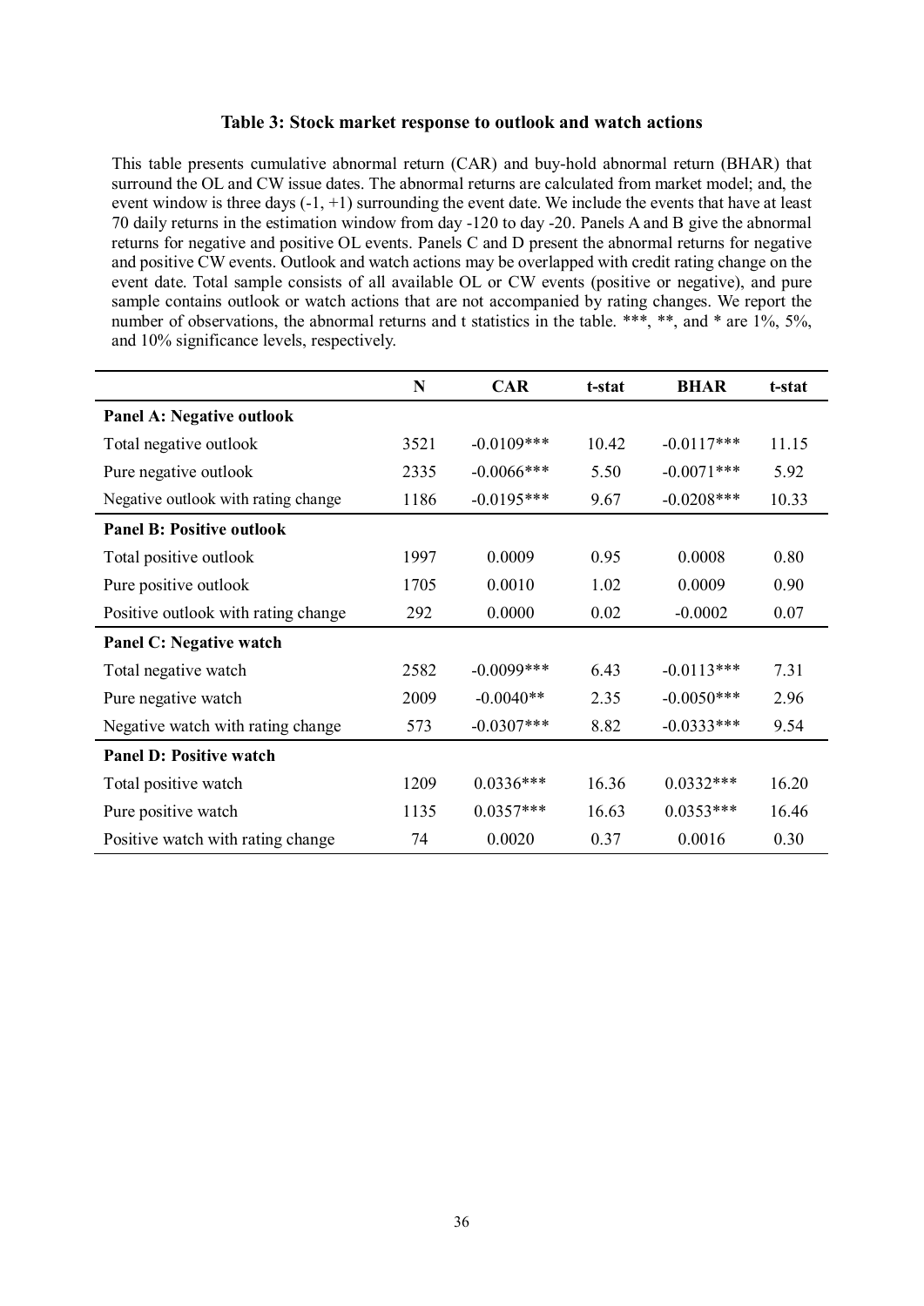### Table 3: Stock market response to outlook and watch actions

This table presents cumulative abnormal return (CAR) and buy-hold abnormal return (BHAR) that surround the OL and CW issue dates. The abnormal returns are calculated from market model; and, the event window is three days (-1, +1) surrounding the event date. We include the events that have at least 70 daily returns in the estimation window from day -120 to day -20. Panels A and B give the abnormal returns for negative and positive OL events. Panels C and D present the abnormal returns for negative and positive CW events. Outlook and watch actions may be overlapped with credit rating change on the event date. Total sample consists of all available OL or CW events (positive or negative), and pure sample contains outlook or watch actions that are not accompanied by rating changes. We report the number of observations, the abnormal returns and t statistics in the table. ***, **, and * are 1%, 5%, and 10% significance levels, respectively.

| | N | CAR | t-stat | BHAR | t-stat |
|---|---|---|---|---|---|
| **Panel A: Negative outlook** | | | | | |
| Total negative outlook | 3521 | -0.0109*** | 10.42 | -0.0117*** | 11.15 |
| Pure negative outlook | 2335 | -0.0066*** | 5.50 | -0.0071*** | 5.92 |
| Negative outlook with rating change | 1186 | -0.0195*** | 9.67 | -0.0208*** | 10.33 |
| **Panel B: Positive outlook** | | | | | |
| Total positive outlook | 1997 | 0.0009 | 0.95 | 0.0008 | 0.80 |
| Pure positive outlook | 1705 | 0.0010 | 1.02 | 0.0009 | 0.90 |
| Positive outlook with rating change | 292 | 0.0000 | 0.02 | -0.0002 | 0.07 |
| **Panel C: Negative watch** | | | | | |
| Total negative watch | 2582 | -0.0099*** | 6.43 | -0.0113*** | 7.31 |
| Pure negative watch | 2009 | -0.0040** | 2.35 | -0.0050*** | 2.96 |
| Negative watch with rating change | 573 | -0.0307*** | 8.82 | -0.0333*** | 9.54 |
| **Panel D: Positive watch** | | | | | |
| Total positive watch | 1209 | 0.0336*** | 16.36 | 0.0332*** | 16.20 |
| Pure positive watch | 1135 | 0.0357*** | 16.63 | 0.0353*** | 16.46 |
| Positive watch with rating change | 74 | 0.0020 | 0.37 | 0.0016 | 0.30 |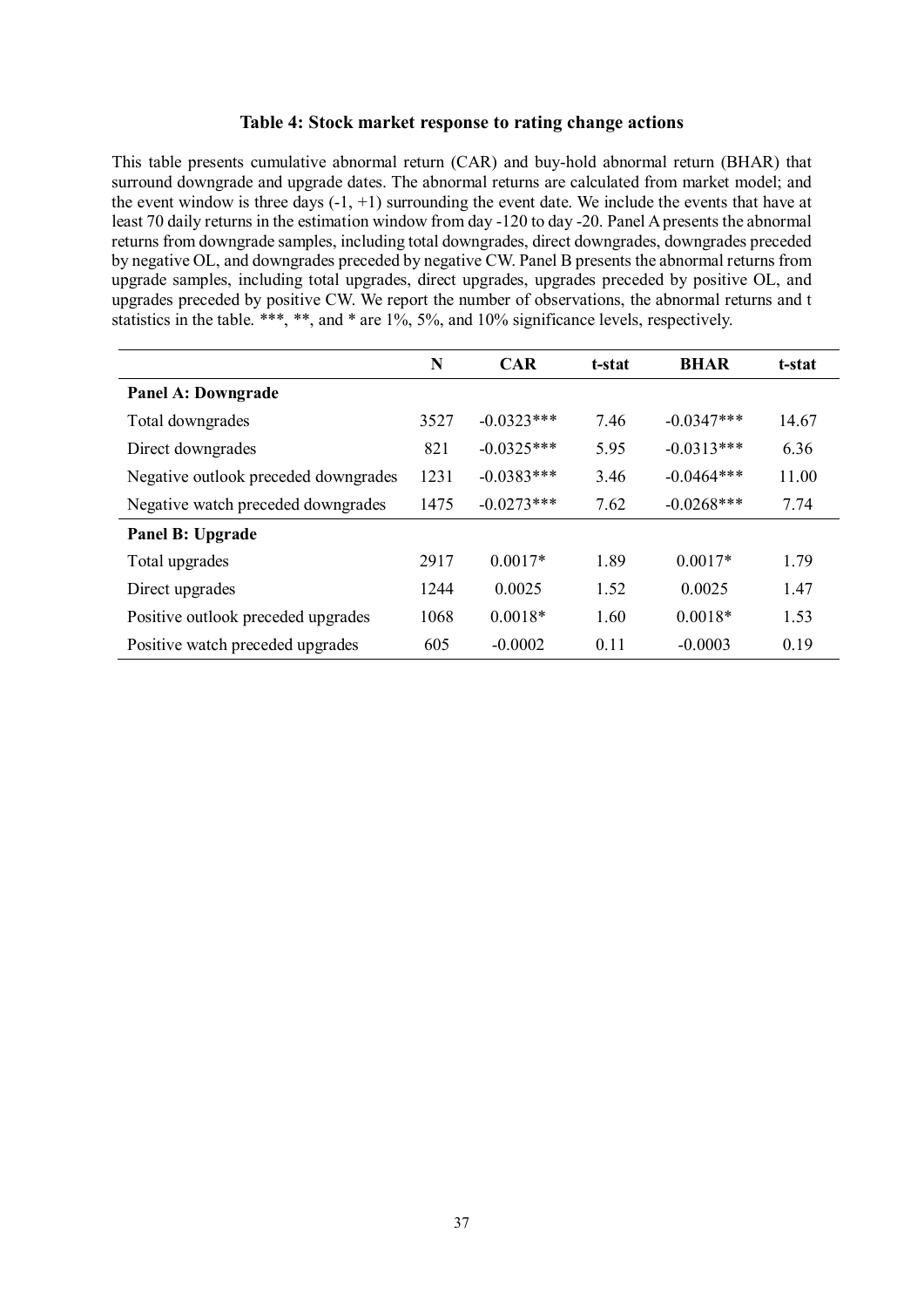### Table 4: Stock market response to rating change actions

This table presents cumulative abnormal return (CAR) and buy-hold abnormal return (BHAR) that surround downgrade and upgrade dates. The abnormal returns are calculated from market model; and the event window is three days (-1, +1) surrounding the event date. We include the events that have at least 70 daily returns in the estimation window from day -120 to day -20. Panel A presents the abnormal returns from downgrade samples, including total downgrades, direct downgrades, downgrades preceded by negative OL, and downgrades preceded by negative CW. Panel B presents the abnormal returns from upgrade samples, including total upgrades, direct upgrades, upgrades preceded by positive OL, and upgrades preceded by positive CW. We report the number of observations, the abnormal returns and t statistics in the table. ***, **, and * are 1%, 5%, and 10% significance levels, respectively.

| | N | CAR | t-stat | BHAR | t-stat |
|---|---|---|---|---|---|
| **Panel A: Downgrade** | | | | | |
| Total downgrades | 3527 | -0.0323*** | 7.46 | -0.0347*** | 14.67 |
| Direct downgrades | 821 | -0.0325*** | 5.95 | -0.0313*** | 6.36 |
| Negative outlook preceded downgrades | 1231 | -0.0383*** | 3.46 | -0.0464*** | 11.00 |
| Negative watch preceded downgrades | 1475 | -0.0273*** | 7.62 | -0.0268*** | 7.74 |
| **Panel B: Upgrade** | | | | | |
| Total upgrades | 2917 | 0.0017* | 1.89 | 0.0017* | 1.79 |
| Direct upgrades | 1244 | 0.0025 | 1.52 | 0.0025 | 1.47 |
| Positive outlook preceded upgrades | 1068 | 0.0018* | 1.60 | 0.0018* | 1.53 |
| Positive watch preceded upgrades | 605 | -0.0002 | 0.11 | -0.0003 | 0.19 |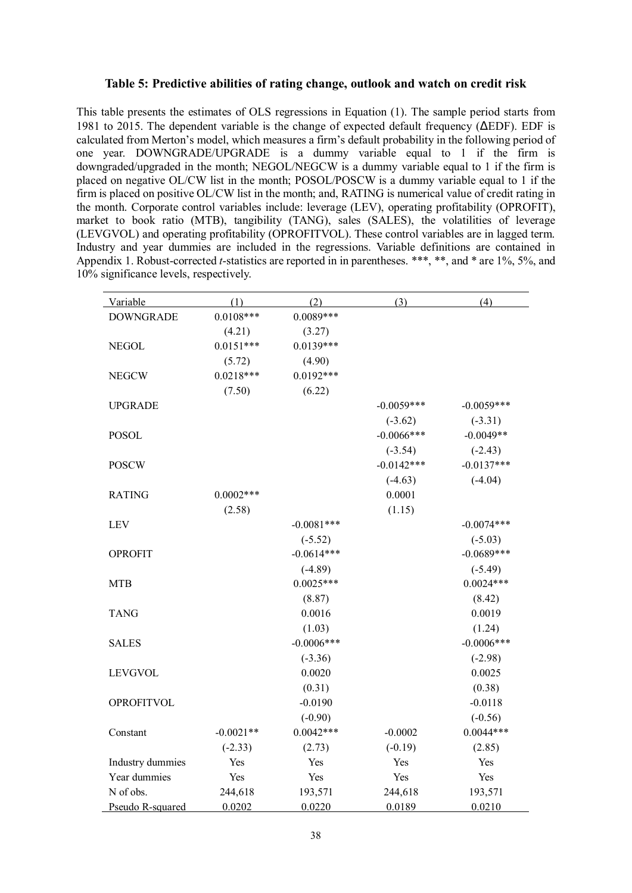**Table 5: Predictive abilities of rating change, outlook and watch on credit risk**

This table presents the estimates of OLS regressions in Equation (1). The sample period starts from 1981 to 2015. The dependent variable is the change of expected default frequency (ΔEDF). EDF is calculated from Merton's model, which measures a firm's default probability in the following period of one year. DOWNGRADE/UPGRADE is a dummy variable equal to 1 if the firm is downgraded/upgraded in the month; NEGOL/NEGCW is a dummy variable equal to 1 if the firm is placed on negative OL/CW list in the month; POSOL/POSCW is a dummy variable equal to 1 if the firm is placed on positive OL/CW list in the month; and, RATING is numerical value of credit rating in the month. Corporate control variables include: leverage (LEV), operating profitability (OPROFIT), market to book ratio (MTB), tangibility (TANG), sales (SALES), the volatilities of leverage (LEVGVOL) and operating profitability (OPROFITVOL). These control variables are in lagged term. Industry and year dummies are included in the regressions. Variable definitions are contained in Appendix 1. Robust-corrected *t*-statistics are reported in in parentheses. ***, **, and * are 1%, 5%, and 10% significance levels, respectively.

| Variable | (1) | (2) | (3) | (4) |
|---|---|---|---|---|
| DOWNGRADE | 0.0108*** | 0.0089*** | | |
| | (4.21) | (3.27) | | |
| NEGOL | 0.0151*** | 0.0139*** | | |
| | (5.72) | (4.90) | | |
| NEGCW | 0.0218*** | 0.0192*** | | |
| | (7.50) | (6.22) | | |
| UPGRADE | | | -0.0059*** | -0.0059*** |
| | | | (-3.62) | (-3.31) |
| POSOL | | | -0.0066*** | -0.0049** |
| | | | (-3.54) | (-2.43) |
| POSCW | | | -0.0142*** | -0.0137*** |
| | | | (-4.63) | (-4.04) |
| RATING | 0.0002*** | | 0.0001 | |
| | (2.58) | | (1.15) | |
| LEV | | -0.0081*** | | -0.0074*** |
| | | (-5.52) | | (-5.03) |
| OPROFIT | | -0.0614*** | | -0.0689*** |
| | | (-4.89) | | (-5.49) |
| MTB | | 0.0025*** | | 0.0024*** |
| | | (8.87) | | (8.42) |
| TANG | | 0.0016 | | 0.0019 |
| | | (1.03) | | (1.24) |
| SALES | | -0.0006*** | | -0.0006*** |
| | | (-3.36) | | (-2.98) |
| LEVGVOL | | 0.0020 | | 0.0025 |
| | | (0.31) | | (0.38) |
| OPROFITVOL | | -0.0190 | | -0.0118 |
| | | (-0.90) | | (-0.56) |
| Constant | -0.0021** | 0.0042*** | -0.0002 | 0.0044*** |
| | (-2.33) | (2.73) | (-0.19) | (2.85) |
| Industry dummies | Yes | Yes | Yes | Yes |
| Year dummies | Yes | Yes | Yes | Yes |
| N of obs. | 244,618 | 193,571 | 244,618 | 193,571 |
| Pseudo R-squared | 0.0202 | 0.0220 | 0.0189 | 0.0210 |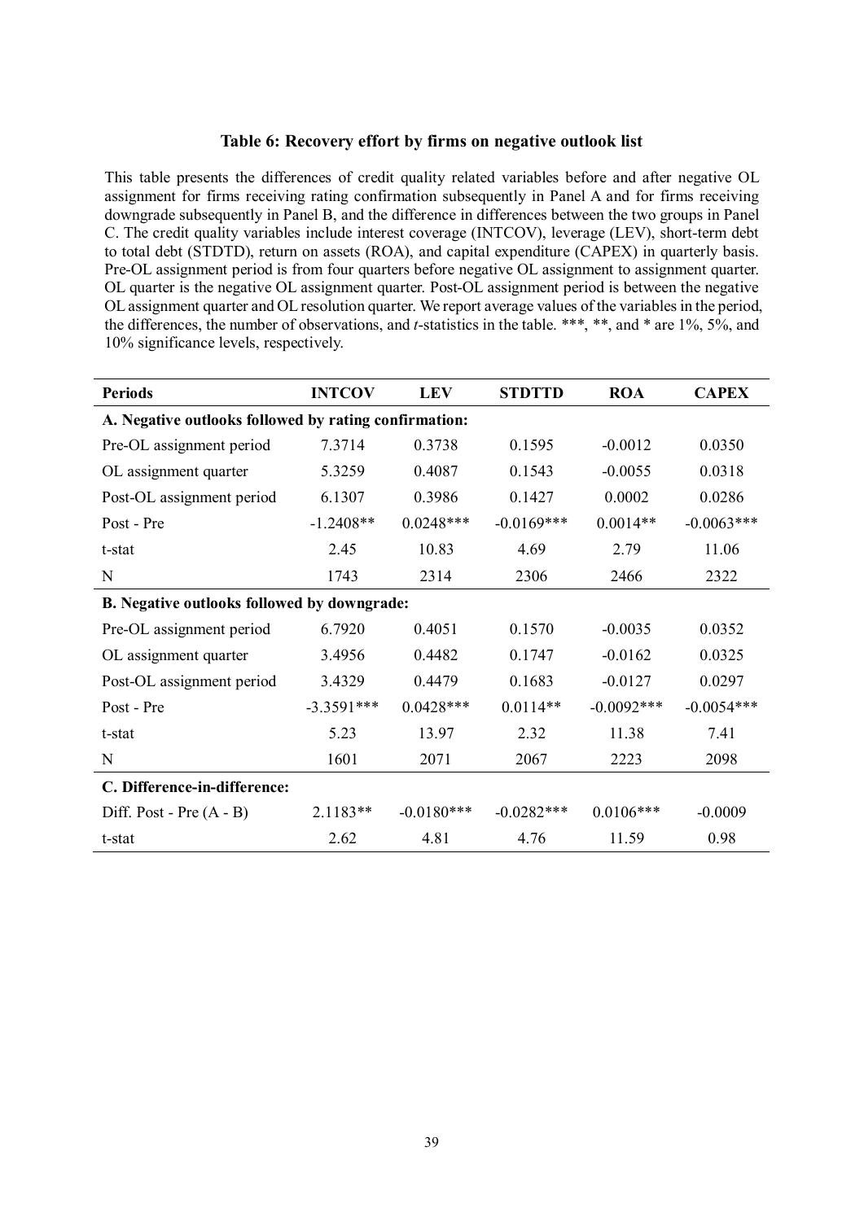**Table 6: Recovery effort by firms on negative outlook list**

This table presents the differences of credit quality related variables before and after negative OL assignment for firms receiving rating confirmation subsequently in Panel A and for firms receiving downgrade subsequently in Panel B, and the difference in differences between the two groups in Panel C. The credit quality variables include interest coverage (INTCOV), leverage (LEV), short-term debt to total debt (STDTD), return on assets (ROA), and capital expenditure (CAPEX) in quarterly basis. Pre-OL assignment period is from four quarters before negative OL assignment to assignment quarter. OL quarter is the negative OL assignment quarter. Post-OL assignment period is between the negative OL assignment quarter and OL resolution quarter. We report average values of the variables in the period, the differences, the number of observations, and *t*-statistics in the table. ***, **, and * are 1%, 5%, and 10% significance levels, respectively.

| Periods | INTCOV | LEV | STDTTD | ROA | CAPEX |
|---|---|---|---|---|---|
| **A. Negative outlooks followed by rating confirmation:** | | | | | |
| Pre-OL assignment period | 7.3714 | 0.3738 | 0.1595 | -0.0012 | 0.0350 |
| OL assignment quarter | 5.3259 | 0.4087 | 0.1543 | -0.0055 | 0.0318 |
| Post-OL assignment period | 6.1307 | 0.3986 | 0.1427 | 0.0002 | 0.0286 |
| Post - Pre | -1.2408** | 0.0248*** | -0.0169*** | 0.0014** | -0.0063*** |
| t-stat | 2.45 | 10.83 | 4.69 | 2.79 | 11.06 |
| N | 1743 | 2314 | 2306 | 2466 | 2322 |
| **B. Negative outlooks followed by downgrade:** | | | | | |
| Pre-OL assignment period | 6.7920 | 0.4051 | 0.1570 | -0.0035 | 0.0352 |
| OL assignment quarter | 3.4956 | 0.4482 | 0.1747 | -0.0162 | 0.0325 |
| Post-OL assignment period | 3.4329 | 0.4479 | 0.1683 | -0.0127 | 0.0297 |
| Post - Pre | -3.3591*** | 0.0428*** | 0.0114** | -0.0092*** | -0.0054*** |
| t-stat | 5.23 | 13.97 | 2.32 | 11.38 | 7.41 |
| N | 1601 | 2071 | 2067 | 2223 | 2098 |
| **C. Difference-in-difference:** | | | | | |
| Diff. Post - Pre (A - B) | 2.1183** | -0.0180*** | -0.0282*** | 0.0106*** | -0.0009 |
| t-stat | 2.62 | 4.81 | 4.76 | 11.59 | 0.98 |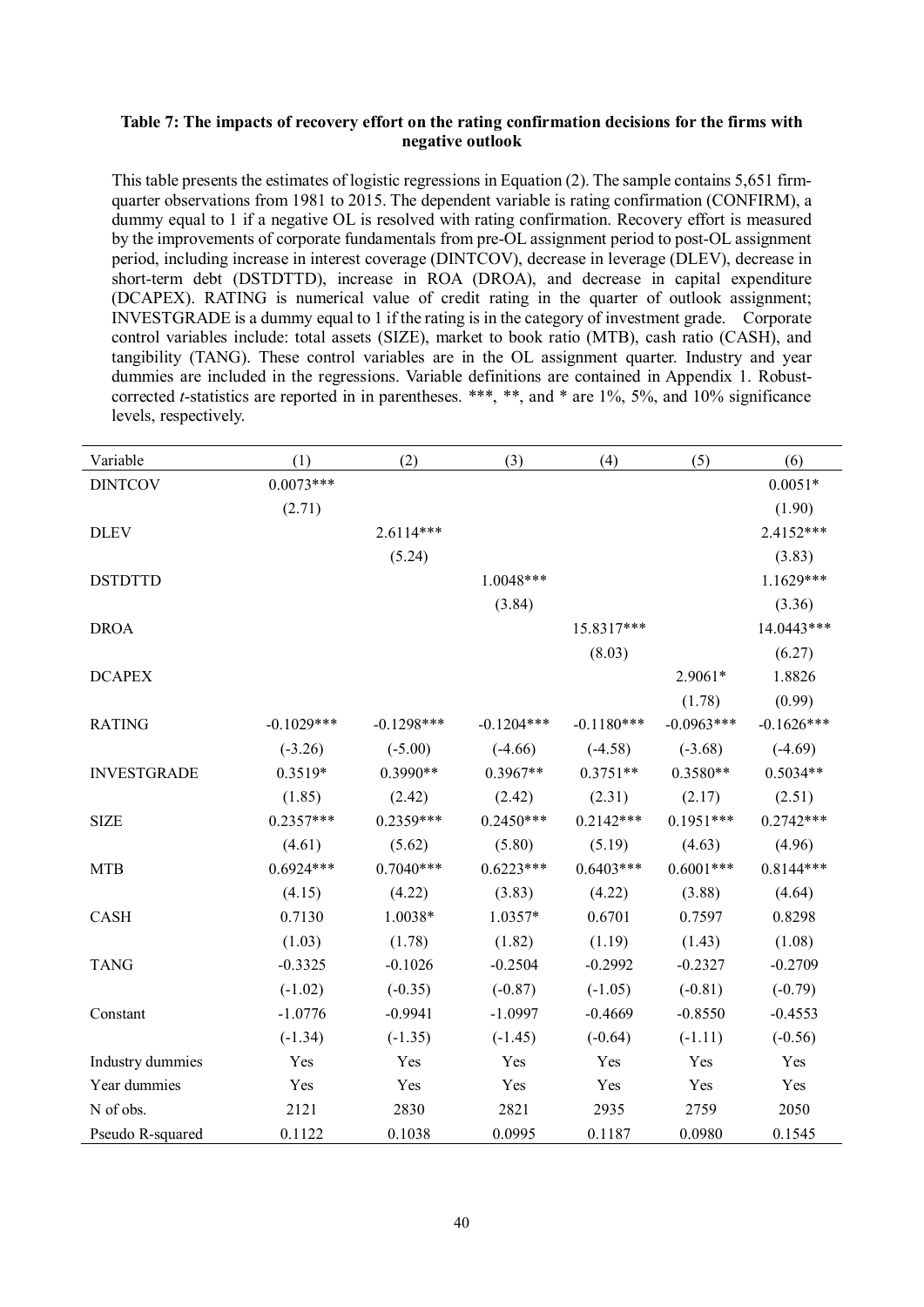**Table 7: The impacts of recovery effort on the rating confirmation decisions for the firms with negative outlook**

This table presents the estimates of logistic regressions in Equation (2). The sample contains 5,651 firm-quarter observations from 1981 to 2015. The dependent variable is rating confirmation (CONFIRM), a dummy equal to 1 if a negative OL is resolved with rating confirmation. Recovery effort is measured by the improvements of corporate fundamentals from pre-OL assignment period to post-OL assignment period, including increase in interest coverage (DINTCOV), decrease in leverage (DLEV), decrease in short-term debt (DSTDTTD), increase in ROA (DROA), and decrease in capital expenditure (DCAPEX). RATING is numerical value of credit rating in the quarter of outlook assignment; INVESTGRADE is a dummy equal to 1 if the rating is in the category of investment grade. Corporate control variables include: total assets (SIZE), market to book ratio (MTB), cash ratio (CASH), and tangibility (TANG). These control variables are in the OL assignment quarter. Industry and year dummies are included in the regressions. Variable definitions are contained in Appendix 1. Robust-corrected *t*-statistics are reported in in parentheses. ***, **, and * are 1%, 5%, and 10% significance levels, respectively.

| Variable | (1) | (2) | (3) | (4) | (5) | (6) |
|---|---|---|---|---|---|---|
| DINTCOV | 0.0073*** | | | | | 0.0051* |
| | (2.71) | | | | | (1.90) |
| DLEV | | 2.6114*** | | | | 2.4152*** |
| | | (5.24) | | | | (3.83) |
| DSTDTTD | | | 1.0048*** | | | 1.1629*** |
| | | | (3.84) | | | (3.36) |
| DROA | | | | 15.8317*** | | 14.0443*** |
| | | | | (8.03) | | (6.27) |
| DCAPEX | | | | | 2.9061* | 1.8826 |
| | | | | | (1.78) | (0.99) |
| RATING | -0.1029*** | -0.1298*** | -0.1204*** | -0.1180*** | -0.0963*** | -0.1626*** |
| | (-3.26) | (-5.00) | (-4.66) | (-4.58) | (-3.68) | (-4.69) |
| INVESTGRADE | 0.3519* | 0.3990** | 0.3967** | 0.3751** | 0.3580** | 0.5034** |
| | (1.85) | (2.42) | (2.42) | (2.31) | (2.17) | (2.51) |
| SIZE | 0.2357*** | 0.2359*** | 0.2450*** | 0.2142*** | 0.1951*** | 0.2742*** |
| | (4.61) | (5.62) | (5.80) | (5.19) | (4.63) | (4.96) |
| MTB | 0.6924*** | 0.7040*** | 0.6223*** | 0.6403*** | 0.6001*** | 0.8144*** |
| | (4.15) | (4.22) | (3.83) | (4.22) | (3.88) | (4.64) |
| CASH | 0.7130 | 1.0038* | 1.0357* | 0.6701 | 0.7597 | 0.8298 |
| | (1.03) | (1.78) | (1.82) | (1.19) | (1.43) | (1.08) |
| TANG | -0.3325 | -0.1026 | -0.2504 | -0.2992 | -0.2327 | -0.2709 |
| | (-1.02) | (-0.35) | (-0.87) | (-1.05) | (-0.81) | (-0.79) |
| Constant | -1.0776 | -0.9941 | -1.0997 | -0.4669 | -0.8550 | -0.4553 |
| | (-1.34) | (-1.35) | (-1.45) | (-0.64) | (-1.11) | (-0.56) |
| Industry dummies | Yes | Yes | Yes | Yes | Yes | Yes |
| Year dummies | Yes | Yes | Yes | Yes | Yes | Yes |
| N of obs. | 2121 | 2830 | 2821 | 2935 | 2759 | 2050 |
| Pseudo R-squared | 0.1122 | 0.1038 | 0.0995 | 0.1187 | 0.0980 | 0.1545 |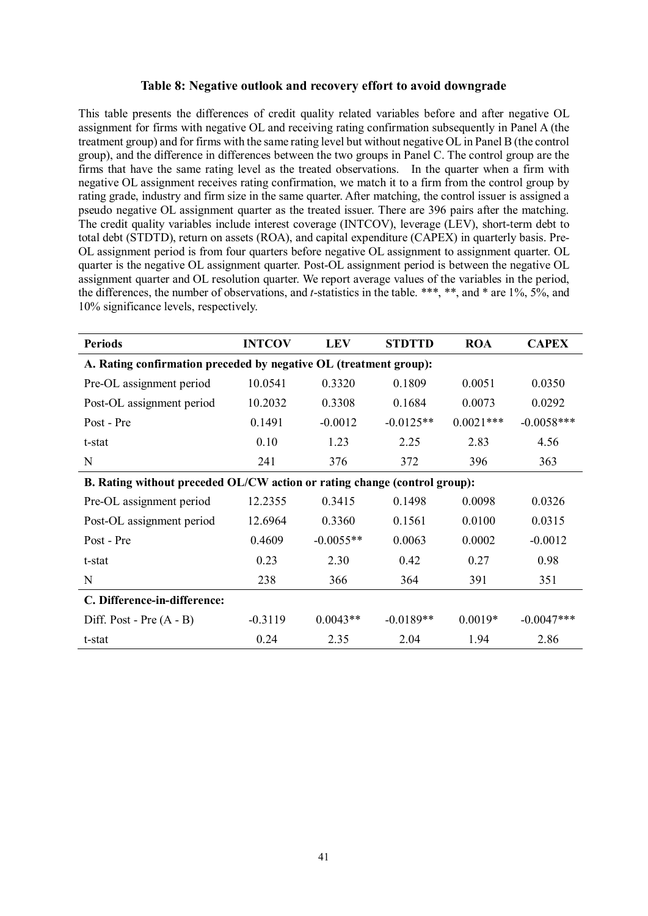### Table 8: Negative outlook and recovery effort to avoid downgrade

This table presents the differences of credit quality related variables before and after negative OL assignment for firms with negative OL and receiving rating confirmation subsequently in Panel A (the treatment group) and for firms with the same rating level but without negative OL in Panel B (the control group), and the difference in differences between the two groups in Panel C. The control group are the firms that have the same rating level as the treated observations. In the quarter when a firm with negative OL assignment receives rating confirmation, we match it to a firm from the control group by rating grade, industry and firm size in the same quarter. After matching, the control issuer is assigned a pseudo negative OL assignment quarter as the treated issuer. There are 396 pairs after the matching. The credit quality variables include interest coverage (INTCOV), leverage (LEV), short-term debt to total debt (STDTD), return on assets (ROA), and capital expenditure (CAPEX) in quarterly basis. Pre-OL assignment period is from four quarters before negative OL assignment to assignment quarter. OL quarter is the negative OL assignment quarter. Post-OL assignment period is between the negative OL assignment quarter and OL resolution quarter. We report average values of the variables in the period, the differences, the number of observations, and *t*-statistics in the table. ***, **, and * are 1%, 5%, and 10% significance levels, respectively.

| Periods | INTCOV | LEV | STDTTD | ROA | CAPEX |
|---|---|---|---|---|---|
| **A. Rating confirmation preceded by negative OL (treatment group):** | | | | | |
| Pre-OL assignment period | 10.0541 | 0.3320 | 0.1809 | 0.0051 | 0.0350 |
| Post-OL assignment period | 10.2032 | 0.3308 | 0.1684 | 0.0073 | 0.0292 |
| Post - Pre | 0.1491 | -0.0012 | -0.0125** | 0.0021*** | -0.0058*** |
| t-stat | 0.10 | 1.23 | 2.25 | 2.83 | 4.56 |
| N | 241 | 376 | 372 | 396 | 363 |
| **B. Rating without preceded OL/CW action or rating change (control group):** | | | | | |
| Pre-OL assignment period | 12.2355 | 0.3415 | 0.1498 | 0.0098 | 0.0326 |
| Post-OL assignment period | 12.6964 | 0.3360 | 0.1561 | 0.0100 | 0.0315 |
| Post - Pre | 0.4609 | -0.0055** | 0.0063 | 0.0002 | -0.0012 |
| t-stat | 0.23 | 2.30 | 0.42 | 0.27 | 0.98 |
| N | 238 | 366 | 364 | 391 | 351 |
| **C. Difference-in-difference:** | | | | | |
| Diff. Post - Pre (A - B) | -0.3119 | 0.0043** | -0.0189** | 0.0019* | -0.0047*** |
| t-stat | 0.24 | 2.35 | 2.04 | 1.94 | 2.86 |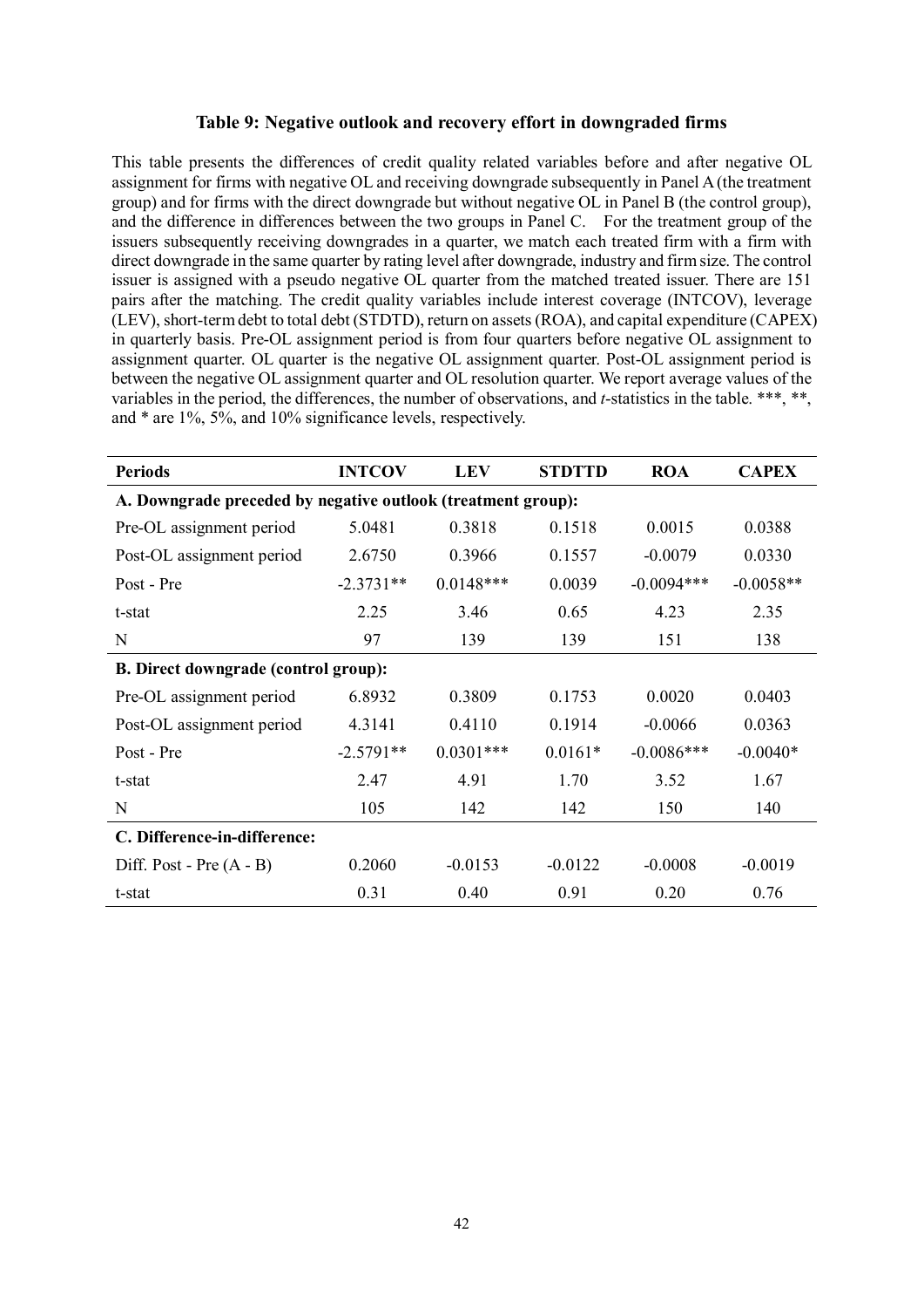### Table 9: Negative outlook and recovery effort in downgraded firms

This table presents the differences of credit quality related variables before and after negative OL assignment for firms with negative OL and receiving downgrade subsequently in Panel A (the treatment group) and for firms with the direct downgrade but without negative OL in Panel B (the control group), and the difference in differences between the two groups in Panel C. For the treatment group of the issuers subsequently receiving downgrades in a quarter, we match each treated firm with a firm with direct downgrade in the same quarter by rating level after downgrade, industry and firm size. The control issuer is assigned with a pseudo negative OL quarter from the matched treated issuer. There are 151 pairs after the matching. The credit quality variables include interest coverage (INTCOV), leverage (LEV), short-term debt to total debt (STDTD), return on assets (ROA), and capital expenditure (CAPEX) in quarterly basis. Pre-OL assignment period is from four quarters before negative OL assignment to assignment quarter. OL quarter is the negative OL assignment quarter. Post-OL assignment period is between the negative OL assignment quarter and OL resolution quarter. We report average values of the variables in the period, the differences, the number of observations, and *t*-statistics in the table. ***, **, and * are 1%, 5%, and 10% significance levels, respectively.

| Periods | INTCOV | LEV | STDTTD | ROA | CAPEX |
|---|---|---|---|---|---|
| **A. Downgrade preceded by negative outlook (treatment group):** | | | | | |
| Pre-OL assignment period | 5.0481 | 0.3818 | 0.1518 | 0.0015 | 0.0388 |
| Post-OL assignment period | 2.6750 | 0.3966 | 0.1557 | -0.0079 | 0.0330 |
| Post - Pre | -2.3731** | 0.0148*** | 0.0039 | -0.0094*** | -0.0058** |
| t-stat | 2.25 | 3.46 | 0.65 | 4.23 | 2.35 |
| N | 97 | 139 | 139 | 151 | 138 |
| **B. Direct downgrade (control group):** | | | | | |
| Pre-OL assignment period | 6.8932 | 0.3809 | 0.1753 | 0.0020 | 0.0403 |
| Post-OL assignment period | 4.3141 | 0.4110 | 0.1914 | -0.0066 | 0.0363 |
| Post - Pre | -2.5791** | 0.0301*** | 0.0161* | -0.0086*** | -0.0040* |
| t-stat | 2.47 | 4.91 | 1.70 | 3.52 | 1.67 |
| N | 105 | 142 | 142 | 150 | 140 |
| **C. Difference-in-difference:** | | | | | |
| Diff. Post - Pre (A - B) | 0.2060 | -0.0153 | -0.0122 | -0.0008 | -0.0019 |
| t-stat | 0.31 | 0.40 | 0.91 | 0.20 | 0.76 |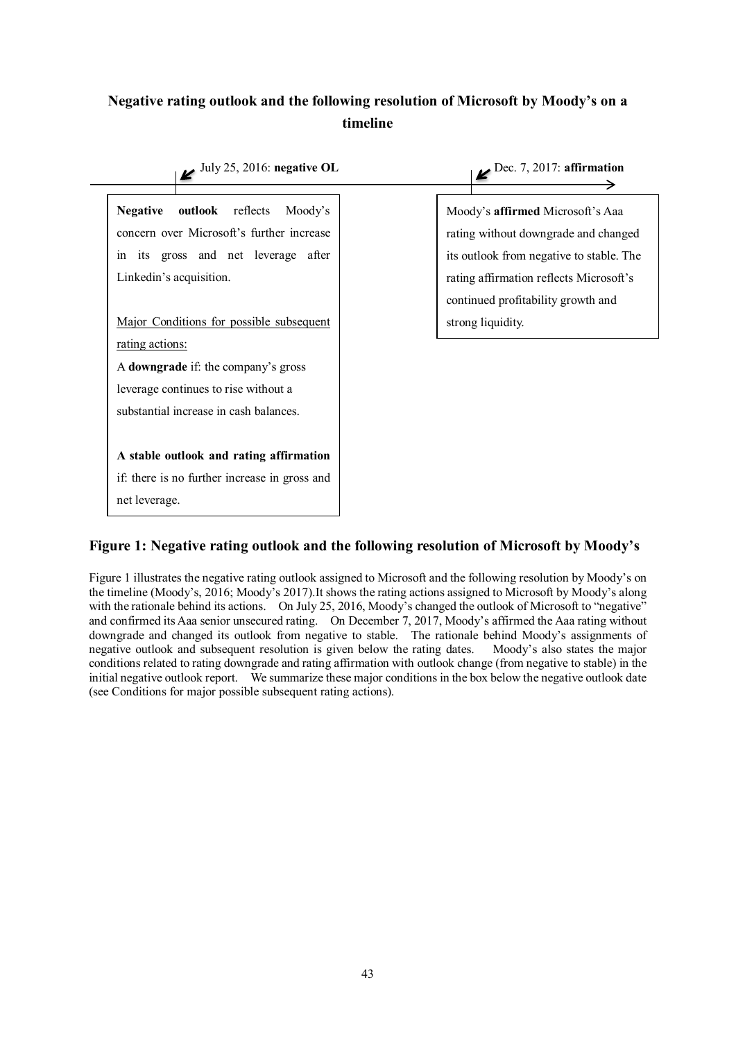**Negative rating outlook and the following resolution of Microsoft by Moody's on a timeline**

July 25, 2016: **negative OL**

**Negative outlook** reflects Moody's concern over Microsoft's further increase in its gross and net leverage after Linkedin's acquisition.

Major Conditions for possible subsequent rating actions:

A **downgrade** if: the company's gross leverage continues to rise without a substantial increase in cash balances.

**A stable outlook and rating affirmation** if: there is no further increase in gross and net leverage.

Dec. 7, 2017: **affirmation**

Moody's **affirmed** Microsoft's Aaa rating without downgrade and changed its outlook from negative to stable. The rating affirmation reflects Microsoft's continued profitability growth and strong liquidity.

## Figure 1: Negative rating outlook and the following resolution of Microsoft by Moody's

Figure 1 illustrates the negative rating outlook assigned to Microsoft and the following resolution by Moody's on the timeline (Moody's, 2016; Moody's 2017).It shows the rating actions assigned to Microsoft by Moody's along with the rationale behind its actions. On July 25, 2016, Moody's changed the outlook of Microsoft to "negative" and confirmed its Aaa senior unsecured rating. On December 7, 2017, Moody's affirmed the Aaa rating without downgrade and changed its outlook from negative to stable. The rationale behind Moody's assignments of negative outlook and subsequent resolution is given below the rating dates. Moody's also states the major conditions related to rating downgrade and rating affirmation with outlook change (from negative to stable) in the initial negative outlook report. We summarize these major conditions in the box below the negative outlook date (see Conditions for major possible subsequent rating actions).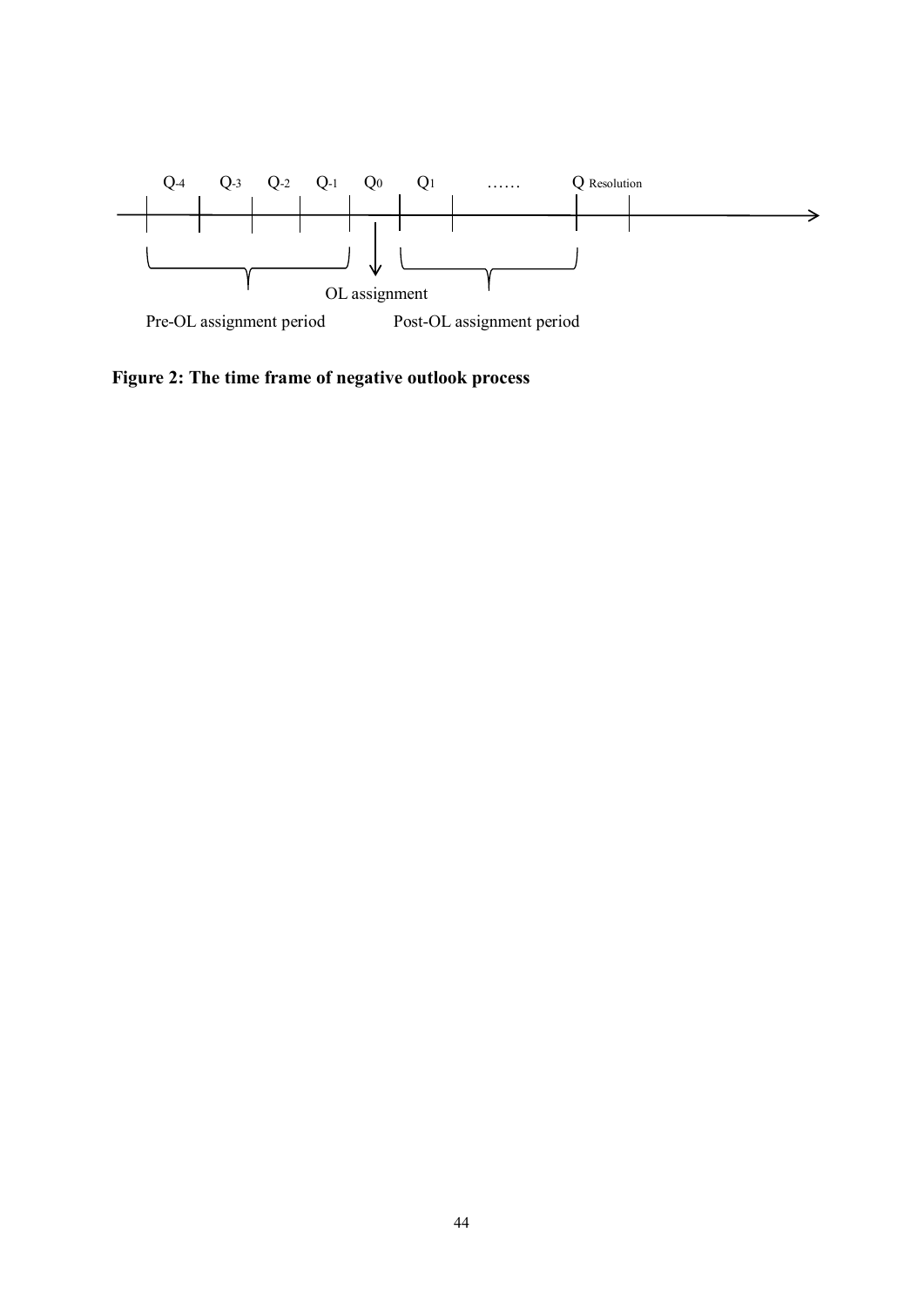$Q_{-4}$ $Q_{-3}$ $Q_{-2}$ $Q_{-1}$ $Q_0$ $Q_1$ …… $Q_{Resolution}$

OL assignment

Pre-OL assignment period

Post-OL assignment period

**Figure 2: The time frame of negative outlook process**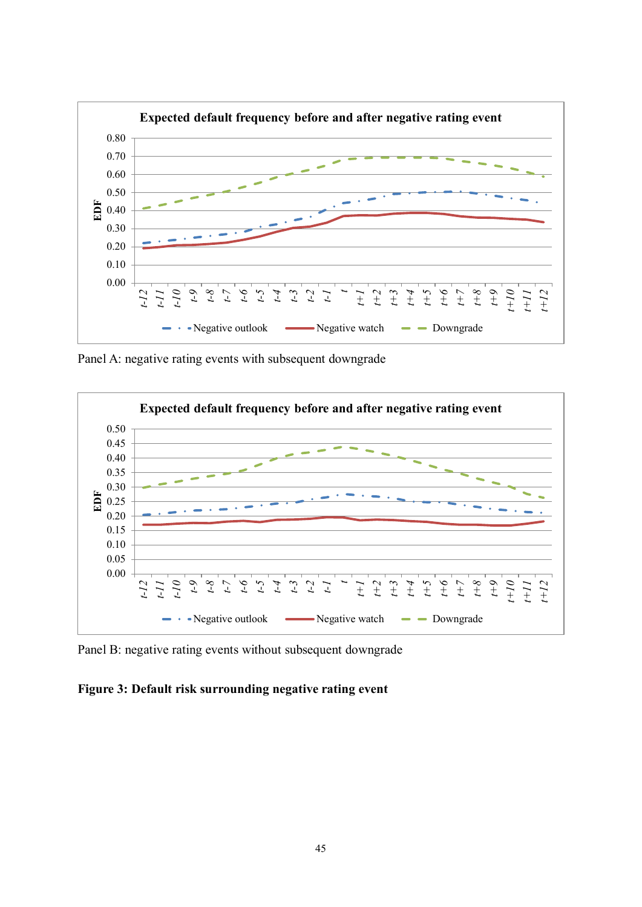**Expected default frequency before and after negative rating event**

Panel A: negative rating events with subsequent downgrade

**Expected default frequency before and after negative rating event**

Panel B: negative rating events without subsequent downgrade

**Figure 3: Default risk surrounding negative rating event**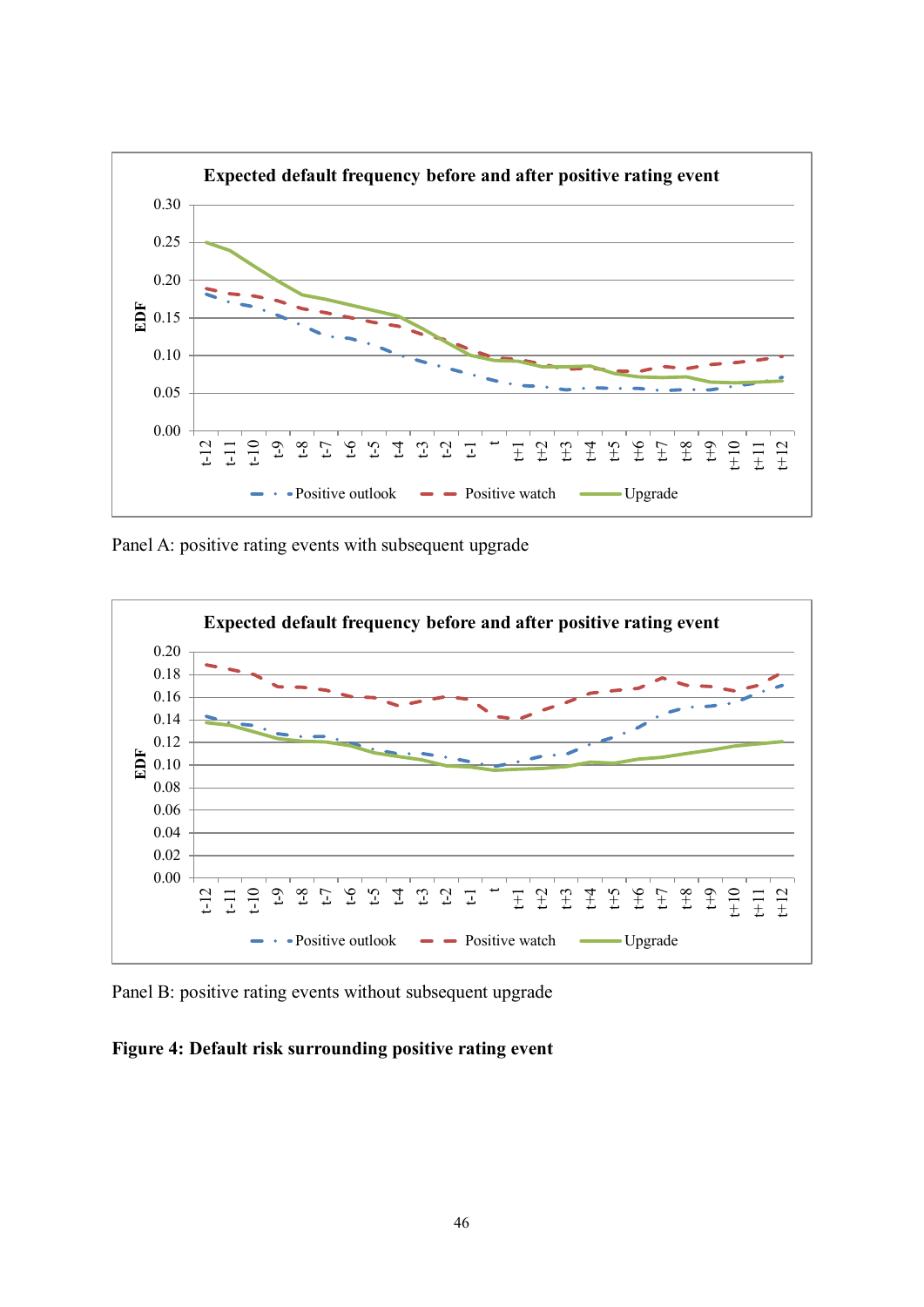Panel A: positive rating events with subsequent upgrade

Panel B: positive rating events without subsequent upgrade

**Figure 4: Default risk surrounding positive rating event**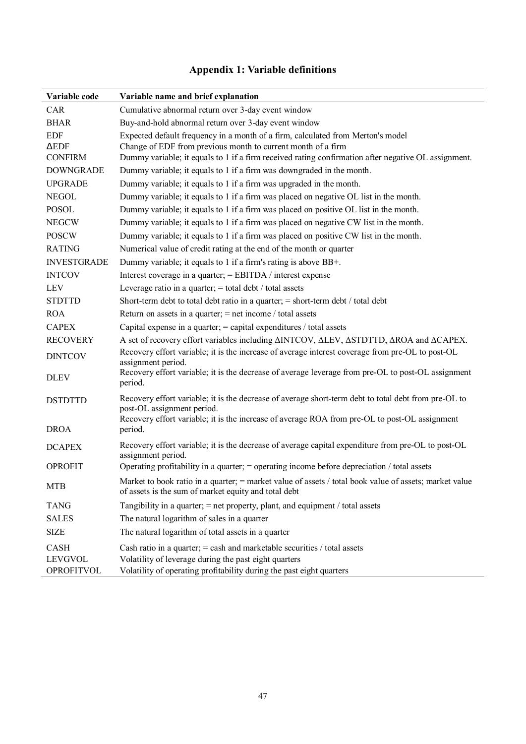# Appendix 1: Variable definitions

| Variable code | Variable name and brief explanation |
|---|---|
| CAR | Cumulative abnormal return over 3-day event window |
| BHAR | Buy-and-hold abnormal return over 3-day event window |
| EDF | Expected default frequency in a month of a firm, calculated from Merton's model |
| ΔEDF | Change of EDF from previous month to current month of a firm |
| CONFIRM | Dummy variable; it equals to 1 if a firm received rating confirmation after negative OL assignment. |
| DOWNGRADE | Dummy variable; it equals to 1 if a firm was downgraded in the month. |
| UPGRADE | Dummy variable; it equals to 1 if a firm was upgraded in the month. |
| NEGOL | Dummy variable; it equals to 1 if a firm was placed on negative OL list in the month. |
| POSOL | Dummy variable; it equals to 1 if a firm was placed on positive OL list in the month. |
| NEGCW | Dummy variable; it equals to 1 if a firm was placed on negative CW list in the month. |
| POSCW | Dummy variable; it equals to 1 if a firm was placed on positive CW list in the month. |
| RATING | Numerical value of credit rating at the end of the month or quarter |
| INVESTGRADE | Dummy variable; it equals to 1 if a firm's rating is above BB+. |
| INTCOV | Interest coverage in a quarter; = EBITDA / interest expense |
| LEV | Leverage ratio in a quarter; = total debt / total assets |
| STDTTD | Short-term debt to total debt ratio in a quarter; = short-term debt / total debt |
| ROA | Return on assets in a quarter; = net income / total assets |
| CAPEX | Capital expense in a quarter; = capital expenditures / total assets |
| RECOVERY | A set of recovery effort variables including ΔINTCOV, ΔLEV, ΔSTDTTD, ΔROA and ΔCAPEX. |
| DINTCOV | Recovery effort variable; it is the increase of average interest coverage from pre-OL to post-OL assignment period. |
| DLEV | Recovery effort variable; it is the decrease of average leverage from pre-OL to post-OL assignment period. |
| DSTDTTD | Recovery effort variable; it is the decrease of average short-term debt to total debt from pre-OL to post-OL assignment period. |
| DROA | Recovery effort variable; it is the increase of average ROA from pre-OL to post-OL assignment period. |
| DCAPEX | Recovery effort variable; it is the decrease of average capital expenditure from pre-OL to post-OL assignment period. |
| OPROFIT | Operating profitability in a quarter; = operating income before depreciation / total assets |
| MTB | Market to book ratio in a quarter; = market value of assets / total book value of assets; market value of assets is the sum of market equity and total debt |
| TANG | Tangibility in a quarter; = net property, plant, and equipment / total assets |
| SALES | The natural logarithm of sales in a quarter |
| SIZE | The natural logarithm of total assets in a quarter |
| CASH | Cash ratio in a quarter; = cash and marketable securities / total assets |
| LEVGVOL | Volatility of leverage during the past eight quarters |
| OPROFITVOL | Volatility of operating profitability during the past eight quarters |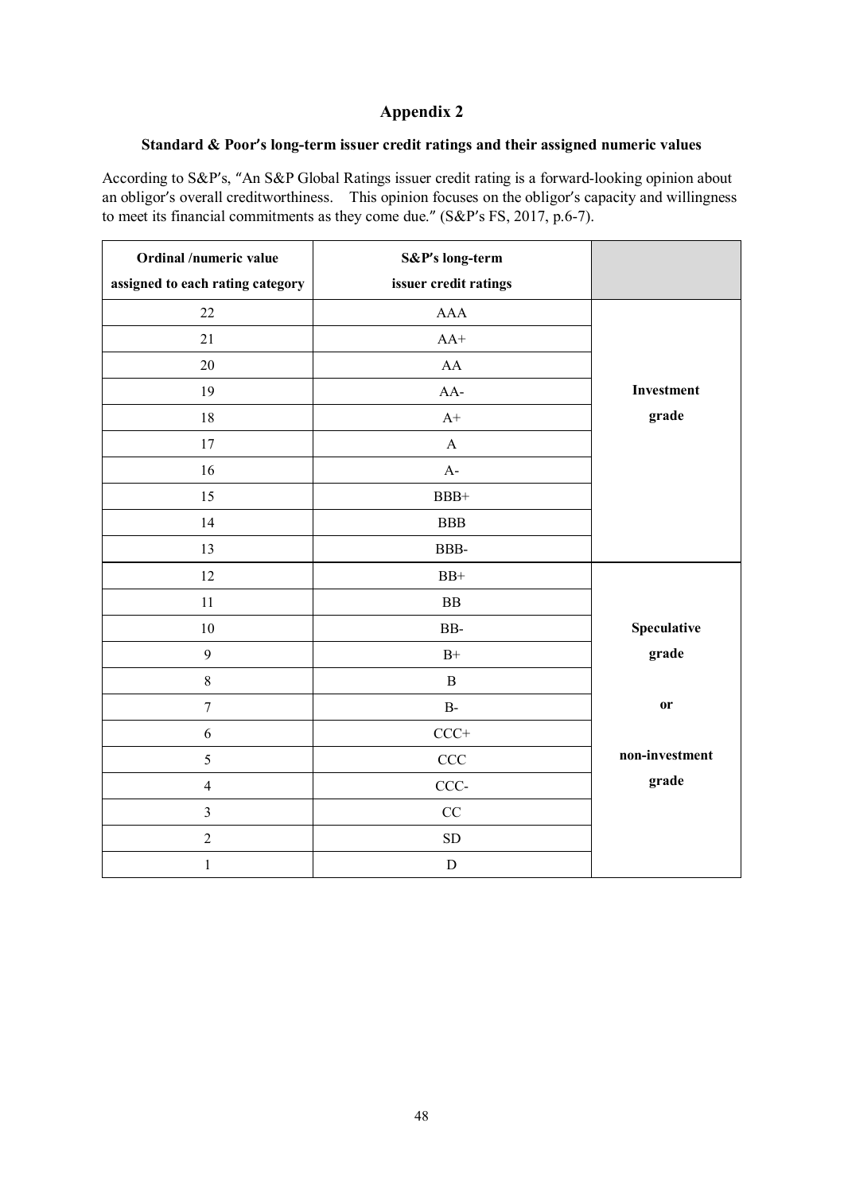# Appendix 2

### Standard & Poor′s long-term issuer credit ratings and their assigned numeric values

According to S&P′s, "An S&P Global Ratings issuer credit rating is a forward-looking opinion about an obligor′s overall creditworthiness. This opinion focuses on the obligor′s capacity and willingness to meet its financial commitments as they come due." (S&P′s FS, 2017, p.6-7).

| Ordinal /numeric value assigned to each rating category | S&P′s long-term issuer credit ratings | |
|---|---|---|
| 22 | AAA | **Investment grade** |
| 21 | AA+ | |
| 20 | AA | |
| 19 | AA- | |
| 18 | A+ | |
| 17 | A | |
| 16 | A- | |
| 15 | BBB+ | |
| 14 | BBB | |
| 13 | BBB- | |
| 12 | BB+ | **Speculative grade or non-investment grade** |
| 11 | BB | |
| 10 | BB- | |
| 9 | B+ | |
| 8 | B | |
| 7 | B- | |
| 6 | CCC+ | |
| 5 | CCC | |
| 4 | CCC- | |
| 3 | CC | |
| 2 | SD | |
| 1 | D | |